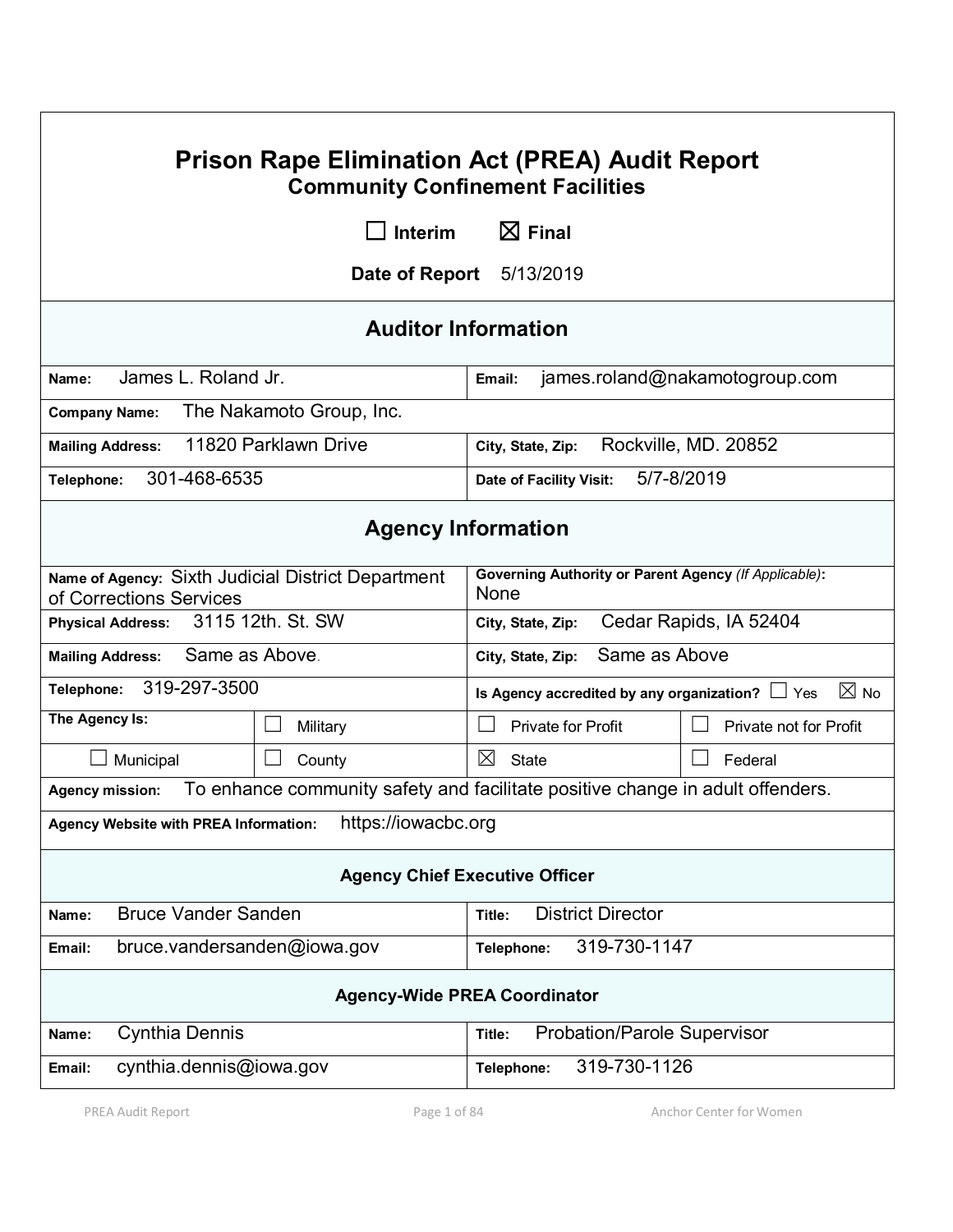# Prison Rape Elimination Act (PREA) Audit Report

## Community Confinement Facilities

☐ Interim ☒ Final

**Date of Report** 5/13/2019

## Auditor Information

| | |
|---|---|
| **Name:** James L. Roland Jr. | **Email:** james.roland@nakamotogroup.com |
| **Company Name:** The Nakamoto Group, Inc. | |
| **Mailing Address:** 11820 Parklawn Drive | **City, State, Zip:** Rockville, MD. 20852 |
| **Telephone:** 301-468-6535 | **Date of Facility Visit:** 5/7-8/2019 |

## Agency Information

| | | | |
|---|---|---|---|
| **Name of Agency:** Sixth Judicial District Department of Corrections Services | | **Governing Authority or Parent Agency** *(If Applicable)*: None | |
| **Physical Address:** 3115 12th. St. SW | | **City, State, Zip:** Cedar Rapids, IA 52404 | |
| **Mailing Address:** Same as Above. | | **City, State, Zip:** Same as Above | |
| **Telephone:** 319-297-3500 | | **Is Agency accredited by any organization?** ☐ Yes ☒ No | |
| **The Agency Is:** | ☐ Military | ☐ Private for Profit | ☐ Private not for Profit |
| ☐ Municipal | ☐ County | ☒ State | ☐ Federal |
| **Agency mission:** To enhance community safety and facilitate positive change in adult offenders. | | | |
| **Agency Website with PREA Information:** https://iowacbc.org | | | |

### Agency Chief Executive Officer

| | |
|---|---|
| **Name:** Bruce Vander Sanden | **Title:** District Director |
| **Email:** bruce.vandersanden@iowa.gov | **Telephone:** 319-730-1147 |

### Agency-Wide PREA Coordinator

| | |
|---|---|
| **Name:** Cynthia Dennis | **Title:** Probation/Parole Supervisor |
| **Email:** cynthia.dennis@iowa.gov | **Telephone:** 319-730-1126 |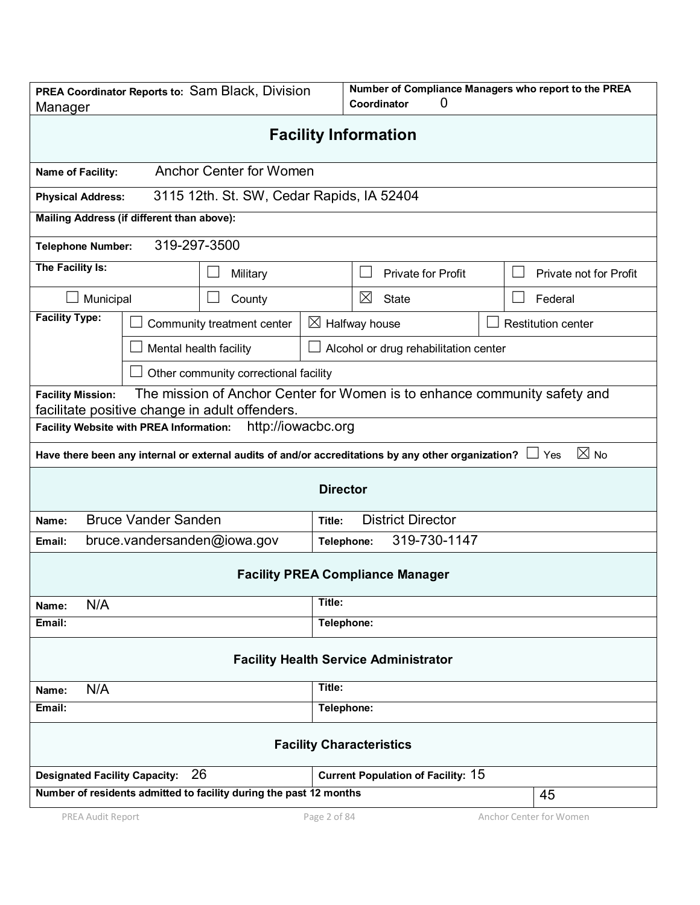| **PREA Coordinator Reports to:** Sam Black, Division Manager | **Number of Compliance Managers who report to the PREA Coordinator** 0 |
|---|---|

## Facility Information

| | |
|---|---|
| **Name of Facility:** | Anchor Center for Women |
| **Physical Address:** | 3115 12th. St. SW, Cedar Rapids, IA 52404 |
| **Mailing Address (if different than above):** | |
| **Telephone Number:** | 319-297-3500 |

| **The Facility Is:** | ☐ Military | ☐ Private for Profit | ☐ Private not for Profit |
|---|---|---|---|
| ☐ Municipal | ☐ County | ☒ State | ☐ Federal |

| **Facility Type:** | ☐ Community treatment center | ☒ Halfway house | ☐ Restitution center |
|---|---|---|---|
| | ☐ Mental health facility | ☐ Alcohol or drug rehabilitation center | |
| | ☐ Other community correctional facility | | |

**Facility Mission:** The mission of Anchor Center for Women is to enhance community safety and facilitate positive change in adult offenders.

**Facility Website with PREA Information:** http://iowacbc.org

**Have there been any internal or external audits of and/or accreditations by any other organization?** ☐ Yes ☒ No

### Director

| | |
|---|---|
| **Name:** Bruce Vander Sanden | **Title:** District Director |
| **Email:** bruce.vandersanden@iowa.gov | **Telephone:** 319-730-1147 |

### Facility PREA Compliance Manager

| | |
|---|---|
| **Name:** N/A | **Title:** |
| **Email:** | **Telephone:** |

### Facility Health Service Administrator

| | |
|---|---|
| **Name:** N/A | **Title:** |
| **Email:** | **Telephone:** |

### Facility Characteristics

| | |
|---|---|
| **Designated Facility Capacity:** 26 | **Current Population of Facility:** 15 |
| **Number of residents admitted to facility during the past 12 months** | 45 |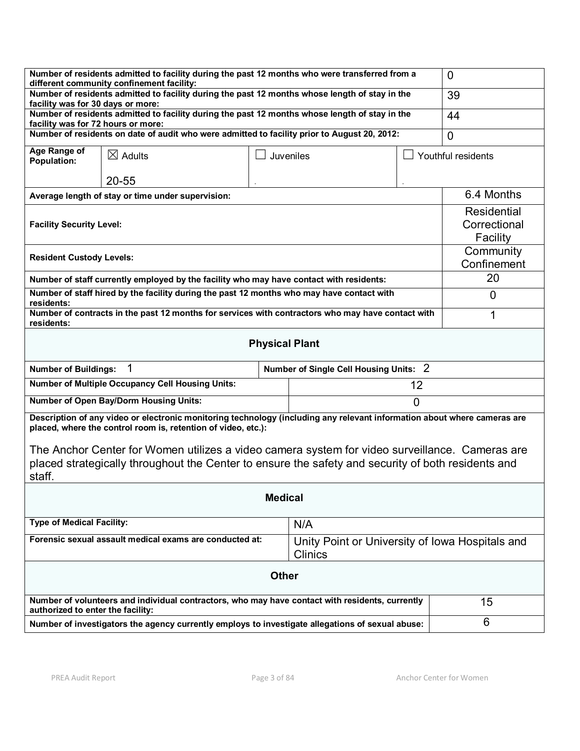| | |
|---|---|
| **Number of residents admitted to facility during the past 12 months who were transferred from a different community confinement facility:** | 0 |
| **Number of residents admitted to facility during the past 12 months whose length of stay in the facility was for 30 days or more:** | 39 |
| **Number of residents admitted to facility during the past 12 months whose length of stay in the facility was for 72 hours or more:** | 44 |
| **Number of residents on date of audit who were admitted to facility prior to August 20, 2012:** | 0 |

| **Age Range of Population:** | ☒ Adults | ☐ Juveniles | ☐ Youthful residents |
|---|---|---|---|
| | 20-55 | . | . |

| | |
|---|---|
| **Average length of stay or time under supervision:** | 6.4 Months |
| **Facility Security Level:** | Residential Correctional Facility |
| **Resident Custody Levels:** | Community Confinement |
| **Number of staff currently employed by the facility who may have contact with residents:** | 20 |
| **Number of staff hired by the facility during the past 12 months who may have contact with residents:** | 0 |
| **Number of contracts in the past 12 months for services with contractors who may have contact with residents:** | 1 |

## Physical Plant

| | |
|---|---|
| **Number of Buildings:** 1 | **Number of Single Cell Housing Units:** 2 |
| **Number of Multiple Occupancy Cell Housing Units:** | 12 |
| **Number of Open Bay/Dorm Housing Units:** | 0 |

**Description of any video or electronic monitoring technology (including any relevant information about where cameras are placed, where the control room is, retention of video, etc.):**

The Anchor Center for Women utilizes a video camera system for video surveillance. Cameras are placed strategically throughout the Center to ensure the safety and security of both residents and staff.

## Medical

| | |
|---|---|
| **Type of Medical Facility:** | N/A |
| **Forensic sexual assault medical exams are conducted at:** | Unity Point or University of Iowa Hospitals and Clinics |

## Other

| | |
|---|---|
| **Number of volunteers and individual contractors, who may have contact with residents, currently authorized to enter the facility:** | 15 |
| **Number of investigators the agency currently employs to investigate allegations of sexual abuse:** | 6 |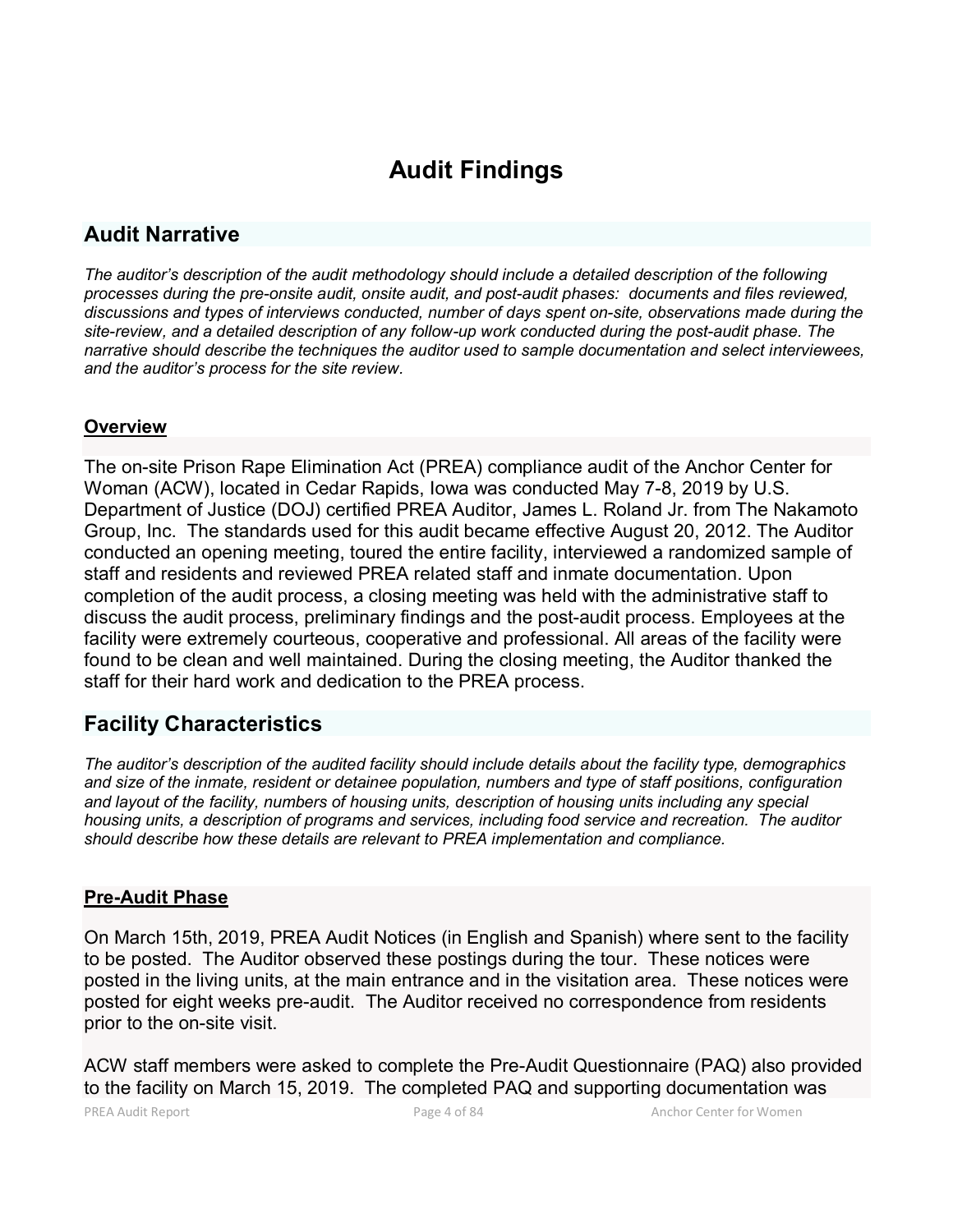# Audit Findings

## Audit Narrative

*The auditor's description of the audit methodology should include a detailed description of the following processes during the pre-onsite audit, onsite audit, and post-audit phases: documents and files reviewed, discussions and types of interviews conducted, number of days spent on-site, observations made during the site-review, and a detailed description of any follow-up work conducted during the post-audit phase. The narrative should describe the techniques the auditor used to sample documentation and select interviewees, and the auditor's process for the site review.*

### Overview

The on-site Prison Rape Elimination Act (PREA) compliance audit of the Anchor Center for Woman (ACW), located in Cedar Rapids, Iowa was conducted May 7-8, 2019 by U.S. Department of Justice (DOJ) certified PREA Auditor, James L. Roland Jr. from The Nakamoto Group, Inc. The standards used for this audit became effective August 20, 2012. The Auditor conducted an opening meeting, toured the entire facility, interviewed a randomized sample of staff and residents and reviewed PREA related staff and inmate documentation. Upon completion of the audit process, a closing meeting was held with the administrative staff to discuss the audit process, preliminary findings and the post-audit process. Employees at the facility were extremely courteous, cooperative and professional. All areas of the facility were found to be clean and well maintained. During the closing meeting, the Auditor thanked the staff for their hard work and dedication to the PREA process.

## Facility Characteristics

*The auditor's description of the audited facility should include details about the facility type, demographics and size of the inmate, resident or detainee population, numbers and type of staff positions, configuration and layout of the facility, numbers of housing units, description of housing units including any special housing units, a description of programs and services, including food service and recreation. The auditor should describe how these details are relevant to PREA implementation and compliance.*

### Pre-Audit Phase

On March 15th, 2019, PREA Audit Notices (in English and Spanish) where sent to the facility to be posted. The Auditor observed these postings during the tour. These notices were posted in the living units, at the main entrance and in the visitation area. These notices were posted for eight weeks pre-audit. The Auditor received no correspondence from residents prior to the on-site visit.

ACW staff members were asked to complete the Pre-Audit Questionnaire (PAQ) also provided to the facility on March 15, 2019. The completed PAQ and supporting documentation was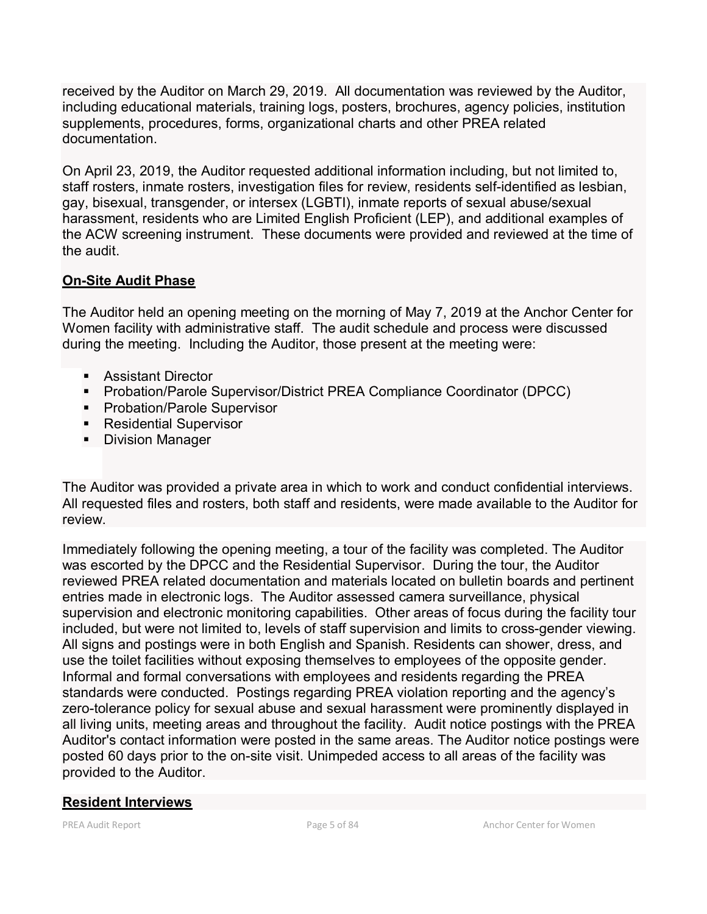received by the Auditor on March 29, 2019. All documentation was reviewed by the Auditor, including educational materials, training logs, posters, brochures, agency policies, institution supplements, procedures, forms, organizational charts and other PREA related documentation.

On April 23, 2019, the Auditor requested additional information including, but not limited to, staff rosters, inmate rosters, investigation files for review, residents self-identified as lesbian, gay, bisexual, transgender, or intersex (LGBTI), inmate reports of sexual abuse/sexual harassment, residents who are Limited English Proficient (LEP), and additional examples of the ACW screening instrument. These documents were provided and reviewed at the time of the audit.

**On-Site Audit Phase**

The Auditor held an opening meeting on the morning of May 7, 2019 at the Anchor Center for Women facility with administrative staff. The audit schedule and process were discussed during the meeting. Including the Auditor, those present at the meeting were:

- Assistant Director
- Probation/Parole Supervisor/District PREA Compliance Coordinator (DPCC)
- Probation/Parole Supervisor
- Residential Supervisor
- Division Manager

The Auditor was provided a private area in which to work and conduct confidential interviews. All requested files and rosters, both staff and residents, were made available to the Auditor for review.

Immediately following the opening meeting, a tour of the facility was completed. The Auditor was escorted by the DPCC and the Residential Supervisor. During the tour, the Auditor reviewed PREA related documentation and materials located on bulletin boards and pertinent entries made in electronic logs. The Auditor assessed camera surveillance, physical supervision and electronic monitoring capabilities. Other areas of focus during the facility tour included, but were not limited to, levels of staff supervision and limits to cross-gender viewing. All signs and postings were in both English and Spanish. Residents can shower, dress, and use the toilet facilities without exposing themselves to employees of the opposite gender. Informal and formal conversations with employees and residents regarding the PREA standards were conducted. Postings regarding PREA violation reporting and the agency's zero-tolerance policy for sexual abuse and sexual harassment were prominently displayed in all living units, meeting areas and throughout the facility. Audit notice postings with the PREA Auditor's contact information were posted in the same areas. The Auditor notice postings were posted 60 days prior to the on-site visit. Unimpeded access to all areas of the facility was provided to the Auditor.

**Resident Interviews**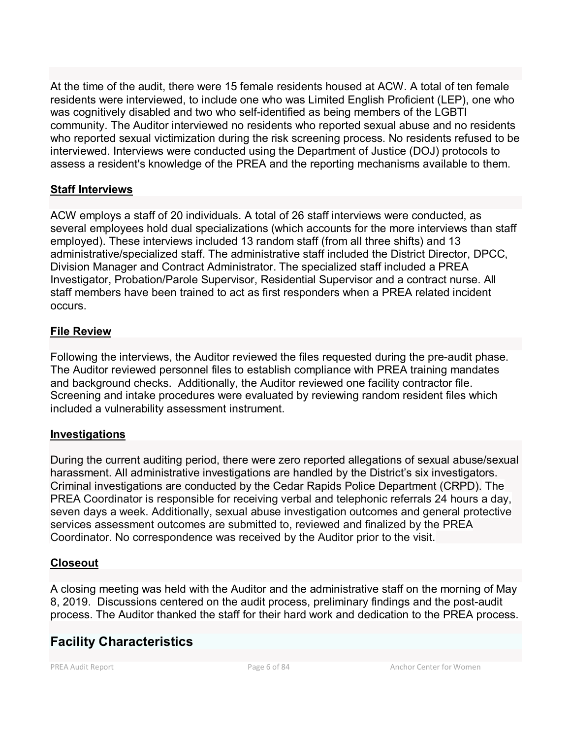At the time of the audit, there were 15 female residents housed at ACW. A total of ten female residents were interviewed, to include one who was Limited English Proficient (LEP), one who was cognitively disabled and two who self-identified as being members of the LGBTI community. The Auditor interviewed no residents who reported sexual abuse and no residents who reported sexual victimization during the risk screening process. No residents refused to be interviewed. Interviews were conducted using the Department of Justice (DOJ) protocols to assess a resident's knowledge of the PREA and the reporting mechanisms available to them.

**Staff Interviews**

ACW employs a staff of 20 individuals. A total of 26 staff interviews were conducted, as several employees hold dual specializations (which accounts for the more interviews than staff employed). These interviews included 13 random staff (from all three shifts) and 13 administrative/specialized staff. The administrative staff included the District Director, DPCC, Division Manager and Contract Administrator. The specialized staff included a PREA Investigator, Probation/Parole Supervisor, Residential Supervisor and a contract nurse. All staff members have been trained to act as first responders when a PREA related incident occurs.

**File Review**

Following the interviews, the Auditor reviewed the files requested during the pre-audit phase. The Auditor reviewed personnel files to establish compliance with PREA training mandates and background checks. Additionally, the Auditor reviewed one facility contractor file. Screening and intake procedures were evaluated by reviewing random resident files which included a vulnerability assessment instrument.

**Investigations**

During the current auditing period, there were zero reported allegations of sexual abuse/sexual harassment. All administrative investigations are handled by the District's six investigators. Criminal investigations are conducted by the Cedar Rapids Police Department (CRPD). The PREA Coordinator is responsible for receiving verbal and telephonic referrals 24 hours a day, seven days a week. Additionally, sexual abuse investigation outcomes and general protective services assessment outcomes are submitted to, reviewed and finalized by the PREA Coordinator. No correspondence was received by the Auditor prior to the visit.

**Closeout**

A closing meeting was held with the Auditor and the administrative staff on the morning of May 8, 2019. Discussions centered on the audit process, preliminary findings and the post-audit process. The Auditor thanked the staff for their hard work and dedication to the PREA process.

## Facility Characteristics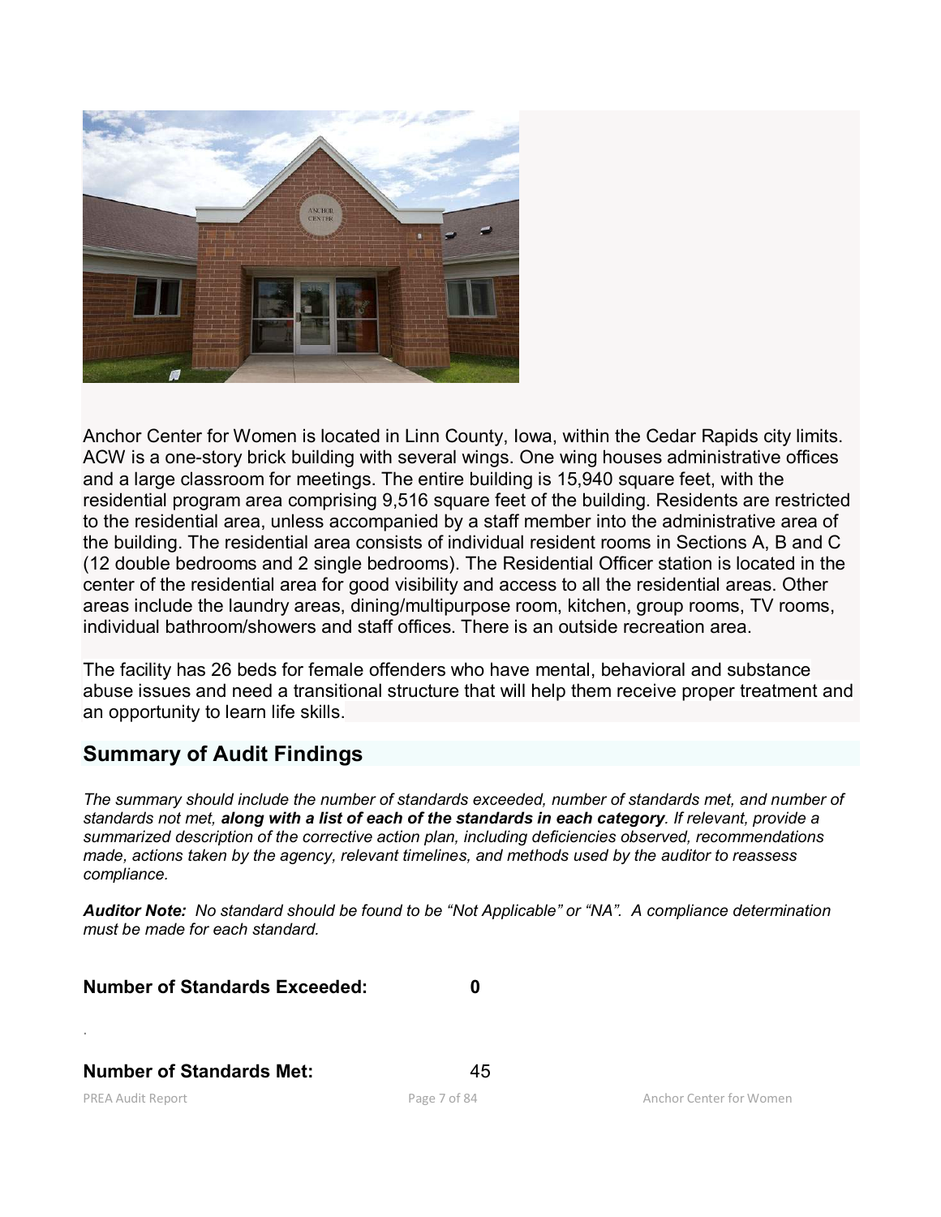Anchor Center for Women is located in Linn County, Iowa, within the Cedar Rapids city limits. ACW is a one-story brick building with several wings. One wing houses administrative offices and a large classroom for meetings. The entire building is 15,940 square feet, with the residential program area comprising 9,516 square feet of the building. Residents are restricted to the residential area, unless accompanied by a staff member into the administrative area of the building. The residential area consists of individual resident rooms in Sections A, B and C (12 double bedrooms and 2 single bedrooms). The Residential Officer station is located in the center of the residential area for good visibility and access to all the residential areas. Other areas include the laundry areas, dining/multipurpose room, kitchen, group rooms, TV rooms, individual bathroom/showers and staff offices. There is an outside recreation area.

The facility has 26 beds for female offenders who have mental, behavioral and substance abuse issues and need a transitional structure that will help them receive proper treatment and an opportunity to learn life skills.

## Summary of Audit Findings

*The summary should include the number of standards exceeded, number of standards met, and number of standards not met, **along with a list of each of the standards in each category**. If relevant, provide a summarized description of the corrective action plan, including deficiencies observed, recommendations made, actions taken by the agency, relevant timelines, and methods used by the auditor to reassess compliance.*

***Auditor Note:** No standard should be found to be "Not Applicable" or "NA". A compliance determination must be made for each standard.*

**Number of Standards Exceeded:** **0**

.

**Number of Standards Met:** 45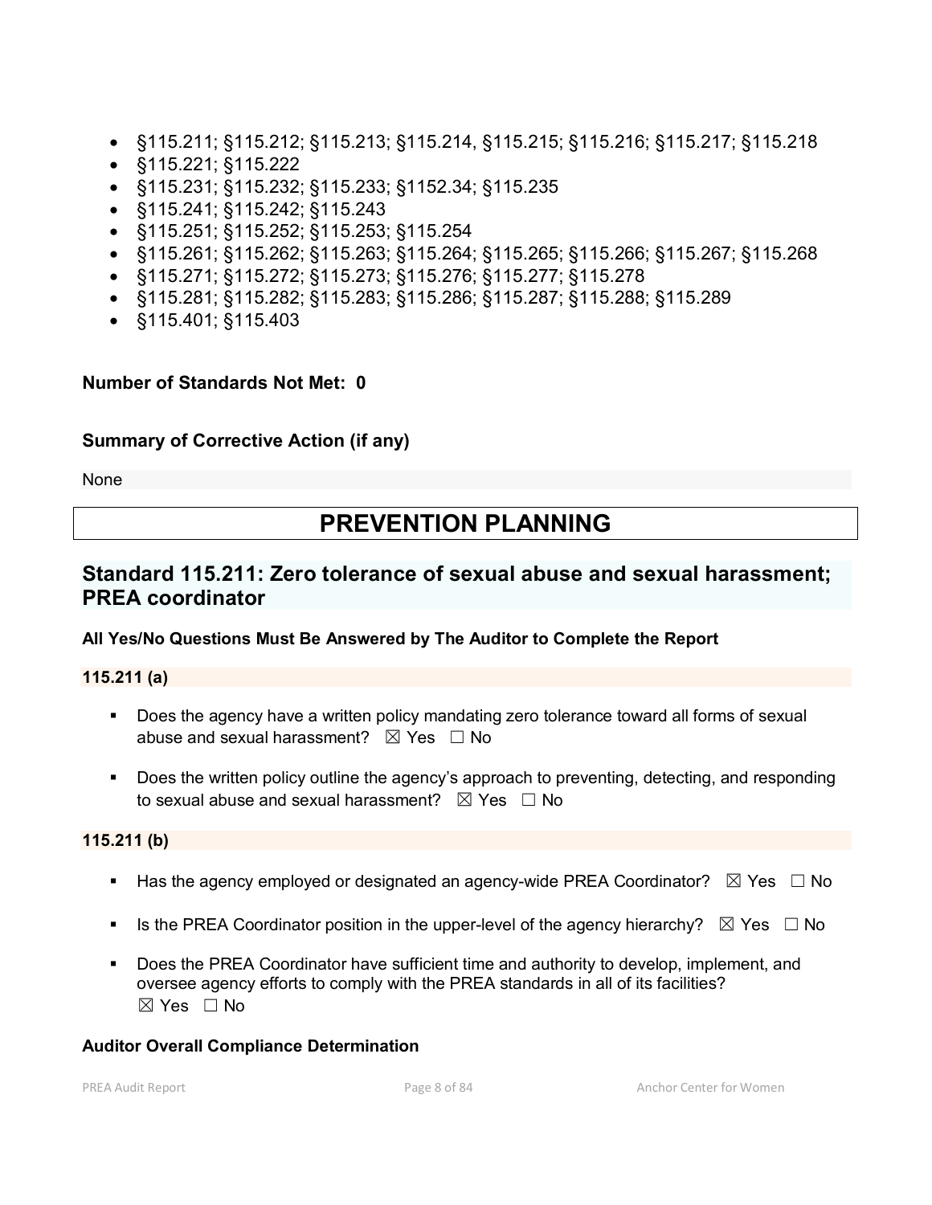- §115.211; §115.212; §115.213; §115.214, §115.215; §115.216; §115.217; §115.218
- §115.221; §115.222
- §115.231; §115.232; §115.233; §1152.34; §115.235
- §115.241; §115.242; §115.243
- §115.251; §115.252; §115.253; §115.254
- §115.261; §115.262; §115.263; §115.264; §115.265; §115.266; §115.267; §115.268
- §115.271; §115.272; §115.273; §115.276; §115.277; §115.278
- §115.281; §115.282; §115.283; §115.286; §115.287; §115.288; §115.289
- §115.401; §115.403

**Number of Standards Not Met: 0**

**Summary of Corrective Action (if any)**

None

# PREVENTION PLANNING

## Standard 115.211: Zero tolerance of sexual abuse and sexual harassment; PREA coordinator

**All Yes/No Questions Must Be Answered by The Auditor to Complete the Report**

**115.211 (a)**

- Does the agency have a written policy mandating zero tolerance toward all forms of sexual abuse and sexual harassment? ☒ Yes ☐ No

- Does the written policy outline the agency's approach to preventing, detecting, and responding to sexual abuse and sexual harassment? ☒ Yes ☐ No

**115.211 (b)**

- Has the agency employed or designated an agency-wide PREA Coordinator? ☒ Yes ☐ No

- Is the PREA Coordinator position in the upper-level of the agency hierarchy? ☒ Yes ☐ No

- Does the PREA Coordinator have sufficient time and authority to develop, implement, and oversee agency efforts to comply with the PREA standards in all of its facilities? ☒ Yes ☐ No

**Auditor Overall Compliance Determination**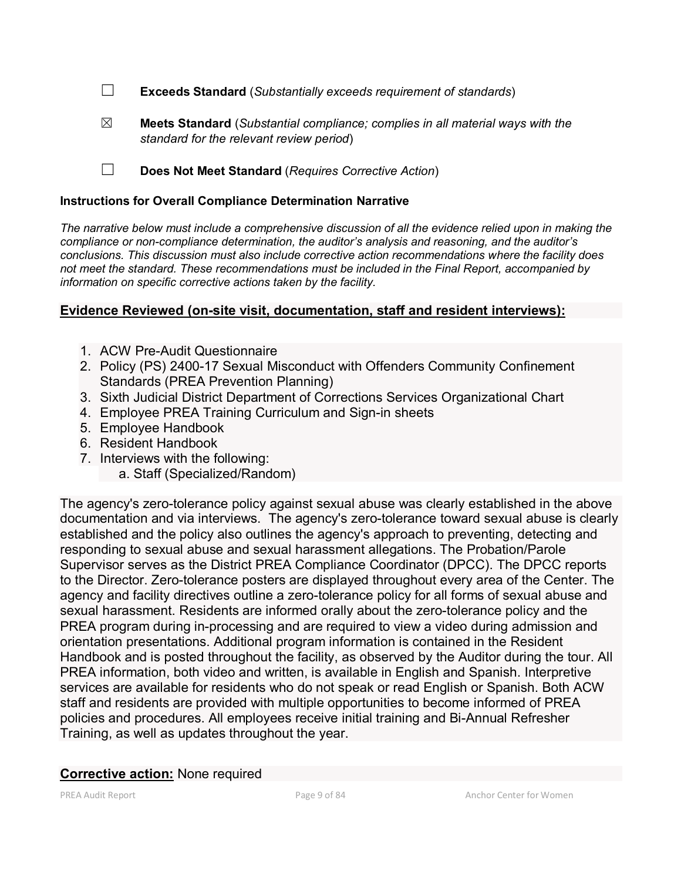☐ **Exceeds Standard** (*Substantially exceeds requirement of standards*)

☒ **Meets Standard** (*Substantial compliance; complies in all material ways with the standard for the relevant review period*)

☐ **Does Not Meet Standard** (*Requires Corrective Action*)

**Instructions for Overall Compliance Determination Narrative**

*The narrative below must include a comprehensive discussion of all the evidence relied upon in making the compliance or non-compliance determination, the auditor's analysis and reasoning, and the auditor's conclusions. This discussion must also include corrective action recommendations where the facility does not meet the standard. These recommendations must be included in the Final Report, accompanied by information on specific corrective actions taken by the facility.*

**Evidence Reviewed (on-site visit, documentation, staff and resident interviews):**

1. ACW Pre-Audit Questionnaire
2. Policy (PS) 2400-17 Sexual Misconduct with Offenders Community Confinement Standards (PREA Prevention Planning)
3. Sixth Judicial District Department of Corrections Services Organizational Chart
4. Employee PREA Training Curriculum and Sign-in sheets
5. Employee Handbook
6. Resident Handbook
7. Interviews with the following:
   a. Staff (Specialized/Random)

The agency's zero-tolerance policy against sexual abuse was clearly established in the above documentation and via interviews. The agency's zero-tolerance toward sexual abuse is clearly established and the policy also outlines the agency's approach to preventing, detecting and responding to sexual abuse and sexual harassment allegations. The Probation/Parole Supervisor serves as the District PREA Compliance Coordinator (DPCC). The DPCC reports to the Director. Zero-tolerance posters are displayed throughout every area of the Center. The agency and facility directives outline a zero-tolerance policy for all forms of sexual abuse and sexual harassment. Residents are informed orally about the zero-tolerance policy and the PREA program during in-processing and are required to view a video during admission and orientation presentations. Additional program information is contained in the Resident Handbook and is posted throughout the facility, as observed by the Auditor during the tour. All PREA information, both video and written, is available in English and Spanish. Interpretive services are available for residents who do not speak or read English or Spanish. Both ACW staff and residents are provided with multiple opportunities to become informed of PREA policies and procedures. All employees receive initial training and Bi-Annual Refresher Training, as well as updates throughout the year.

**Corrective action:** None required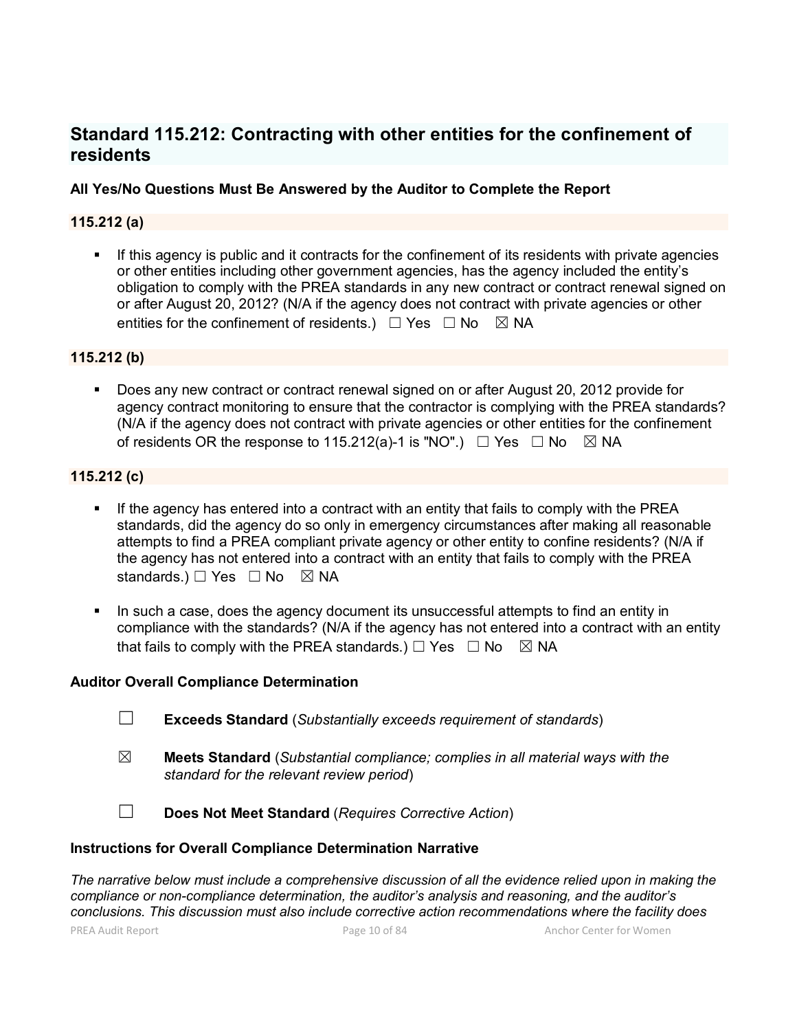## Standard 115.212: Contracting with other entities for the confinement of residents

**All Yes/No Questions Must Be Answered by the Auditor to Complete the Report**

**115.212 (a)**

- If this agency is public and it contracts for the confinement of its residents with private agencies or other entities including other government agencies, has the agency included the entity's obligation to comply with the PREA standards in any new contract or contract renewal signed on or after August 20, 2012? (N/A if the agency does not contract with private agencies or other entities for the confinement of residents.) ☐ Yes ☐ No ☒ NA

**115.212 (b)**

- Does any new contract or contract renewal signed on or after August 20, 2012 provide for agency contract monitoring to ensure that the contractor is complying with the PREA standards? (N/A if the agency does not contract with private agencies or other entities for the confinement of residents OR the response to 115.212(a)-1 is "NO".) ☐ Yes ☐ No ☒ NA

**115.212 (c)**

- If the agency has entered into a contract with an entity that fails to comply with the PREA standards, did the agency do so only in emergency circumstances after making all reasonable attempts to find a PREA compliant private agency or other entity to confine residents? (N/A if the agency has not entered into a contract with an entity that fails to comply with the PREA standards.) ☐ Yes ☐ No ☒ NA
- In such a case, does the agency document its unsuccessful attempts to find an entity in compliance with the standards? (N/A if the agency has not entered into a contract with an entity that fails to comply with the PREA standards.) ☐ Yes ☐ No ☒ NA

**Auditor Overall Compliance Determination**

☐ **Exceeds Standard** (*Substantially exceeds requirement of standards*)

☒ **Meets Standard** (*Substantial compliance; complies in all material ways with the standard for the relevant review period*)

☐ **Does Not Meet Standard** (*Requires Corrective Action*)

**Instructions for Overall Compliance Determination Narrative**

*The narrative below must include a comprehensive discussion of all the evidence relied upon in making the compliance or non-compliance determination, the auditor's analysis and reasoning, and the auditor's conclusions. This discussion must also include corrective action recommendations where the facility does*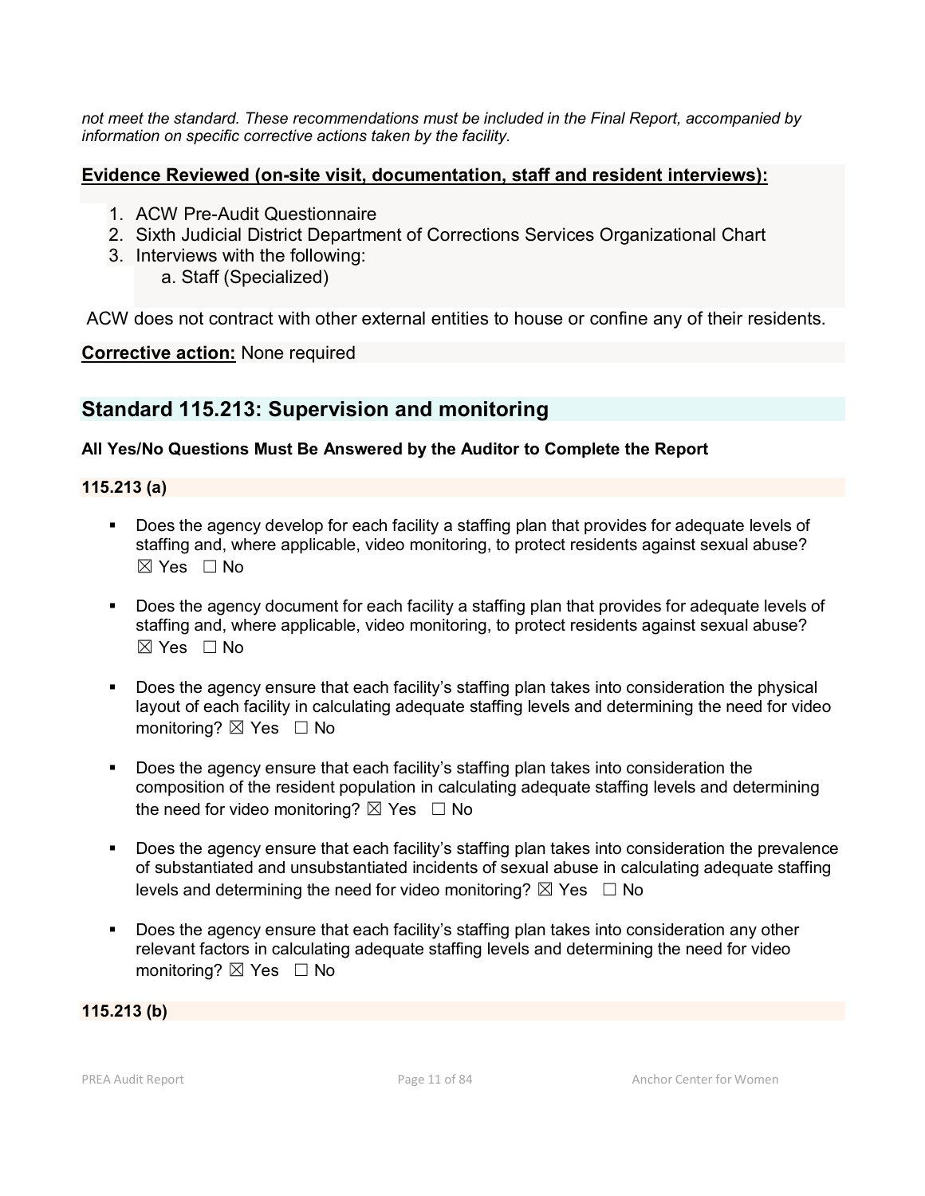*not meet the standard. These recommendations must be included in the Final Report, accompanied by information on specific corrective actions taken by the facility.*

**Evidence Reviewed (on-site visit, documentation, staff and resident interviews):**

1. ACW Pre-Audit Questionnaire
2. Sixth Judicial District Department of Corrections Services Organizational Chart
3. Interviews with the following:
   a. Staff (Specialized)

ACW does not contract with other external entities to house or confine any of their residents.

**Corrective action:** None required

## Standard 115.213: Supervision and monitoring

**All Yes/No Questions Must Be Answered by the Auditor to Complete the Report**

**115.213 (a)**

- Does the agency develop for each facility a staffing plan that provides for adequate levels of staffing and, where applicable, video monitoring, to protect residents against sexual abuse? ☒ Yes ☐ No

- Does the agency document for each facility a staffing plan that provides for adequate levels of staffing and, where applicable, video monitoring, to protect residents against sexual abuse? ☒ Yes ☐ No

- Does the agency ensure that each facility's staffing plan takes into consideration the physical layout of each facility in calculating adequate staffing levels and determining the need for video monitoring? ☒ Yes ☐ No

- Does the agency ensure that each facility's staffing plan takes into consideration the composition of the resident population in calculating adequate staffing levels and determining the need for video monitoring? ☒ Yes ☐ No

- Does the agency ensure that each facility's staffing plan takes into consideration the prevalence of substantiated and unsubstantiated incidents of sexual abuse in calculating adequate staffing levels and determining the need for video monitoring? ☒ Yes ☐ No

- Does the agency ensure that each facility's staffing plan takes into consideration any other relevant factors in calculating adequate staffing levels and determining the need for video monitoring? ☒ Yes ☐ No

**115.213 (b)**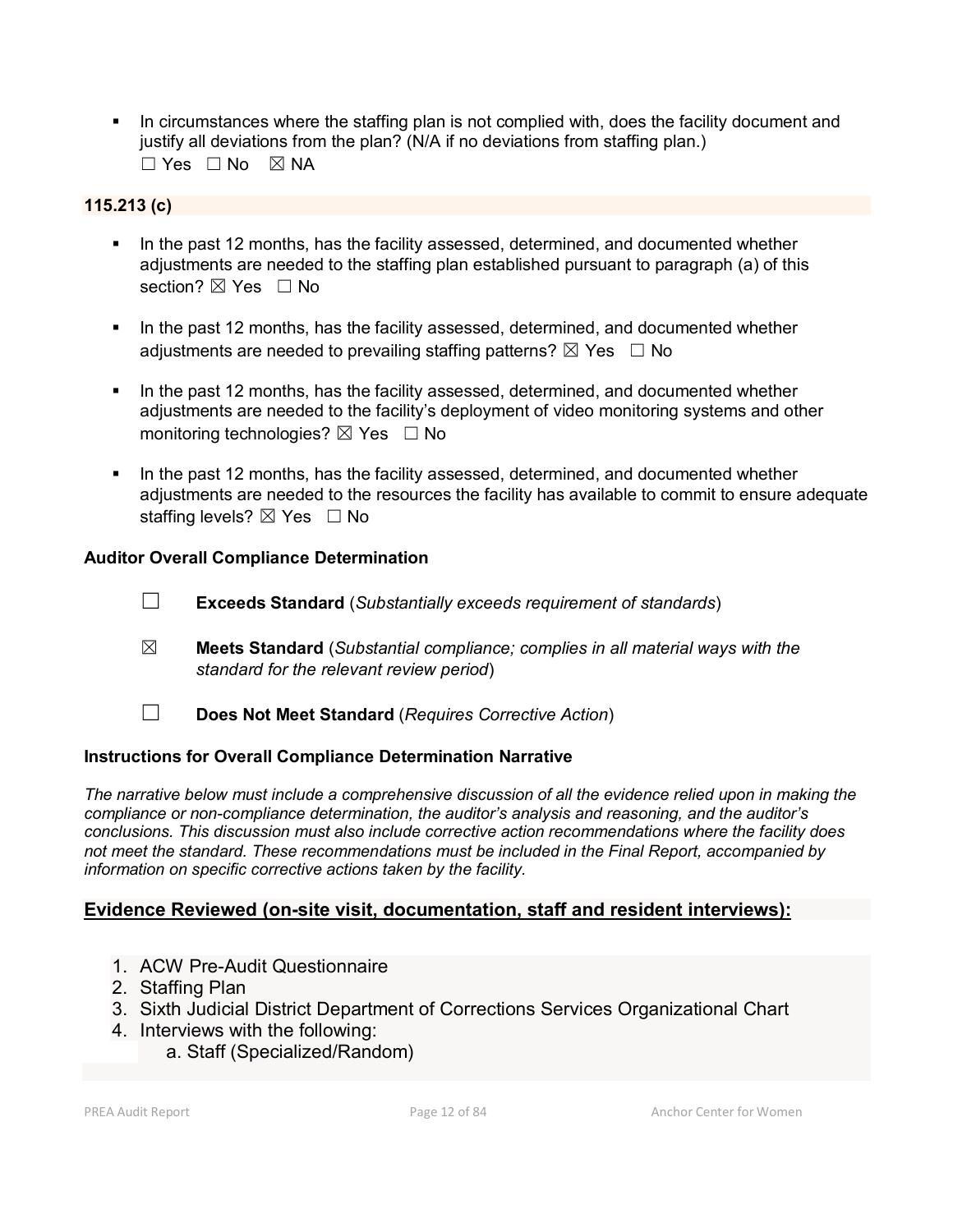- In circumstances where the staffing plan is not complied with, does the facility document and justify all deviations from the plan? (N/A if no deviations from staffing plan.)
  ☐ Yes ☐ No ☒ NA

**115.213 (c)**

- In the past 12 months, has the facility assessed, determined, and documented whether adjustments are needed to the staffing plan established pursuant to paragraph (a) of this section? ☒ Yes ☐ No

- In the past 12 months, has the facility assessed, determined, and documented whether adjustments are needed to prevailing staffing patterns? ☒ Yes ☐ No

- In the past 12 months, has the facility assessed, determined, and documented whether adjustments are needed to the facility's deployment of video monitoring systems and other monitoring technologies? ☒ Yes ☐ No

- In the past 12 months, has the facility assessed, determined, and documented whether adjustments are needed to the resources the facility has available to commit to ensure adequate staffing levels? ☒ Yes ☐ No

**Auditor Overall Compliance Determination**

☐ **Exceeds Standard** (*Substantially exceeds requirement of standards*)

☒ **Meets Standard** (*Substantial compliance; complies in all material ways with the standard for the relevant review period*)

☐ **Does Not Meet Standard** (*Requires Corrective Action*)

**Instructions for Overall Compliance Determination Narrative**

*The narrative below must include a comprehensive discussion of all the evidence relied upon in making the compliance or non-compliance determination, the auditor's analysis and reasoning, and the auditor's conclusions. This discussion must also include corrective action recommendations where the facility does not meet the standard. These recommendations must be included in the Final Report, accompanied by information on specific corrective actions taken by the facility.*

**Evidence Reviewed (on-site visit, documentation, staff and resident interviews):**

1. ACW Pre-Audit Questionnaire
2. Staffing Plan
3. Sixth Judicial District Department of Corrections Services Organizational Chart
4. Interviews with the following:
   a. Staff (Specialized/Random)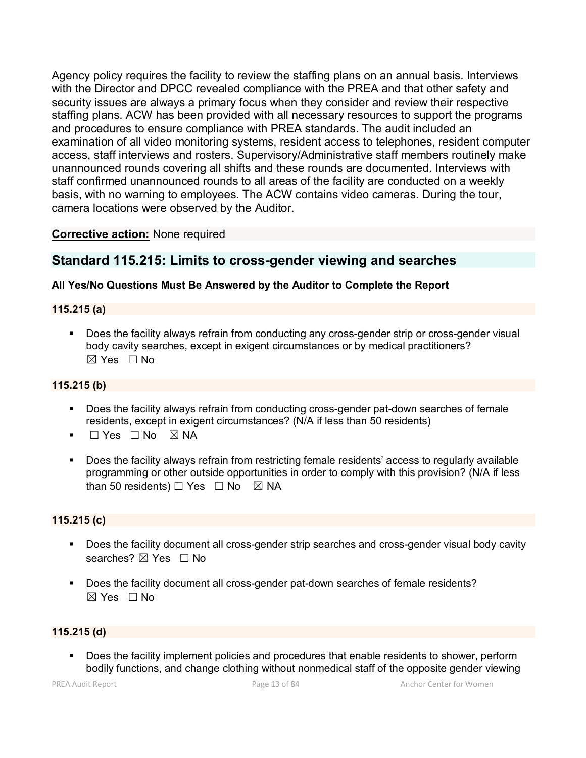Agency policy requires the facility to review the staffing plans on an annual basis. Interviews with the Director and DPCC revealed compliance with the PREA and that other safety and security issues are always a primary focus when they consider and review their respective staffing plans. ACW has been provided with all necessary resources to support the programs and procedures to ensure compliance with PREA standards. The audit included an examination of all video monitoring systems, resident access to telephones, resident computer access, staff interviews and rosters. Supervisory/Administrative staff members routinely make unannounced rounds covering all shifts and these rounds are documented. Interviews with staff confirmed unannounced rounds to all areas of the facility are conducted on a weekly basis, with no warning to employees. The ACW contains video cameras. During the tour, camera locations were observed by the Auditor.

**Corrective action:** None required

## Standard 115.215: Limits to cross-gender viewing and searches

**All Yes/No Questions Must Be Answered by the Auditor to Complete the Report**

**115.215 (a)**

- Does the facility always refrain from conducting any cross-gender strip or cross-gender visual body cavity searches, except in exigent circumstances or by medical practitioners?
  ☒ Yes ☐ No

**115.215 (b)**

- Does the facility always refrain from conducting cross-gender pat-down searches of female residents, except in exigent circumstances? (N/A if less than 50 residents)
- ☐ Yes ☐ No ☒ NA

- Does the facility always refrain from restricting female residents' access to regularly available programming or other outside opportunities in order to comply with this provision? (N/A if less than 50 residents) ☐ Yes ☐ No ☒ NA

**115.215 (c)**

- Does the facility document all cross-gender strip searches and cross-gender visual body cavity searches? ☒ Yes ☐ No

- Does the facility document all cross-gender pat-down searches of female residents?
  ☒ Yes ☐ No

**115.215 (d)**

- Does the facility implement policies and procedures that enable residents to shower, perform bodily functions, and change clothing without nonmedical staff of the opposite gender viewing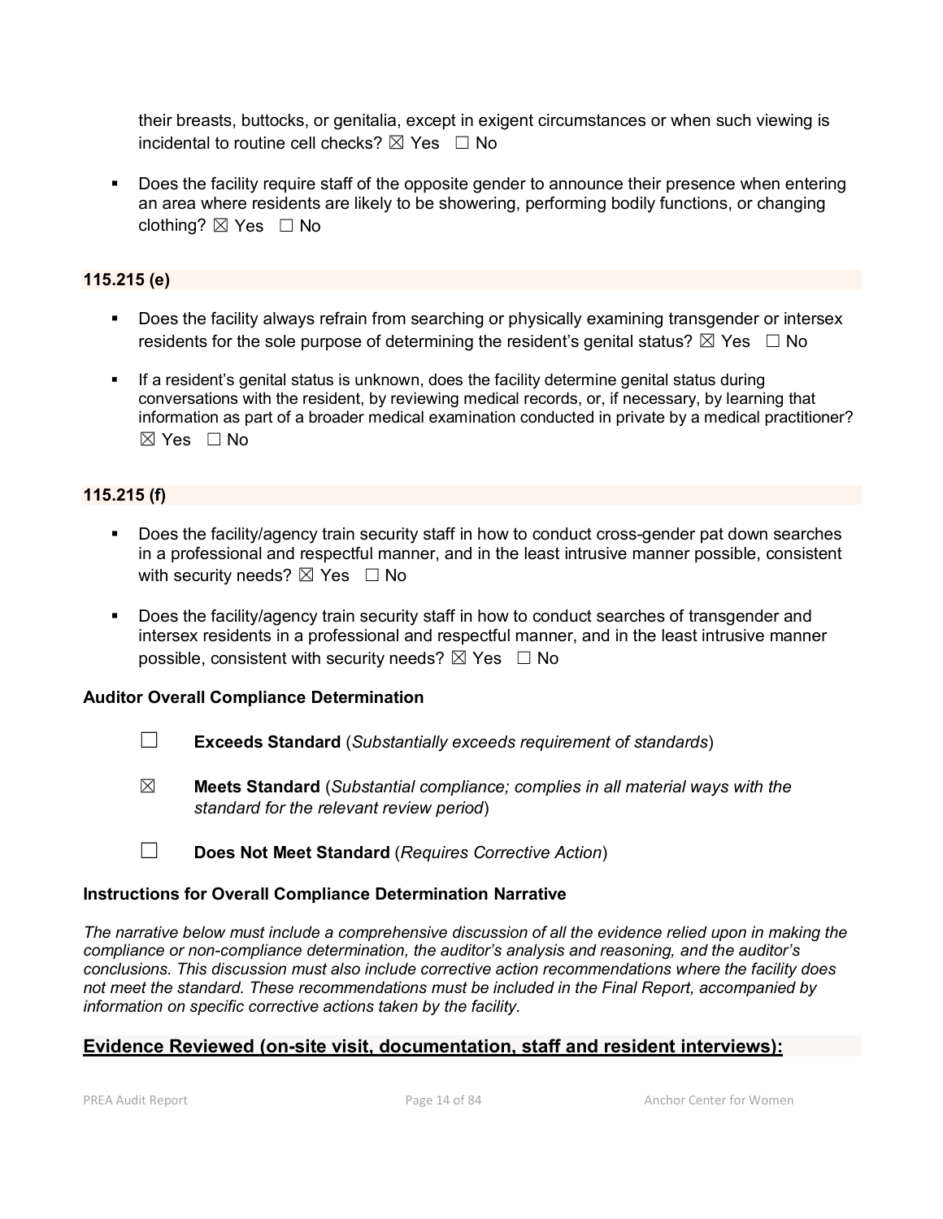their breasts, buttocks, or genitalia, except in exigent circumstances or when such viewing is incidental to routine cell checks? ☒ Yes ☐ No

- Does the facility require staff of the opposite gender to announce their presence when entering an area where residents are likely to be showering, performing bodily functions, or changing clothing? ☒ Yes ☐ No

**115.215 (e)**

- Does the facility always refrain from searching or physically examining transgender or intersex residents for the sole purpose of determining the resident's genital status? ☒ Yes ☐ No

- If a resident's genital status is unknown, does the facility determine genital status during conversations with the resident, by reviewing medical records, or, if necessary, by learning that information as part of a broader medical examination conducted in private by a medical practitioner? ☒ Yes ☐ No

**115.215 (f)**

- Does the facility/agency train security staff in how to conduct cross-gender pat down searches in a professional and respectful manner, and in the least intrusive manner possible, consistent with security needs? ☒ Yes ☐ No

- Does the facility/agency train security staff in how to conduct searches of transgender and intersex residents in a professional and respectful manner, and in the least intrusive manner possible, consistent with security needs? ☒ Yes ☐ No

**Auditor Overall Compliance Determination**

☐ **Exceeds Standard** (*Substantially exceeds requirement of standards*)

☒ **Meets Standard** (*Substantial compliance; complies in all material ways with the standard for the relevant review period*)

☐ **Does Not Meet Standard** (*Requires Corrective Action*)

**Instructions for Overall Compliance Determination Narrative**

*The narrative below must include a comprehensive discussion of all the evidence relied upon in making the compliance or non-compliance determination, the auditor's analysis and reasoning, and the auditor's conclusions. This discussion must also include corrective action recommendations where the facility does not meet the standard. These recommendations must be included in the Final Report, accompanied by information on specific corrective actions taken by the facility.*

## Evidence Reviewed (on-site visit, documentation, staff and resident interviews):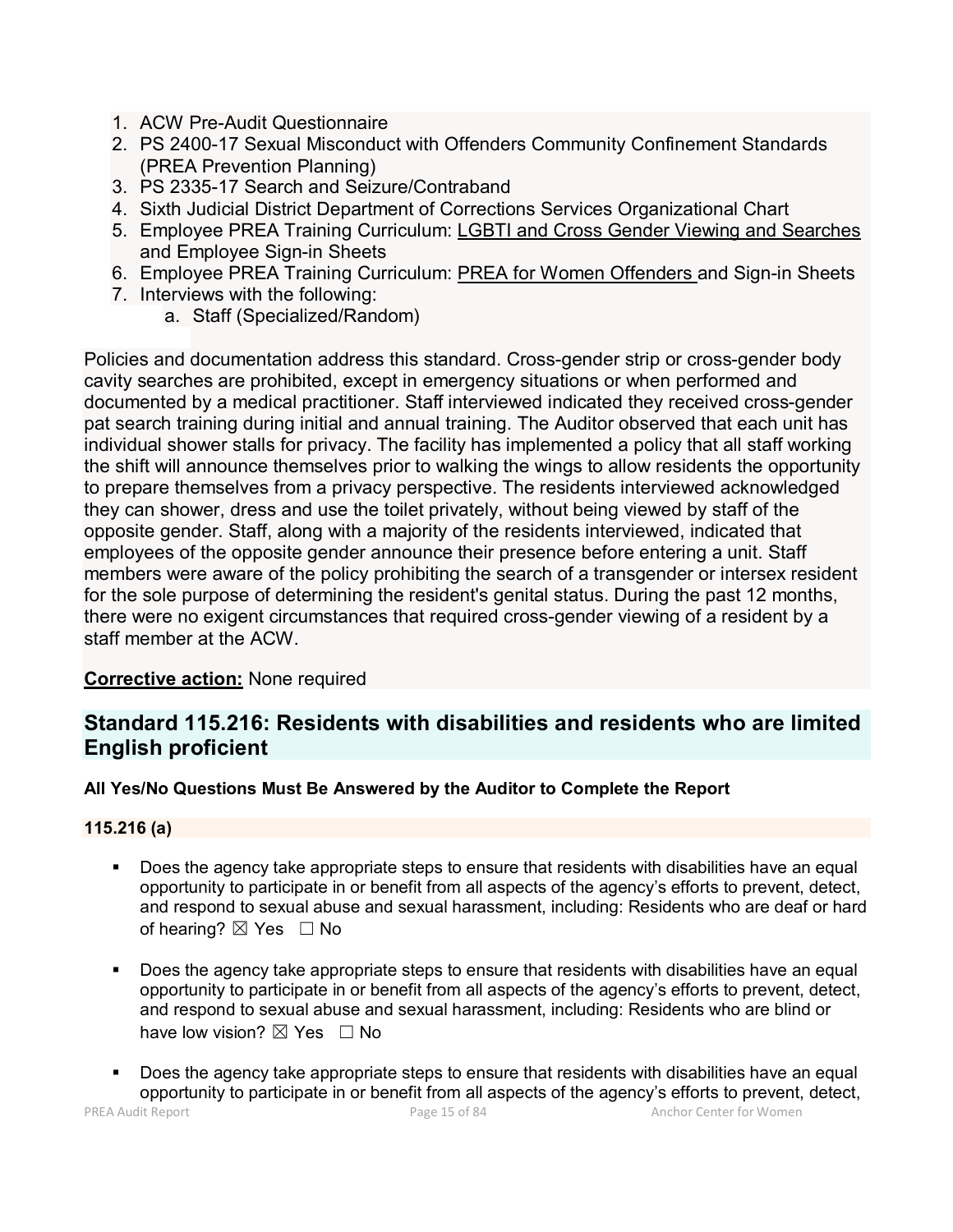1. ACW Pre-Audit Questionnaire
2. PS 2400-17 Sexual Misconduct with Offenders Community Confinement Standards (PREA Prevention Planning)
3. PS 2335-17 Search and Seizure/Contraband
4. Sixth Judicial District Department of Corrections Services Organizational Chart
5. Employee PREA Training Curriculum: LGBTI and Cross Gender Viewing and Searches and Employee Sign-in Sheets
6. Employee PREA Training Curriculum: PREA for Women Offenders and Sign-in Sheets
7. Interviews with the following:
   a. Staff (Specialized/Random)

Policies and documentation address this standard. Cross-gender strip or cross-gender body cavity searches are prohibited, except in emergency situations or when performed and documented by a medical practitioner. Staff interviewed indicated they received cross-gender pat search training during initial and annual training. The Auditor observed that each unit has individual shower stalls for privacy. The facility has implemented a policy that all staff working the shift will announce themselves prior to walking the wings to allow residents the opportunity to prepare themselves from a privacy perspective. The residents interviewed acknowledged they can shower, dress and use the toilet privately, without being viewed by staff of the opposite gender. Staff, along with a majority of the residents interviewed, indicated that employees of the opposite gender announce their presence before entering a unit. Staff members were aware of the policy prohibiting the search of a transgender or intersex resident for the sole purpose of determining the resident's genital status. During the past 12 months, there were no exigent circumstances that required cross-gender viewing of a resident by a staff member at the ACW.

**Corrective action:** None required

## Standard 115.216: Residents with disabilities and residents who are limited English proficient

**All Yes/No Questions Must Be Answered by the Auditor to Complete the Report**

**115.216 (a)**

- Does the agency take appropriate steps to ensure that residents with disabilities have an equal opportunity to participate in or benefit from all aspects of the agency's efforts to prevent, detect, and respond to sexual abuse and sexual harassment, including: Residents who are deaf or hard of hearing? ☒ Yes ☐ No

- Does the agency take appropriate steps to ensure that residents with disabilities have an equal opportunity to participate in or benefit from all aspects of the agency's efforts to prevent, detect, and respond to sexual abuse and sexual harassment, including: Residents who are blind or have low vision? ☒ Yes ☐ No

- Does the agency take appropriate steps to ensure that residents with disabilities have an equal opportunity to participate in or benefit from all aspects of the agency's efforts to prevent, detect,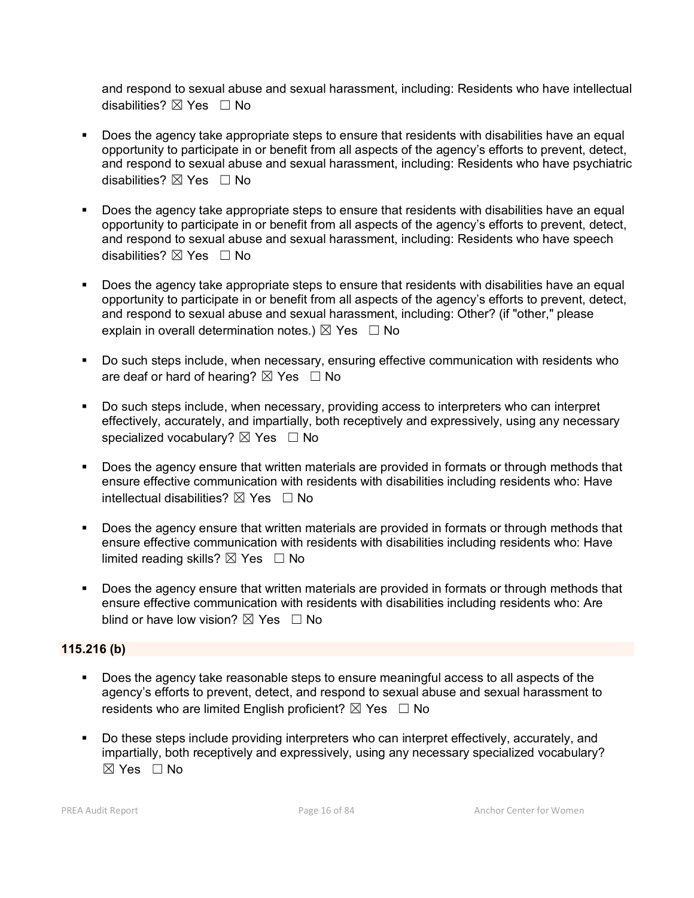and respond to sexual abuse and sexual harassment, including: Residents who have intellectual disabilities? ☒ Yes ☐ No

- Does the agency take appropriate steps to ensure that residents with disabilities have an equal opportunity to participate in or benefit from all aspects of the agency's efforts to prevent, detect, and respond to sexual abuse and sexual harassment, including: Residents who have psychiatric disabilities? ☒ Yes ☐ No

- Does the agency take appropriate steps to ensure that residents with disabilities have an equal opportunity to participate in or benefit from all aspects of the agency's efforts to prevent, detect, and respond to sexual abuse and sexual harassment, including: Residents who have speech disabilities? ☒ Yes ☐ No

- Does the agency take appropriate steps to ensure that residents with disabilities have an equal opportunity to participate in or benefit from all aspects of the agency's efforts to prevent, detect, and respond to sexual abuse and sexual harassment, including: Other? (if "other," please explain in overall determination notes.) ☒ Yes ☐ No

- Do such steps include, when necessary, ensuring effective communication with residents who are deaf or hard of hearing? ☒ Yes ☐ No

- Do such steps include, when necessary, providing access to interpreters who can interpret effectively, accurately, and impartially, both receptively and expressively, using any necessary specialized vocabulary? ☒ Yes ☐ No

- Does the agency ensure that written materials are provided in formats or through methods that ensure effective communication with residents with disabilities including residents who: Have intellectual disabilities? ☒ Yes ☐ No

- Does the agency ensure that written materials are provided in formats or through methods that ensure effective communication with residents with disabilities including residents who: Have limited reading skills? ☒ Yes ☐ No

- Does the agency ensure that written materials are provided in formats or through methods that ensure effective communication with residents with disabilities including residents who: Are blind or have low vision? ☒ Yes ☐ No

**115.216 (b)**

- Does the agency take reasonable steps to ensure meaningful access to all aspects of the agency's efforts to prevent, detect, and respond to sexual abuse and sexual harassment to residents who are limited English proficient? ☒ Yes ☐ No

- Do these steps include providing interpreters who can interpret effectively, accurately, and impartially, both receptively and expressively, using any necessary specialized vocabulary? ☒ Yes ☐ No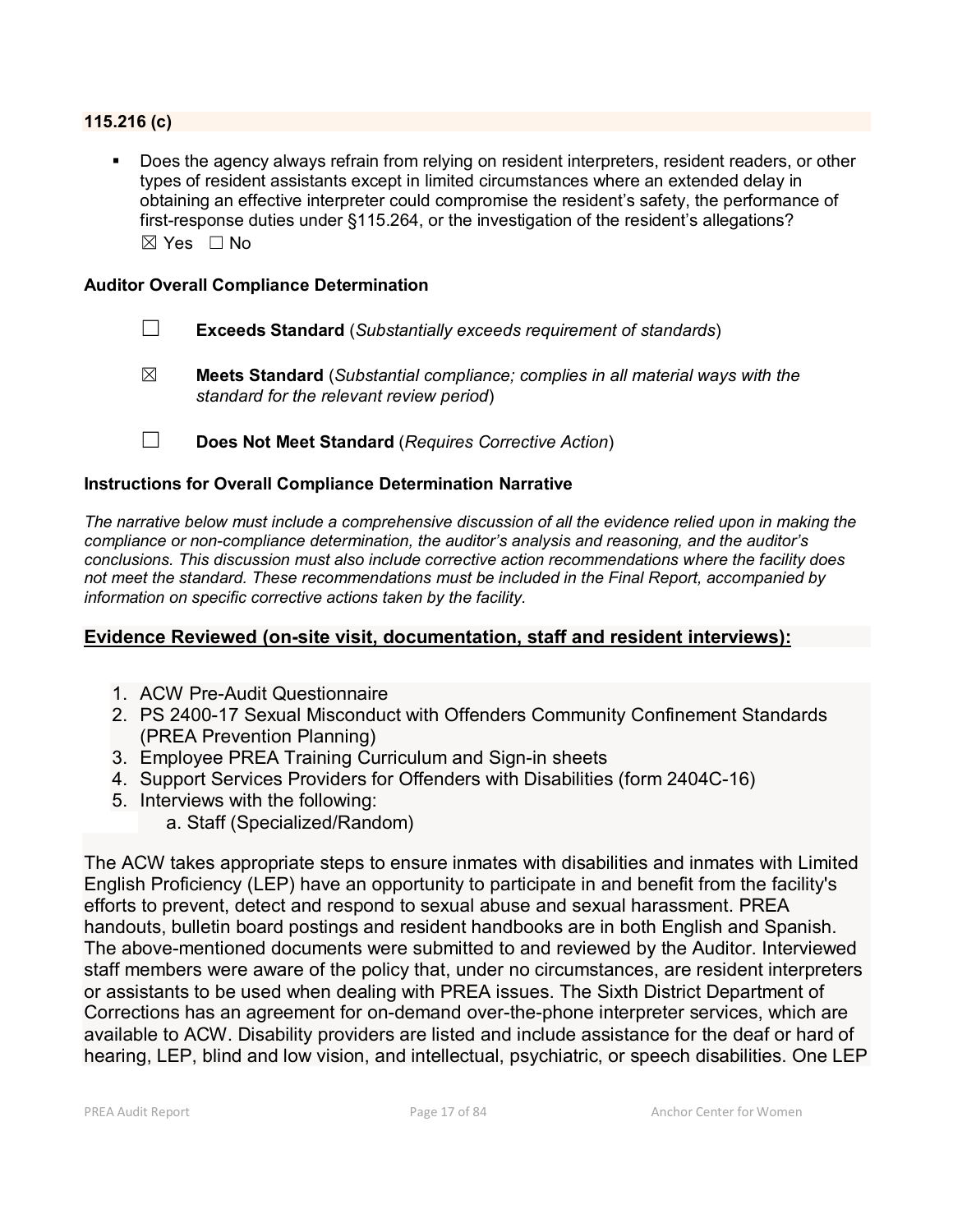**115.216 (c)**

- Does the agency always refrain from relying on resident interpreters, resident readers, or other types of resident assistants except in limited circumstances where an extended delay in obtaining an effective interpreter could compromise the resident's safety, the performance of first-response duties under §115.264, or the investigation of the resident's allegations?
  ☒ Yes ☐ No

**Auditor Overall Compliance Determination**

☐ **Exceeds Standard** (*Substantially exceeds requirement of standards*)

☒ **Meets Standard** (*Substantial compliance; complies in all material ways with the standard for the relevant review period*)

☐ **Does Not Meet Standard** (*Requires Corrective Action*)

**Instructions for Overall Compliance Determination Narrative**

*The narrative below must include a comprehensive discussion of all the evidence relied upon in making the compliance or non-compliance determination, the auditor's analysis and reasoning, and the auditor's conclusions. This discussion must also include corrective action recommendations where the facility does not meet the standard. These recommendations must be included in the Final Report, accompanied by information on specific corrective actions taken by the facility.*

**Evidence Reviewed (on-site visit, documentation, staff and resident interviews):**

1. ACW Pre-Audit Questionnaire
2. PS 2400-17 Sexual Misconduct with Offenders Community Confinement Standards (PREA Prevention Planning)
3. Employee PREA Training Curriculum and Sign-in sheets
4. Support Services Providers for Offenders with Disabilities (form 2404C-16)
5. Interviews with the following:
    a. Staff (Specialized/Random)

The ACW takes appropriate steps to ensure inmates with disabilities and inmates with Limited English Proficiency (LEP) have an opportunity to participate in and benefit from the facility's efforts to prevent, detect and respond to sexual abuse and sexual harassment. PREA handouts, bulletin board postings and resident handbooks are in both English and Spanish. The above-mentioned documents were submitted to and reviewed by the Auditor. Interviewed staff members were aware of the policy that, under no circumstances, are resident interpreters or assistants to be used when dealing with PREA issues. The Sixth District Department of Corrections has an agreement for on-demand over-the-phone interpreter services, which are available to ACW. Disability providers are listed and include assistance for the deaf or hard of hearing, LEP, blind and low vision, and intellectual, psychiatric, or speech disabilities. One LEP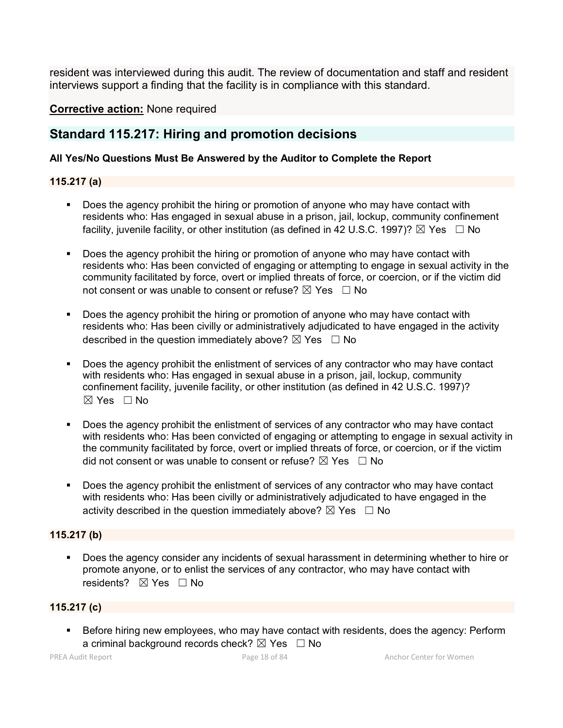resident was interviewed during this audit. The review of documentation and staff and resident interviews support a finding that the facility is in compliance with this standard.

**Corrective action:** None required

## Standard 115.217: Hiring and promotion decisions

**All Yes/No Questions Must Be Answered by the Auditor to Complete the Report**

### 115.217 (a)

- Does the agency prohibit the hiring or promotion of anyone who may have contact with residents who: Has engaged in sexual abuse in a prison, jail, lockup, community confinement facility, juvenile facility, or other institution (as defined in 42 U.S.C. 1997)? ☒ Yes ☐ No
- Does the agency prohibit the hiring or promotion of anyone who may have contact with residents who: Has been convicted of engaging or attempting to engage in sexual activity in the community facilitated by force, overt or implied threats of force, or coercion, or if the victim did not consent or was unable to consent or refuse? ☒ Yes ☐ No
- Does the agency prohibit the hiring or promotion of anyone who may have contact with residents who: Has been civilly or administratively adjudicated to have engaged in the activity described in the question immediately above? ☒ Yes ☐ No
- Does the agency prohibit the enlistment of services of any contractor who may have contact with residents who: Has engaged in sexual abuse in a prison, jail, lockup, community confinement facility, juvenile facility, or other institution (as defined in 42 U.S.C. 1997)? ☒ Yes ☐ No
- Does the agency prohibit the enlistment of services of any contractor who may have contact with residents who: Has been convicted of engaging or attempting to engage in sexual activity in the community facilitated by force, overt or implied threats of force, or coercion, or if the victim did not consent or was unable to consent or refuse? ☒ Yes ☐ No
- Does the agency prohibit the enlistment of services of any contractor who may have contact with residents who: Has been civilly or administratively adjudicated to have engaged in the activity described in the question immediately above? ☒ Yes ☐ No

### 115.217 (b)

- Does the agency consider any incidents of sexual harassment in determining whether to hire or promote anyone, or to enlist the services of any contractor, who may have contact with residents? ☒ Yes ☐ No

### 115.217 (c)

- Before hiring new employees, who may have contact with residents, does the agency: Perform a criminal background records check? ☒ Yes ☐ No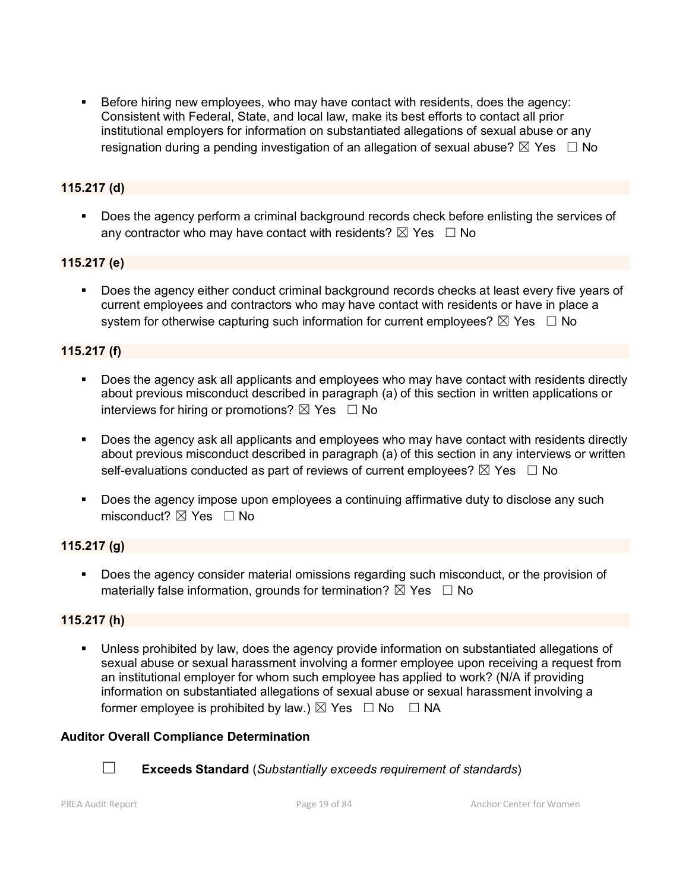- Before hiring new employees, who may have contact with residents, does the agency: Consistent with Federal, State, and local law, make its best efforts to contact all prior institutional employers for information on substantiated allegations of sexual abuse or any resignation during a pending investigation of an allegation of sexual abuse? ☒ Yes ☐ No

**115.217 (d)**

- Does the agency perform a criminal background records check before enlisting the services of any contractor who may have contact with residents? ☒ Yes ☐ No

**115.217 (e)**

- Does the agency either conduct criminal background records checks at least every five years of current employees and contractors who may have contact with residents or have in place a system for otherwise capturing such information for current employees? ☒ Yes ☐ No

**115.217 (f)**

- Does the agency ask all applicants and employees who may have contact with residents directly about previous misconduct described in paragraph (a) of this section in written applications or interviews for hiring or promotions? ☒ Yes ☐ No

- Does the agency ask all applicants and employees who may have contact with residents directly about previous misconduct described in paragraph (a) of this section in any interviews or written self-evaluations conducted as part of reviews of current employees? ☒ Yes ☐ No

- Does the agency impose upon employees a continuing affirmative duty to disclose any such misconduct? ☒ Yes ☐ No

**115.217 (g)**

- Does the agency consider material omissions regarding such misconduct, or the provision of materially false information, grounds for termination? ☒ Yes ☐ No

**115.217 (h)**

- Unless prohibited by law, does the agency provide information on substantiated allegations of sexual abuse or sexual harassment involving a former employee upon receiving a request from an institutional employer for whom such employee has applied to work? (N/A if providing information on substantiated allegations of sexual abuse or sexual harassment involving a former employee is prohibited by law.) ☒ Yes ☐ No ☐ NA

**Auditor Overall Compliance Determination**

☐ **Exceeds Standard** (*Substantially exceeds requirement of standards*)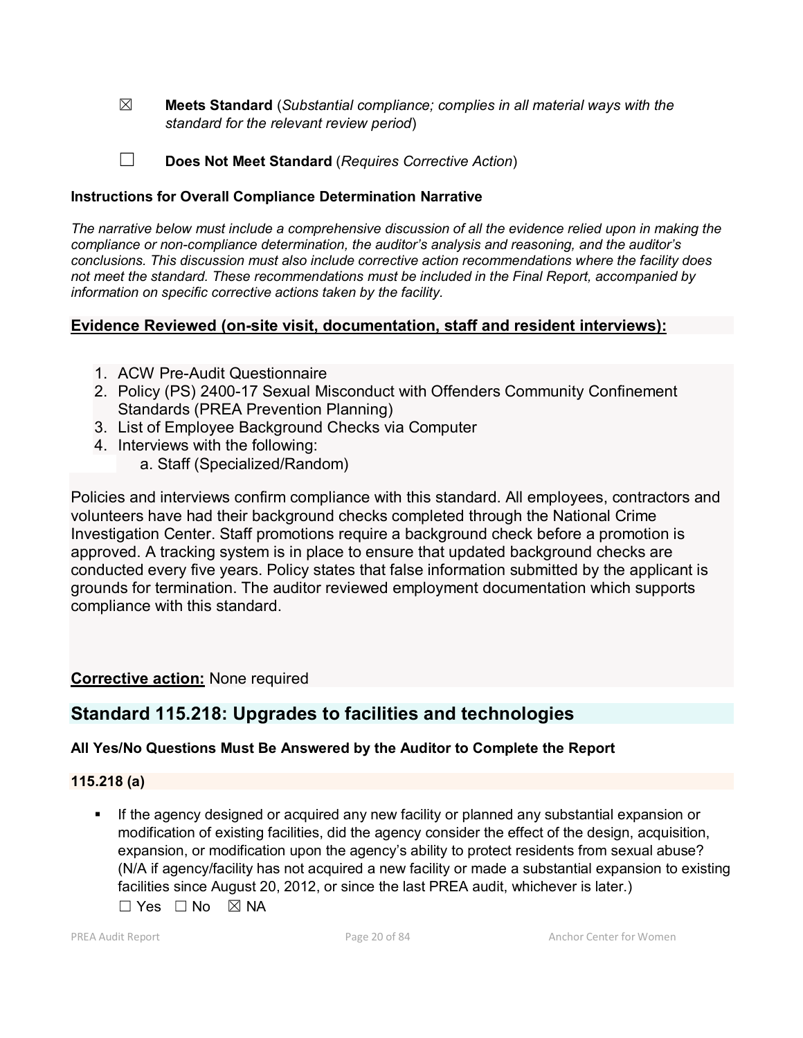☒ **Meets Standard** (*Substantial compliance; complies in all material ways with the standard for the relevant review period*)

☐ **Does Not Meet Standard** (*Requires Corrective Action*)

**Instructions for Overall Compliance Determination Narrative**

*The narrative below must include a comprehensive discussion of all the evidence relied upon in making the compliance or non-compliance determination, the auditor's analysis and reasoning, and the auditor's conclusions. This discussion must also include corrective action recommendations where the facility does not meet the standard. These recommendations must be included in the Final Report, accompanied by information on specific corrective actions taken by the facility.*

**Evidence Reviewed (on-site visit, documentation, staff and resident interviews):**

1. ACW Pre-Audit Questionnaire
2. Policy (PS) 2400-17 Sexual Misconduct with Offenders Community Confinement Standards (PREA Prevention Planning)
3. List of Employee Background Checks via Computer
4. Interviews with the following:
   a. Staff (Specialized/Random)

Policies and interviews confirm compliance with this standard. All employees, contractors and volunteers have had their background checks completed through the National Crime Investigation Center. Staff promotions require a background check before a promotion is approved. A tracking system is in place to ensure that updated background checks are conducted every five years. Policy states that false information submitted by the applicant is grounds for termination. The auditor reviewed employment documentation which supports compliance with this standard.

**Corrective action:** None required

## Standard 115.218: Upgrades to facilities and technologies

**All Yes/No Questions Must Be Answered by the Auditor to Complete the Report**

**115.218 (a)**

- If the agency designed or acquired any new facility or planned any substantial expansion or modification of existing facilities, did the agency consider the effect of the design, acquisition, expansion, or modification upon the agency's ability to protect residents from sexual abuse? (N/A if agency/facility has not acquired a new facility or made a substantial expansion to existing facilities since August 20, 2012, or since the last PREA audit, whichever is later.)

  ☐ Yes ☐ No ☒ NA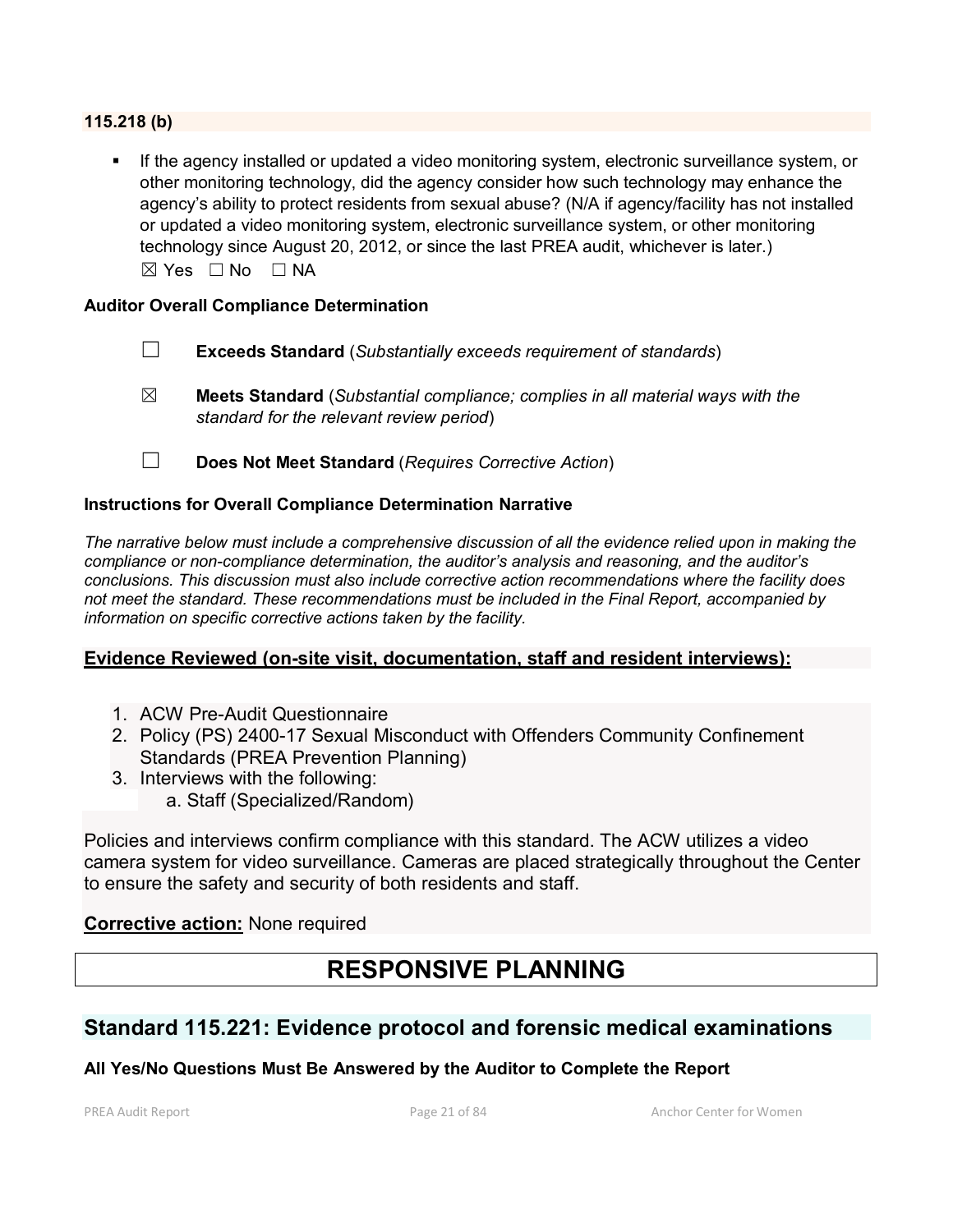**115.218 (b)**

- If the agency installed or updated a video monitoring system, electronic surveillance system, or other monitoring technology, did the agency consider how such technology may enhance the agency's ability to protect residents from sexual abuse? (N/A if agency/facility has not installed or updated a video monitoring system, electronic surveillance system, or other monitoring technology since August 20, 2012, or since the last PREA audit, whichever is later.)
  ☒ Yes ☐ No ☐ NA

**Auditor Overall Compliance Determination**

☐ **Exceeds Standard** (*Substantially exceeds requirement of standards*)

☒ **Meets Standard** (*Substantial compliance; complies in all material ways with the standard for the relevant review period*)

☐ **Does Not Meet Standard** (*Requires Corrective Action*)

**Instructions for Overall Compliance Determination Narrative**

*The narrative below must include a comprehensive discussion of all the evidence relied upon in making the compliance or non-compliance determination, the auditor's analysis and reasoning, and the auditor's conclusions. This discussion must also include corrective action recommendations where the facility does not meet the standard. These recommendations must be included in the Final Report, accompanied by information on specific corrective actions taken by the facility.*

**Evidence Reviewed (on-site visit, documentation, staff and resident interviews):**

1. ACW Pre-Audit Questionnaire
2. Policy (PS) 2400-17 Sexual Misconduct with Offenders Community Confinement Standards (PREA Prevention Planning)
3. Interviews with the following:
   a. Staff (Specialized/Random)

Policies and interviews confirm compliance with this standard. The ACW utilizes a video camera system for video surveillance. Cameras are placed strategically throughout the Center to ensure the safety and security of both residents and staff.

**Corrective action:** None required

# RESPONSIVE PLANNING

## Standard 115.221: Evidence protocol and forensic medical examinations

**All Yes/No Questions Must Be Answered by the Auditor to Complete the Report**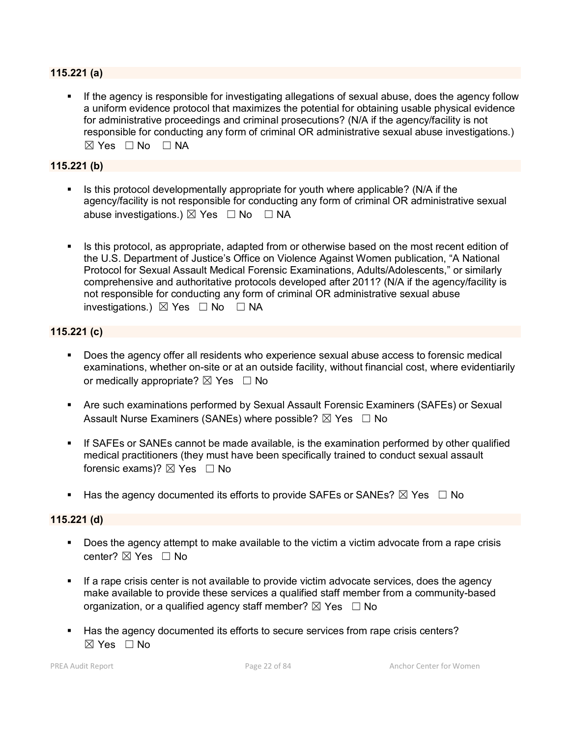**115.221 (a)**

- If the agency is responsible for investigating allegations of sexual abuse, does the agency follow a uniform evidence protocol that maximizes the potential for obtaining usable physical evidence for administrative proceedings and criminal prosecutions? (N/A if the agency/facility is not responsible for conducting any form of criminal OR administrative sexual abuse investigations.) ☒ Yes ☐ No ☐ NA

**115.221 (b)**

- Is this protocol developmentally appropriate for youth where applicable? (N/A if the agency/facility is not responsible for conducting any form of criminal OR administrative sexual abuse investigations.) ☒ Yes ☐ No ☐ NA

- Is this protocol, as appropriate, adapted from or otherwise based on the most recent edition of the U.S. Department of Justice's Office on Violence Against Women publication, "A National Protocol for Sexual Assault Medical Forensic Examinations, Adults/Adolescents," or similarly comprehensive and authoritative protocols developed after 2011? (N/A if the agency/facility is not responsible for conducting any form of criminal OR administrative sexual abuse investigations.) ☒ Yes ☐ No ☐ NA

**115.221 (c)**

- Does the agency offer all residents who experience sexual abuse access to forensic medical examinations, whether on-site or at an outside facility, without financial cost, where evidentiarily or medically appropriate? ☒ Yes ☐ No

- Are such examinations performed by Sexual Assault Forensic Examiners (SAFEs) or Sexual Assault Nurse Examiners (SANEs) where possible? ☒ Yes ☐ No

- If SAFEs or SANEs cannot be made available, is the examination performed by other qualified medical practitioners (they must have been specifically trained to conduct sexual assault forensic exams)? ☒ Yes ☐ No

- Has the agency documented its efforts to provide SAFEs or SANEs? ☒ Yes ☐ No

**115.221 (d)**

- Does the agency attempt to make available to the victim a victim advocate from a rape crisis center? ☒ Yes ☐ No

- If a rape crisis center is not available to provide victim advocate services, does the agency make available to provide these services a qualified staff member from a community-based organization, or a qualified agency staff member? ☒ Yes ☐ No

- Has the agency documented its efforts to secure services from rape crisis centers? ☒ Yes ☐ No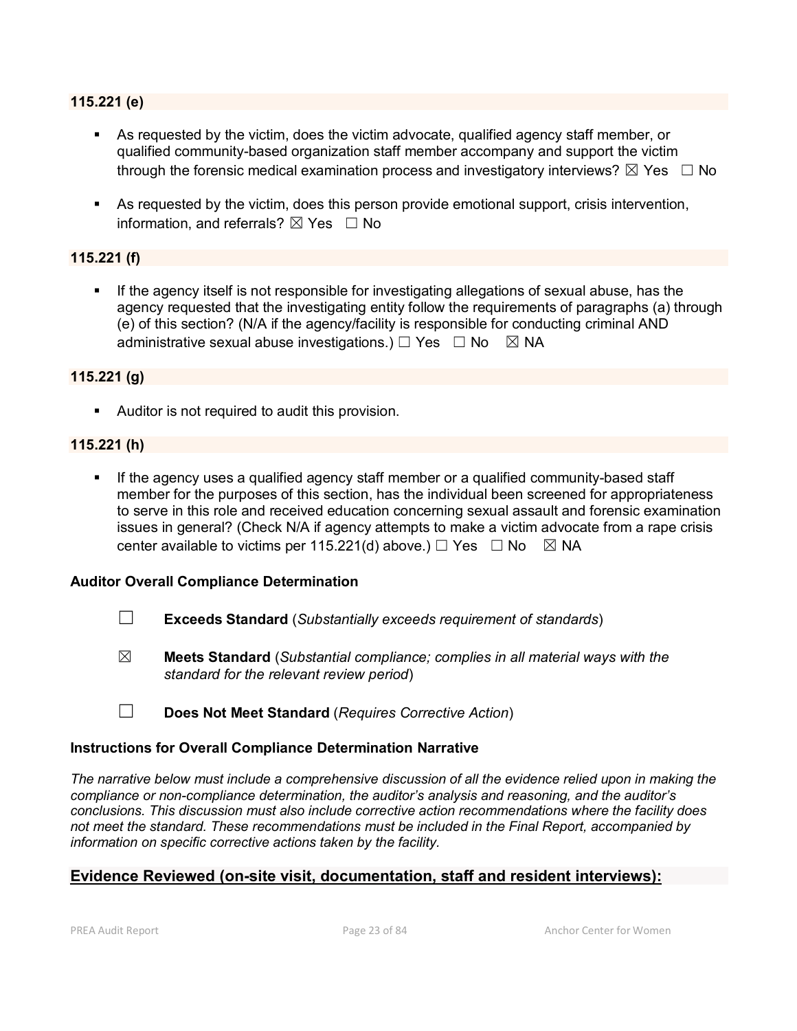### 115.221 (e)

- As requested by the victim, does the victim advocate, qualified agency staff member, or qualified community-based organization staff member accompany and support the victim through the forensic medical examination process and investigatory interviews? ☒ Yes ☐ No

- As requested by the victim, does this person provide emotional support, crisis intervention, information, and referrals? ☒ Yes ☐ No

### 115.221 (f)

- If the agency itself is not responsible for investigating allegations of sexual abuse, has the agency requested that the investigating entity follow the requirements of paragraphs (a) through (e) of this section? (N/A if the agency/facility is responsible for conducting criminal AND administrative sexual abuse investigations.) ☐ Yes ☐ No ☒ NA

### 115.221 (g)

- Auditor is not required to audit this provision.

### 115.221 (h)

- If the agency uses a qualified agency staff member or a qualified community-based staff member for the purposes of this section, has the individual been screened for appropriateness to serve in this role and received education concerning sexual assault and forensic examination issues in general? (Check N/A if agency attempts to make a victim advocate from a rape crisis center available to victims per 115.221(d) above.) ☐ Yes ☐ No ☒ NA

**Auditor Overall Compliance Determination**

☐ **Exceeds Standard** (*Substantially exceeds requirement of standards*)

☒ **Meets Standard** (*Substantial compliance; complies in all material ways with the standard for the relevant review period*)

☐ **Does Not Meet Standard** (*Requires Corrective Action*)

**Instructions for Overall Compliance Determination Narrative**

*The narrative below must include a comprehensive discussion of all the evidence relied upon in making the compliance or non-compliance determination, the auditor's analysis and reasoning, and the auditor's conclusions. This discussion must also include corrective action recommendations where the facility does not meet the standard. These recommendations must be included in the Final Report, accompanied by information on specific corrective actions taken by the facility.*

**Evidence Reviewed (on-site visit, documentation, staff and resident interviews):**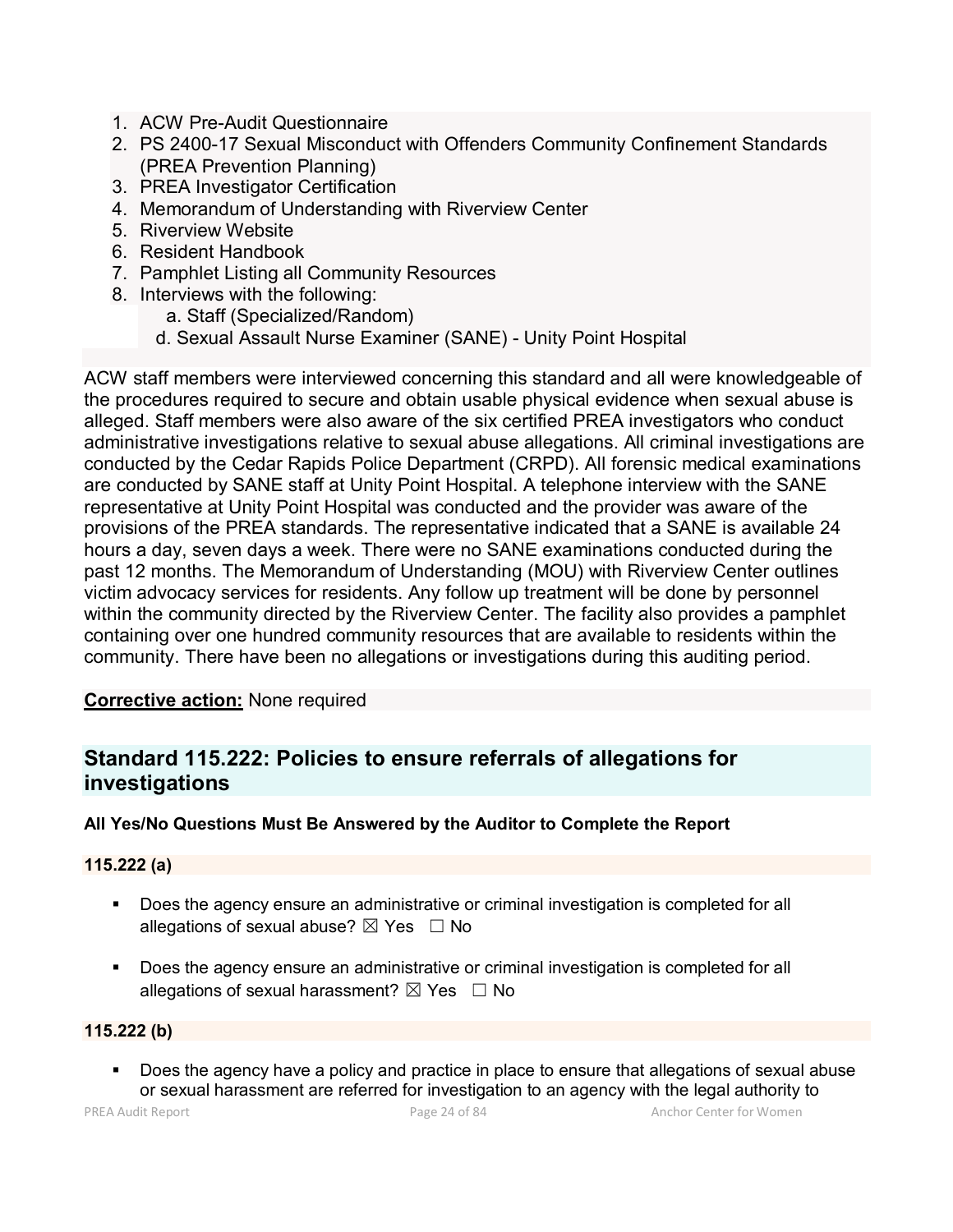1. ACW Pre-Audit Questionnaire
2. PS 2400-17 Sexual Misconduct with Offenders Community Confinement Standards (PREA Prevention Planning)
3. PREA Investigator Certification
4. Memorandum of Understanding with Riverview Center
5. Riverview Website
6. Resident Handbook
7. Pamphlet Listing all Community Resources
8. Interviews with the following:
   a. Staff (Specialized/Random)
   d. Sexual Assault Nurse Examiner (SANE) - Unity Point Hospital

ACW staff members were interviewed concerning this standard and all were knowledgeable of the procedures required to secure and obtain usable physical evidence when sexual abuse is alleged. Staff members were also aware of the six certified PREA investigators who conduct administrative investigations relative to sexual abuse allegations. All criminal investigations are conducted by the Cedar Rapids Police Department (CRPD). All forensic medical examinations are conducted by SANE staff at Unity Point Hospital. A telephone interview with the SANE representative at Unity Point Hospital was conducted and the provider was aware of the provisions of the PREA standards. The representative indicated that a SANE is available 24 hours a day, seven days a week. There were no SANE examinations conducted during the past 12 months. The Memorandum of Understanding (MOU) with Riverview Center outlines victim advocacy services for residents. Any follow up treatment will be done by personnel within the community directed by the Riverview Center. The facility also provides a pamphlet containing over one hundred community resources that are available to residents within the community. There have been no allegations or investigations during this auditing period.

**Corrective action:** None required

## Standard 115.222: Policies to ensure referrals of allegations for investigations

**All Yes/No Questions Must Be Answered by the Auditor to Complete the Report**

**115.222 (a)**

- Does the agency ensure an administrative or criminal investigation is completed for all allegations of sexual abuse? ☒ Yes ☐ No
- Does the agency ensure an administrative or criminal investigation is completed for all allegations of sexual harassment? ☒ Yes ☐ No

**115.222 (b)**

- Does the agency have a policy and practice in place to ensure that allegations of sexual abuse or sexual harassment are referred for investigation to an agency with the legal authority to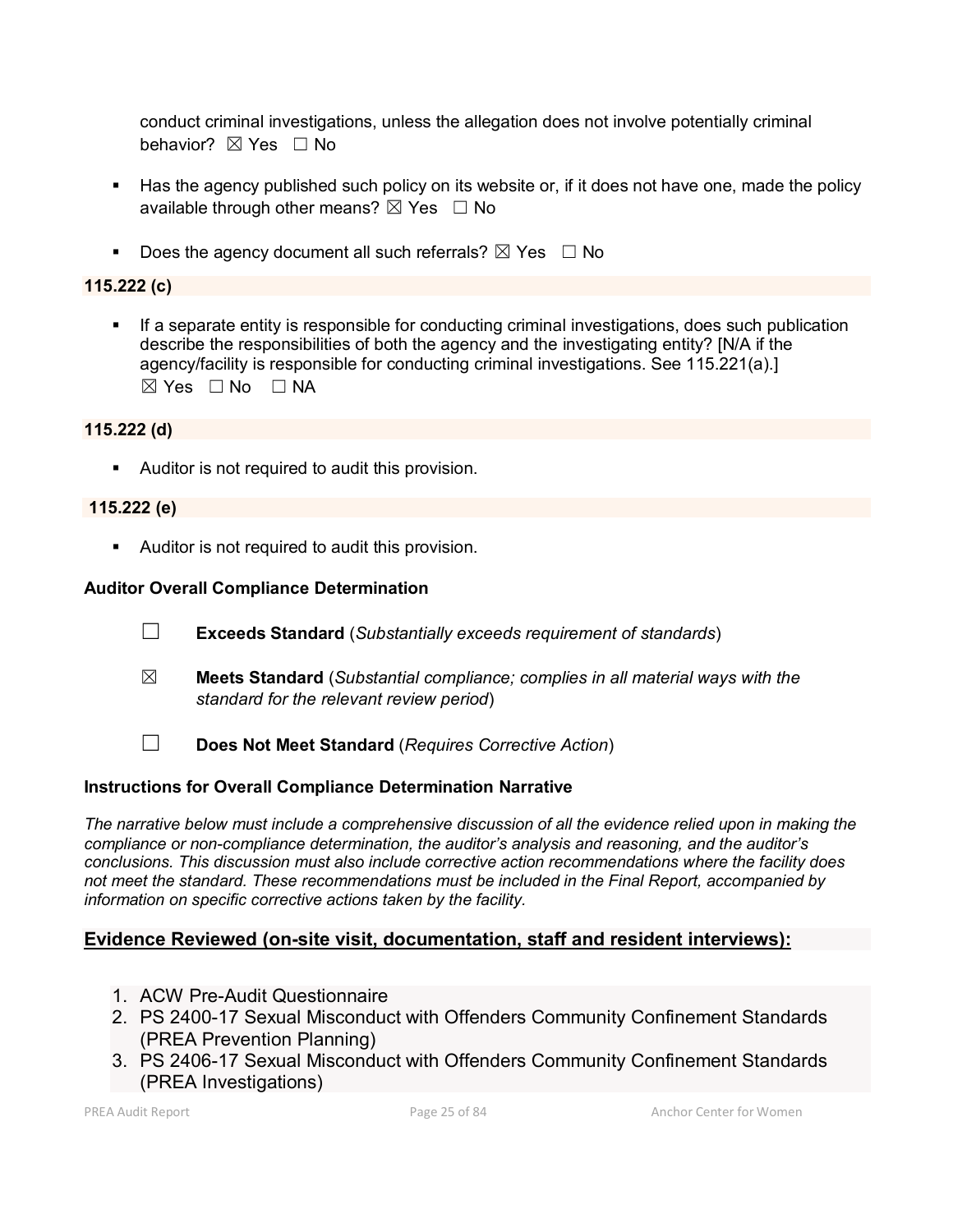conduct criminal investigations, unless the allegation does not involve potentially criminal behavior? ☒ Yes ☐ No

- Has the agency published such policy on its website or, if it does not have one, made the policy available through other means? ☒ Yes ☐ No
- Does the agency document all such referrals? ☒ Yes ☐ No

**115.222 (c)**

- If a separate entity is responsible for conducting criminal investigations, does such publication describe the responsibilities of both the agency and the investigating entity? [N/A if the agency/facility is responsible for conducting criminal investigations. See 115.221(a).] ☒ Yes ☐ No ☐ NA

**115.222 (d)**

- Auditor is not required to audit this provision.

**115.222 (e)**

- Auditor is not required to audit this provision.

**Auditor Overall Compliance Determination**

☐ **Exceeds Standard** (*Substantially exceeds requirement of standards*)

☒ **Meets Standard** (*Substantial compliance; complies in all material ways with the standard for the relevant review period*)

☐ **Does Not Meet Standard** (*Requires Corrective Action*)

**Instructions for Overall Compliance Determination Narrative**

*The narrative below must include a comprehensive discussion of all the evidence relied upon in making the compliance or non-compliance determination, the auditor's analysis and reasoning, and the auditor's conclusions. This discussion must also include corrective action recommendations where the facility does not meet the standard. These recommendations must be included in the Final Report, accompanied by information on specific corrective actions taken by the facility.*

**Evidence Reviewed (on-site visit, documentation, staff and resident interviews):**

1. ACW Pre-Audit Questionnaire
2. PS 2400-17 Sexual Misconduct with Offenders Community Confinement Standards (PREA Prevention Planning)
3. PS 2406-17 Sexual Misconduct with Offenders Community Confinement Standards (PREA Investigations)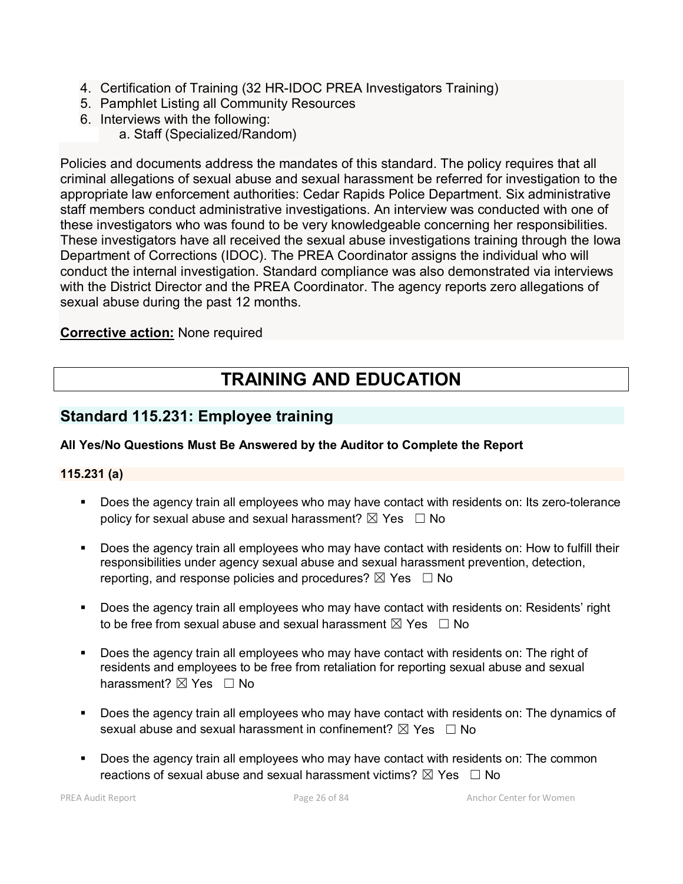4. Certification of Training (32 HR-IDOC PREA Investigators Training)
5. Pamphlet Listing all Community Resources
6. Interviews with the following:
   a. Staff (Specialized/Random)

Policies and documents address the mandates of this standard. The policy requires that all criminal allegations of sexual abuse and sexual harassment be referred for investigation to the appropriate law enforcement authorities: Cedar Rapids Police Department. Six administrative staff members conduct administrative investigations. An interview was conducted with one of these investigators who was found to be very knowledgeable concerning her responsibilities. These investigators have all received the sexual abuse investigations training through the Iowa Department of Corrections (IDOC). The PREA Coordinator assigns the individual who will conduct the internal investigation. Standard compliance was also demonstrated via interviews with the District Director and the PREA Coordinator. The agency reports zero allegations of sexual abuse during the past 12 months.

**Corrective action:** None required

# TRAINING AND EDUCATION

## Standard 115.231: Employee training

**All Yes/No Questions Must Be Answered by the Auditor to Complete the Report**

**115.231 (a)**

- Does the agency train all employees who may have contact with residents on: Its zero-tolerance policy for sexual abuse and sexual harassment? ☒ Yes ☐ No
- Does the agency train all employees who may have contact with residents on: How to fulfill their responsibilities under agency sexual abuse and sexual harassment prevention, detection, reporting, and response policies and procedures? ☒ Yes ☐ No
- Does the agency train all employees who may have contact with residents on: Residents' right to be free from sexual abuse and sexual harassment ☒ Yes ☐ No
- Does the agency train all employees who may have contact with residents on: The right of residents and employees to be free from retaliation for reporting sexual abuse and sexual harassment? ☒ Yes ☐ No
- Does the agency train all employees who may have contact with residents on: The dynamics of sexual abuse and sexual harassment in confinement? ☒ Yes ☐ No
- Does the agency train all employees who may have contact with residents on: The common reactions of sexual abuse and sexual harassment victims? ☒ Yes ☐ No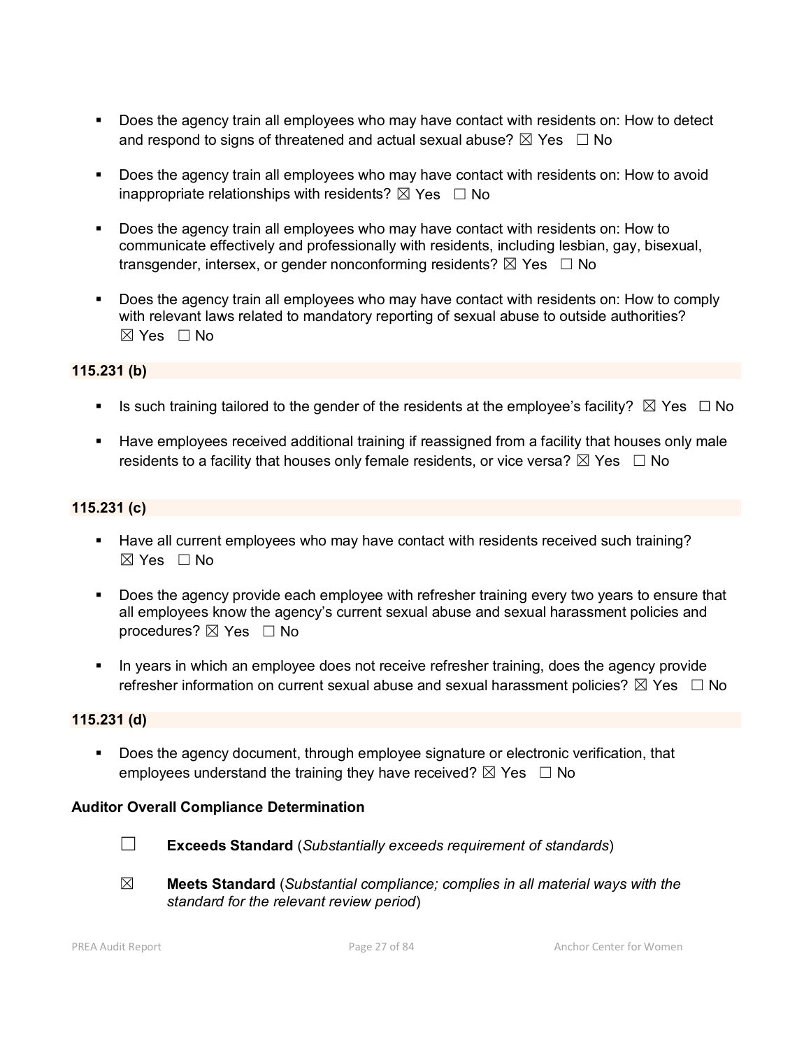- Does the agency train all employees who may have contact with residents on: How to detect and respond to signs of threatened and actual sexual abuse? ☒ Yes ☐ No

- Does the agency train all employees who may have contact with residents on: How to avoid inappropriate relationships with residents? ☒ Yes ☐ No

- Does the agency train all employees who may have contact with residents on: How to communicate effectively and professionally with residents, including lesbian, gay, bisexual, transgender, intersex, or gender nonconforming residents? ☒ Yes ☐ No

- Does the agency train all employees who may have contact with residents on: How to comply with relevant laws related to mandatory reporting of sexual abuse to outside authorities? ☒ Yes ☐ No

**115.231 (b)**

- Is such training tailored to the gender of the residents at the employee's facility? ☒ Yes ☐ No

- Have employees received additional training if reassigned from a facility that houses only male residents to a facility that houses only female residents, or vice versa? ☒ Yes ☐ No

**115.231 (c)**

- Have all current employees who may have contact with residents received such training? ☒ Yes ☐ No

- Does the agency provide each employee with refresher training every two years to ensure that all employees know the agency's current sexual abuse and sexual harassment policies and procedures? ☒ Yes ☐ No

- In years in which an employee does not receive refresher training, does the agency provide refresher information on current sexual abuse and sexual harassment policies? ☒ Yes ☐ No

**115.231 (d)**

- Does the agency document, through employee signature or electronic verification, that employees understand the training they have received? ☒ Yes ☐ No

**Auditor Overall Compliance Determination**

☐ **Exceeds Standard** (*Substantially exceeds requirement of standards*)

☒ **Meets Standard** (*Substantial compliance; complies in all material ways with the standard for the relevant review period*)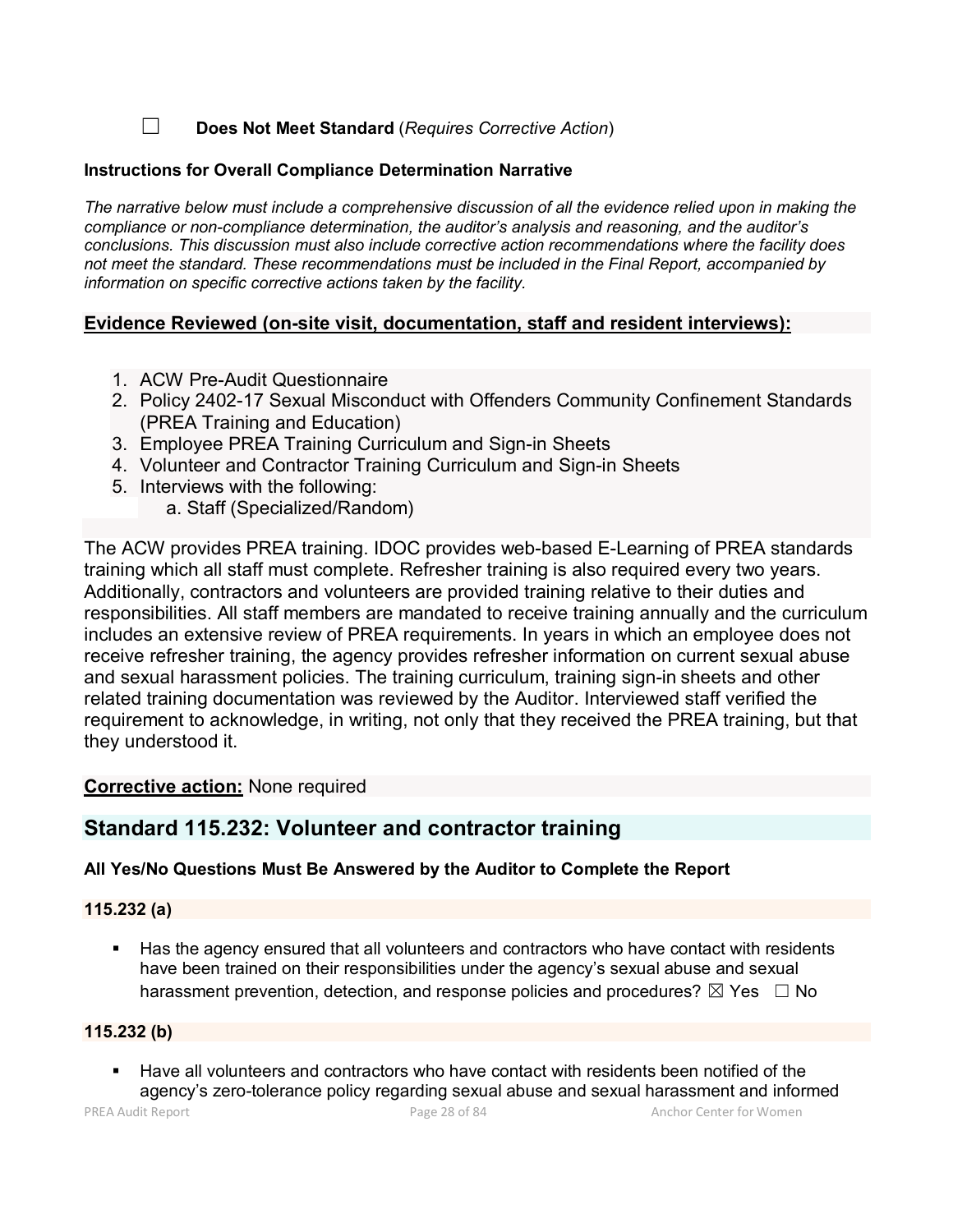☐ **Does Not Meet Standard** (*Requires Corrective Action*)

**Instructions for Overall Compliance Determination Narrative**

*The narrative below must include a comprehensive discussion of all the evidence relied upon in making the compliance or non-compliance determination, the auditor's analysis and reasoning, and the auditor's conclusions. This discussion must also include corrective action recommendations where the facility does not meet the standard. These recommendations must be included in the Final Report, accompanied by information on specific corrective actions taken by the facility.*

**Evidence Reviewed (on-site visit, documentation, staff and resident interviews):**

1. ACW Pre-Audit Questionnaire
2. Policy 2402-17 Sexual Misconduct with Offenders Community Confinement Standards (PREA Training and Education)
3. Employee PREA Training Curriculum and Sign-in Sheets
4. Volunteer and Contractor Training Curriculum and Sign-in Sheets
5. Interviews with the following:
   a. Staff (Specialized/Random)

The ACW provides PREA training. IDOC provides web-based E-Learning of PREA standards training which all staff must complete. Refresher training is also required every two years. Additionally, contractors and volunteers are provided training relative to their duties and responsibilities. All staff members are mandated to receive training annually and the curriculum includes an extensive review of PREA requirements. In years in which an employee does not receive refresher training, the agency provides refresher information on current sexual abuse and sexual harassment policies. The training curriculum, training sign-in sheets and other related training documentation was reviewed by the Auditor. Interviewed staff verified the requirement to acknowledge, in writing, not only that they received the PREA training, but that they understood it.

**Corrective action:** None required

## Standard 115.232: Volunteer and contractor training

**All Yes/No Questions Must Be Answered by the Auditor to Complete the Report**

**115.232 (a)**

- Has the agency ensured that all volunteers and contractors who have contact with residents have been trained on their responsibilities under the agency's sexual abuse and sexual harassment prevention, detection, and response policies and procedures? ☒ Yes ☐ No

**115.232 (b)**

- Have all volunteers and contractors who have contact with residents been notified of the agency's zero-tolerance policy regarding sexual abuse and sexual harassment and informed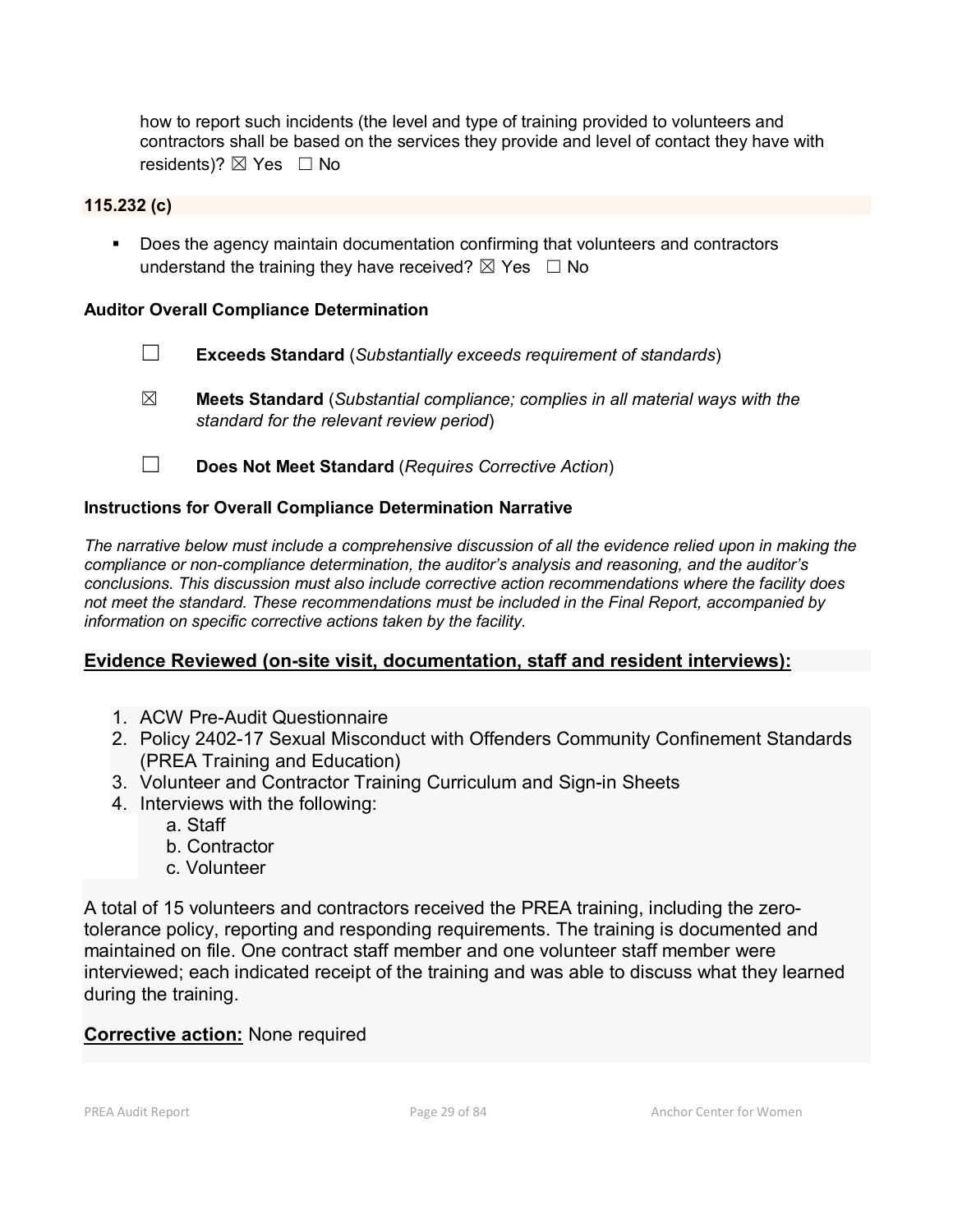how to report such incidents (the level and type of training provided to volunteers and contractors shall be based on the services they provide and level of contact they have with residents)? ☒ Yes ☐ No

**115.232 (c)**

- Does the agency maintain documentation confirming that volunteers and contractors understand the training they have received? ☒ Yes ☐ No

**Auditor Overall Compliance Determination**

☐ **Exceeds Standard** (*Substantially exceeds requirement of standards*)

☒ **Meets Standard** (*Substantial compliance; complies in all material ways with the standard for the relevant review period*)

☐ **Does Not Meet Standard** (*Requires Corrective Action*)

**Instructions for Overall Compliance Determination Narrative**

*The narrative below must include a comprehensive discussion of all the evidence relied upon in making the compliance or non-compliance determination, the auditor's analysis and reasoning, and the auditor's conclusions. This discussion must also include corrective action recommendations where the facility does not meet the standard. These recommendations must be included in the Final Report, accompanied by information on specific corrective actions taken by the facility.*

**Evidence Reviewed (on-site visit, documentation, staff and resident interviews):**

1. ACW Pre-Audit Questionnaire
2. Policy 2402-17 Sexual Misconduct with Offenders Community Confinement Standards (PREA Training and Education)
3. Volunteer and Contractor Training Curriculum and Sign-in Sheets
4. Interviews with the following:
   a. Staff
   b. Contractor
   c. Volunteer

A total of 15 volunteers and contractors received the PREA training, including the zero-tolerance policy, reporting and responding requirements. The training is documented and maintained on file. One contract staff member and one volunteer staff member were interviewed; each indicated receipt of the training and was able to discuss what they learned during the training.

**Corrective action:** None required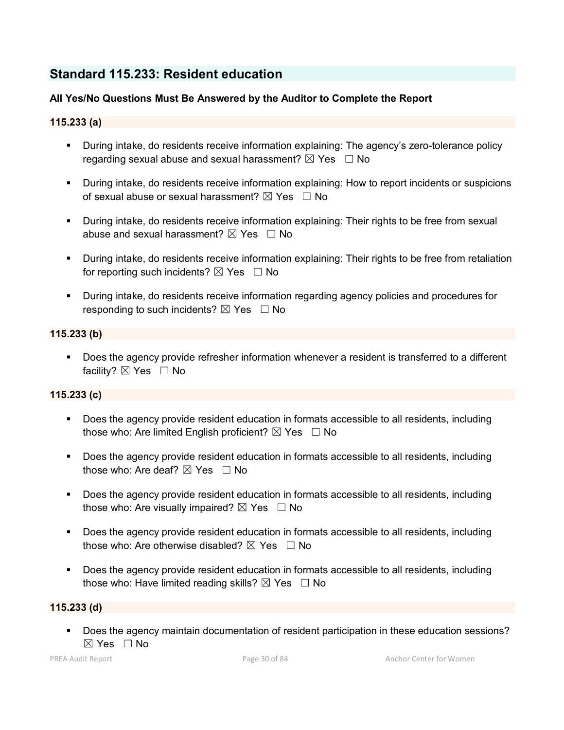## Standard 115.233: Resident education

**All Yes/No Questions Must Be Answered by the Auditor to Complete the Report**

### 115.233 (a)

- During intake, do residents receive information explaining: The agency's zero-tolerance policy regarding sexual abuse and sexual harassment? ☒ Yes ☐ No
- During intake, do residents receive information explaining: How to report incidents or suspicions of sexual abuse or sexual harassment? ☒ Yes ☐ No
- During intake, do residents receive information explaining: Their rights to be free from sexual abuse and sexual harassment? ☒ Yes ☐ No
- During intake, do residents receive information explaining: Their rights to be free from retaliation for reporting such incidents? ☒ Yes ☐ No
- During intake, do residents receive information regarding agency policies and procedures for responding to such incidents? ☒ Yes ☐ No

### 115.233 (b)

- Does the agency provide refresher information whenever a resident is transferred to a different facility? ☒ Yes ☐ No

### 115.233 (c)

- Does the agency provide resident education in formats accessible to all residents, including those who: Are limited English proficient? ☒ Yes ☐ No
- Does the agency provide resident education in formats accessible to all residents, including those who: Are deaf? ☒ Yes ☐ No
- Does the agency provide resident education in formats accessible to all residents, including those who: Are visually impaired? ☒ Yes ☐ No
- Does the agency provide resident education in formats accessible to all residents, including those who: Are otherwise disabled? ☒ Yes ☐ No
- Does the agency provide resident education in formats accessible to all residents, including those who: Have limited reading skills? ☒ Yes ☐ No

### 115.233 (d)

- Does the agency maintain documentation of resident participation in these education sessions? ☒ Yes ☐ No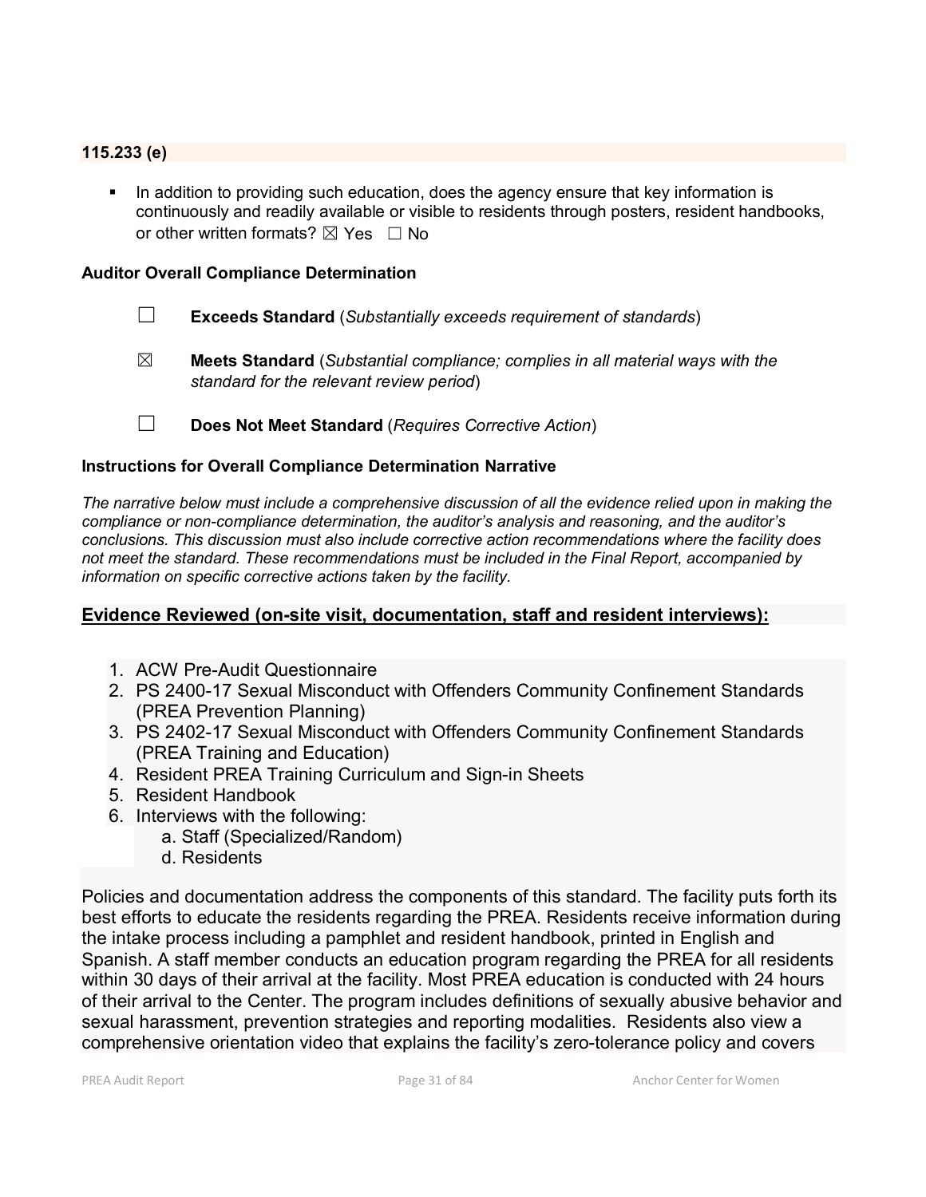**115.233 (e)**

- In addition to providing such education, does the agency ensure that key information is continuously and readily available or visible to residents through posters, resident handbooks, or other written formats? ☒ Yes ☐ No

**Auditor Overall Compliance Determination**

☐ **Exceeds Standard** (*Substantially exceeds requirement of standards*)

☒ **Meets Standard** (*Substantial compliance; complies in all material ways with the standard for the relevant review period*)

☐ **Does Not Meet Standard** (*Requires Corrective Action*)

**Instructions for Overall Compliance Determination Narrative**

*The narrative below must include a comprehensive discussion of all the evidence relied upon in making the compliance or non-compliance determination, the auditor's analysis and reasoning, and the auditor's conclusions. This discussion must also include corrective action recommendations where the facility does not meet the standard. These recommendations must be included in the Final Report, accompanied by information on specific corrective actions taken by the facility.*

**Evidence Reviewed (on-site visit, documentation, staff and resident interviews):**

1. ACW Pre-Audit Questionnaire
2. PS 2400-17 Sexual Misconduct with Offenders Community Confinement Standards (PREA Prevention Planning)
3. PS 2402-17 Sexual Misconduct with Offenders Community Confinement Standards (PREA Training and Education)
4. Resident PREA Training Curriculum and Sign-in Sheets
5. Resident Handbook
6. Interviews with the following:
   a. Staff (Specialized/Random)
   d. Residents

Policies and documentation address the components of this standard. The facility puts forth its best efforts to educate the residents regarding the PREA. Residents receive information during the intake process including a pamphlet and resident handbook, printed in English and Spanish. A staff member conducts an education program regarding the PREA for all residents within 30 days of their arrival at the facility. Most PREA education is conducted with 24 hours of their arrival to the Center. The program includes definitions of sexually abusive behavior and sexual harassment, prevention strategies and reporting modalities. Residents also view a comprehensive orientation video that explains the facility's zero-tolerance policy and covers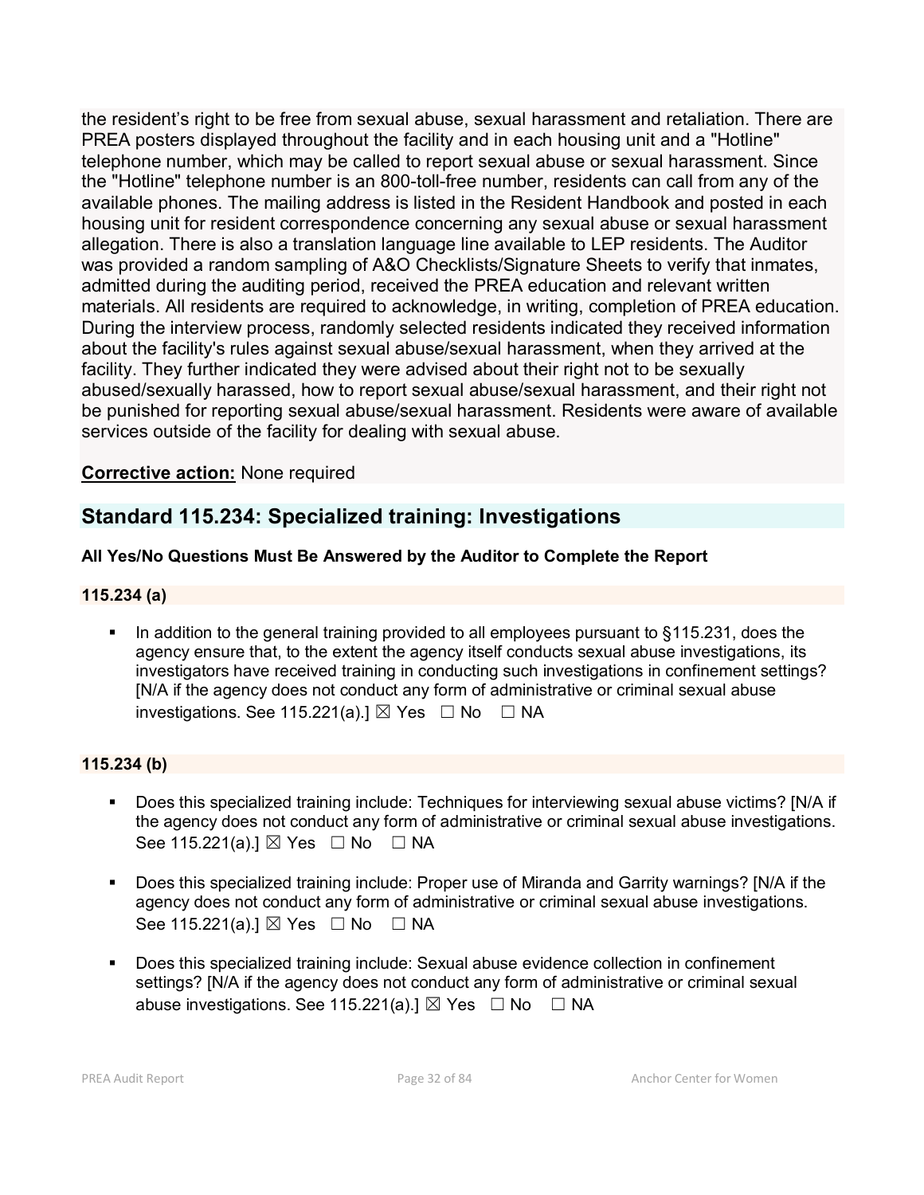the resident's right to be free from sexual abuse, sexual harassment and retaliation. There are PREA posters displayed throughout the facility and in each housing unit and a "Hotline" telephone number, which may be called to report sexual abuse or sexual harassment. Since the "Hotline" telephone number is an 800-toll-free number, residents can call from any of the available phones. The mailing address is listed in the Resident Handbook and posted in each housing unit for resident correspondence concerning any sexual abuse or sexual harassment allegation. There is also a translation language line available to LEP residents. The Auditor was provided a random sampling of A&O Checklists/Signature Sheets to verify that inmates, admitted during the auditing period, received the PREA education and relevant written materials. All residents are required to acknowledge, in writing, completion of PREA education. During the interview process, randomly selected residents indicated they received information about the facility's rules against sexual abuse/sexual harassment, when they arrived at the facility. They further indicated they were advised about their right not to be sexually abused/sexually harassed, how to report sexual abuse/sexual harassment, and their right not be punished for reporting sexual abuse/sexual harassment. Residents were aware of available services outside of the facility for dealing with sexual abuse.

**Corrective action:** None required

## Standard 115.234: Specialized training: Investigations

**All Yes/No Questions Must Be Answered by the Auditor to Complete the Report**

### 115.234 (a)

- In addition to the general training provided to all employees pursuant to §115.231, does the agency ensure that, to the extent the agency itself conducts sexual abuse investigations, its investigators have received training in conducting such investigations in confinement settings? [N/A if the agency does not conduct any form of administrative or criminal sexual abuse investigations. See 115.221(a).] ☒ Yes ☐ No ☐ NA

### 115.234 (b)

- Does this specialized training include: Techniques for interviewing sexual abuse victims? [N/A if the agency does not conduct any form of administrative or criminal sexual abuse investigations. See 115.221(a).] ☒ Yes ☐ No ☐ NA
- Does this specialized training include: Proper use of Miranda and Garrity warnings? [N/A if the agency does not conduct any form of administrative or criminal sexual abuse investigations. See 115.221(a).] ☒ Yes ☐ No ☐ NA
- Does this specialized training include: Sexual abuse evidence collection in confinement settings? [N/A if the agency does not conduct any form of administrative or criminal sexual abuse investigations. See 115.221(a).] ☒ Yes ☐ No ☐ NA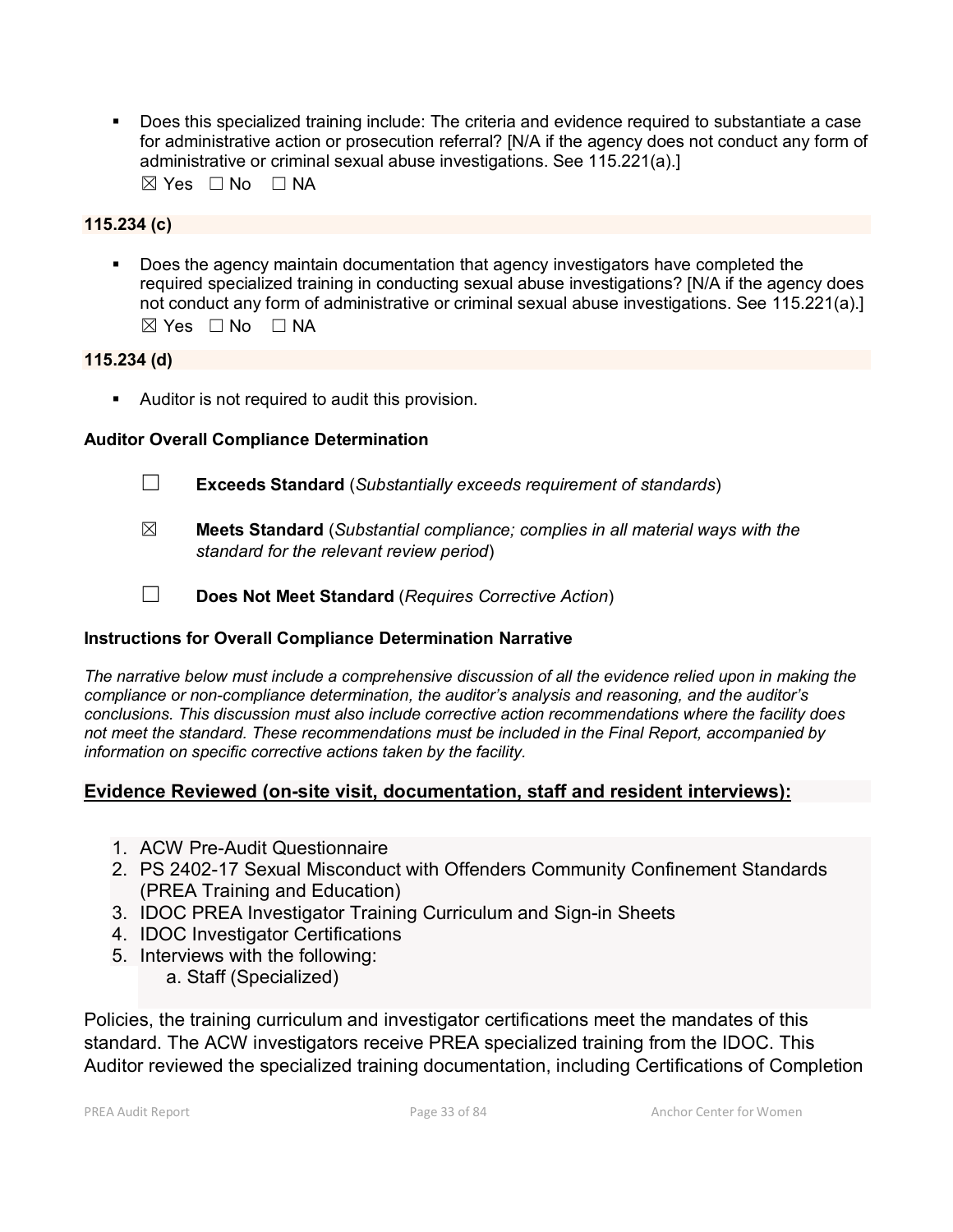- Does this specialized training include: The criteria and evidence required to substantiate a case for administrative action or prosecution referral? [N/A if the agency does not conduct any form of administrative or criminal sexual abuse investigations. See 115.221(a).]
  ☒ Yes ☐ No ☐ NA

**115.234 (c)**

- Does the agency maintain documentation that agency investigators have completed the required specialized training in conducting sexual abuse investigations? [N/A if the agency does not conduct any form of administrative or criminal sexual abuse investigations. See 115.221(a).]
  ☒ Yes ☐ No ☐ NA

**115.234 (d)**

- Auditor is not required to audit this provision.

**Auditor Overall Compliance Determination**

☐ **Exceeds Standard** (*Substantially exceeds requirement of standards*)

☒ **Meets Standard** (*Substantial compliance; complies in all material ways with the standard for the relevant review period*)

☐ **Does Not Meet Standard** (*Requires Corrective Action*)

**Instructions for Overall Compliance Determination Narrative**

*The narrative below must include a comprehensive discussion of all the evidence relied upon in making the compliance or non-compliance determination, the auditor's analysis and reasoning, and the auditor's conclusions. This discussion must also include corrective action recommendations where the facility does not meet the standard. These recommendations must be included in the Final Report, accompanied by information on specific corrective actions taken by the facility.*

**<u>Evidence Reviewed (on-site visit, documentation, staff and resident interviews):</u>**

1. ACW Pre-Audit Questionnaire
2. PS 2402-17 Sexual Misconduct with Offenders Community Confinement Standards (PREA Training and Education)
3. IDOC PREA Investigator Training Curriculum and Sign-in Sheets
4. IDOC Investigator Certifications
5. Interviews with the following:
   a. Staff (Specialized)

Policies, the training curriculum and investigator certifications meet the mandates of this standard. The ACW investigators receive PREA specialized training from the IDOC. This Auditor reviewed the specialized training documentation, including Certifications of Completion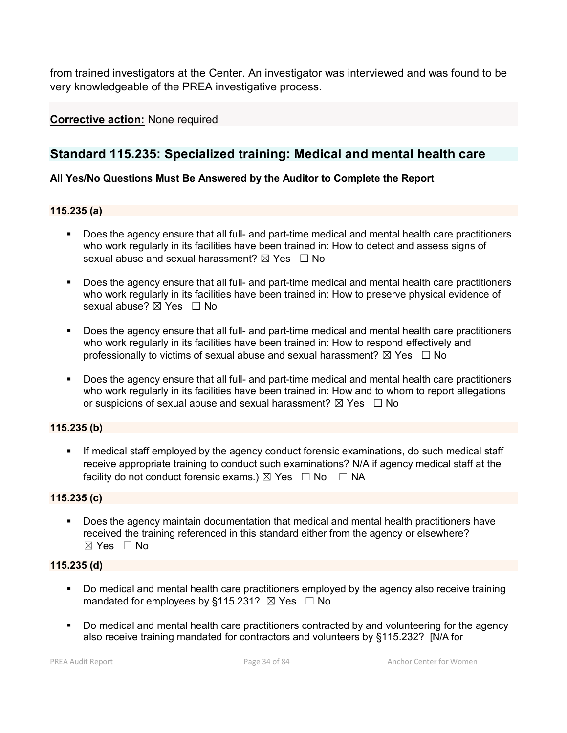from trained investigators at the Center. An investigator was interviewed and was found to be very knowledgeable of the PREA investigative process.

**Corrective action:** None required

## Standard 115.235: Specialized training: Medical and mental health care

**All Yes/No Questions Must Be Answered by the Auditor to Complete the Report**

### 115.235 (a)

- Does the agency ensure that all full- and part-time medical and mental health care practitioners who work regularly in its facilities have been trained in: How to detect and assess signs of sexual abuse and sexual harassment? ☒ Yes ☐ No
- Does the agency ensure that all full- and part-time medical and mental health care practitioners who work regularly in its facilities have been trained in: How to preserve physical evidence of sexual abuse? ☒ Yes ☐ No
- Does the agency ensure that all full- and part-time medical and mental health care practitioners who work regularly in its facilities have been trained in: How to respond effectively and professionally to victims of sexual abuse and sexual harassment? ☒ Yes ☐ No
- Does the agency ensure that all full- and part-time medical and mental health care practitioners who work regularly in its facilities have been trained in: How and to whom to report allegations or suspicions of sexual abuse and sexual harassment? ☒ Yes ☐ No

### 115.235 (b)

- If medical staff employed by the agency conduct forensic examinations, do such medical staff receive appropriate training to conduct such examinations? N/A if agency medical staff at the facility do not conduct forensic exams.) ☒ Yes ☐ No ☐ NA

### 115.235 (c)

- Does the agency maintain documentation that medical and mental health practitioners have received the training referenced in this standard either from the agency or elsewhere? ☒ Yes ☐ No

### 115.235 (d)

- Do medical and mental health care practitioners employed by the agency also receive training mandated for employees by §115.231? ☒ Yes ☐ No
- Do medical and mental health care practitioners contracted by and volunteering for the agency also receive training mandated for contractors and volunteers by §115.232? [N/A for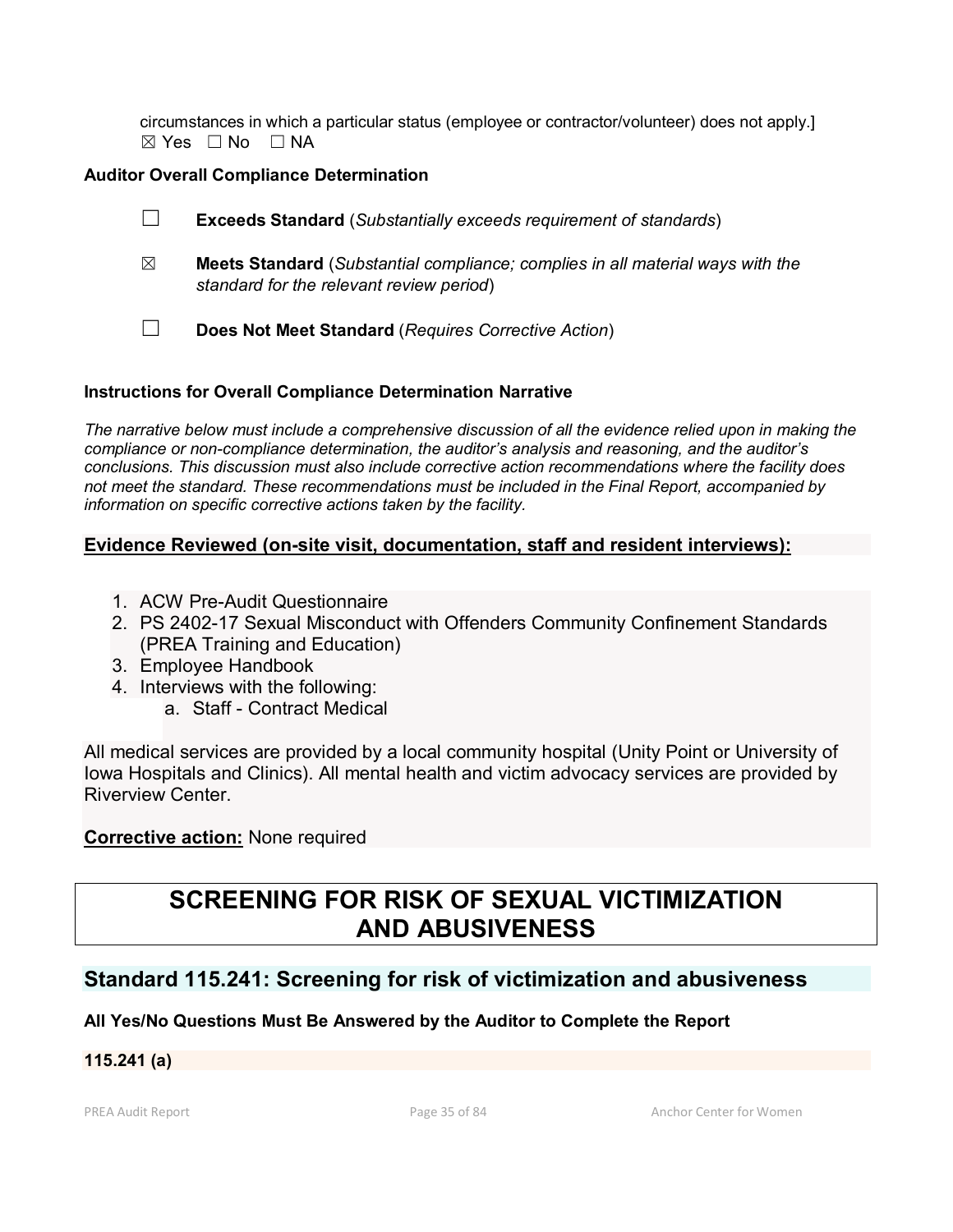circumstances in which a particular status (employee or contractor/volunteer) does not apply.]
☒ Yes ☐ No ☐ NA

**Auditor Overall Compliance Determination**

☐ **Exceeds Standard** (*Substantially exceeds requirement of standards*)

☒ **Meets Standard** (*Substantial compliance; complies in all material ways with the standard for the relevant review period*)

☐ **Does Not Meet Standard** (*Requires Corrective Action*)

**Instructions for Overall Compliance Determination Narrative**

*The narrative below must include a comprehensive discussion of all the evidence relied upon in making the compliance or non-compliance determination, the auditor's analysis and reasoning, and the auditor's conclusions. This discussion must also include corrective action recommendations where the facility does not meet the standard. These recommendations must be included in the Final Report, accompanied by information on specific corrective actions taken by the facility.*

**Evidence Reviewed (on-site visit, documentation, staff and resident interviews):**

1. ACW Pre-Audit Questionnaire
2. PS 2402-17 Sexual Misconduct with Offenders Community Confinement Standards (PREA Training and Education)
3. Employee Handbook
4. Interviews with the following:
   a. Staff - Contract Medical

All medical services are provided by a local community hospital (Unity Point or University of Iowa Hospitals and Clinics). All mental health and victim advocacy services are provided by Riverview Center.

**Corrective action:** None required

# SCREENING FOR RISK OF SEXUAL VICTIMIZATION AND ABUSIVENESS

## Standard 115.241: Screening for risk of victimization and abusiveness

**All Yes/No Questions Must Be Answered by the Auditor to Complete the Report**

**115.241 (a)**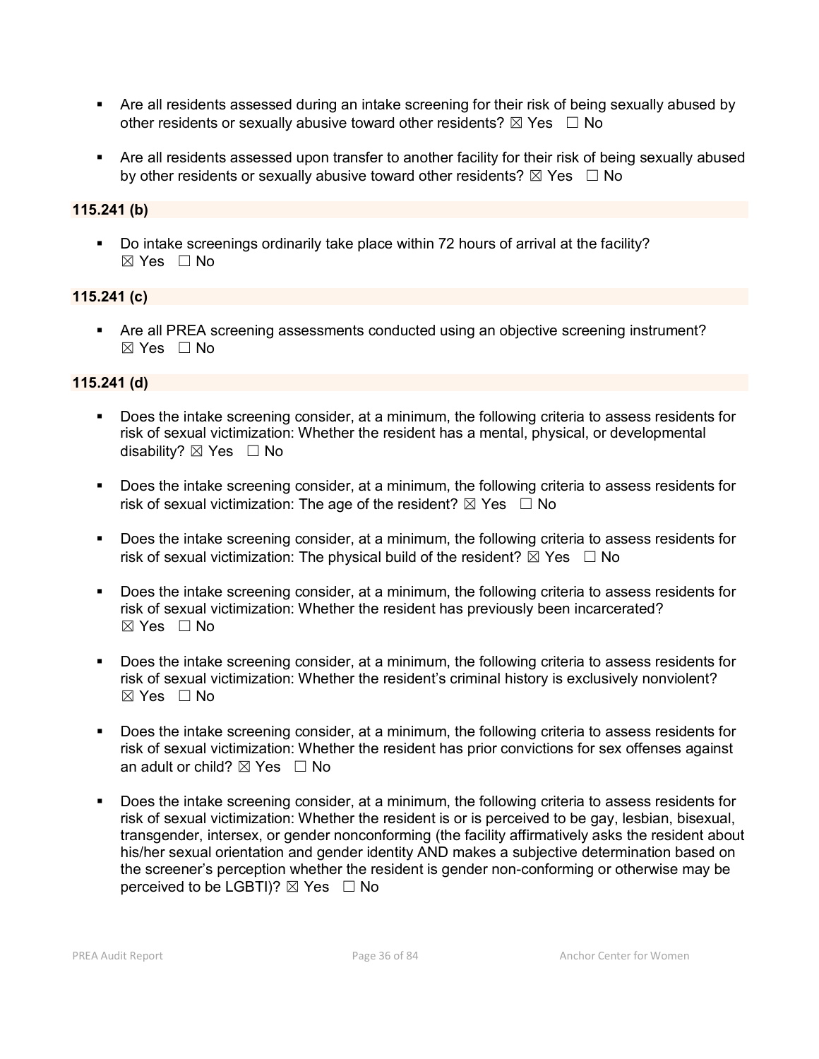- Are all residents assessed during an intake screening for their risk of being sexually abused by other residents or sexually abusive toward other residents? ☒ Yes ☐ No

- Are all residents assessed upon transfer to another facility for their risk of being sexually abused by other residents or sexually abusive toward other residents? ☒ Yes ☐ No

**115.241 (b)**

- Do intake screenings ordinarily take place within 72 hours of arrival at the facility? ☒ Yes ☐ No

**115.241 (c)**

- Are all PREA screening assessments conducted using an objective screening instrument? ☒ Yes ☐ No

**115.241 (d)**

- Does the intake screening consider, at a minimum, the following criteria to assess residents for risk of sexual victimization: Whether the resident has a mental, physical, or developmental disability? ☒ Yes ☐ No

- Does the intake screening consider, at a minimum, the following criteria to assess residents for risk of sexual victimization: The age of the resident? ☒ Yes ☐ No

- Does the intake screening consider, at a minimum, the following criteria to assess residents for risk of sexual victimization: The physical build of the resident? ☒ Yes ☐ No

- Does the intake screening consider, at a minimum, the following criteria to assess residents for risk of sexual victimization: Whether the resident has previously been incarcerated? ☒ Yes ☐ No

- Does the intake screening consider, at a minimum, the following criteria to assess residents for risk of sexual victimization: Whether the resident's criminal history is exclusively nonviolent? ☒ Yes ☐ No

- Does the intake screening consider, at a minimum, the following criteria to assess residents for risk of sexual victimization: Whether the resident has prior convictions for sex offenses against an adult or child? ☒ Yes ☐ No

- Does the intake screening consider, at a minimum, the following criteria to assess residents for risk of sexual victimization: Whether the resident is or is perceived to be gay, lesbian, bisexual, transgender, intersex, or gender nonconforming (the facility affirmatively asks the resident about his/her sexual orientation and gender identity AND makes a subjective determination based on the screener's perception whether the resident is gender non-conforming or otherwise may be perceived to be LGBTI)? ☒ Yes ☐ No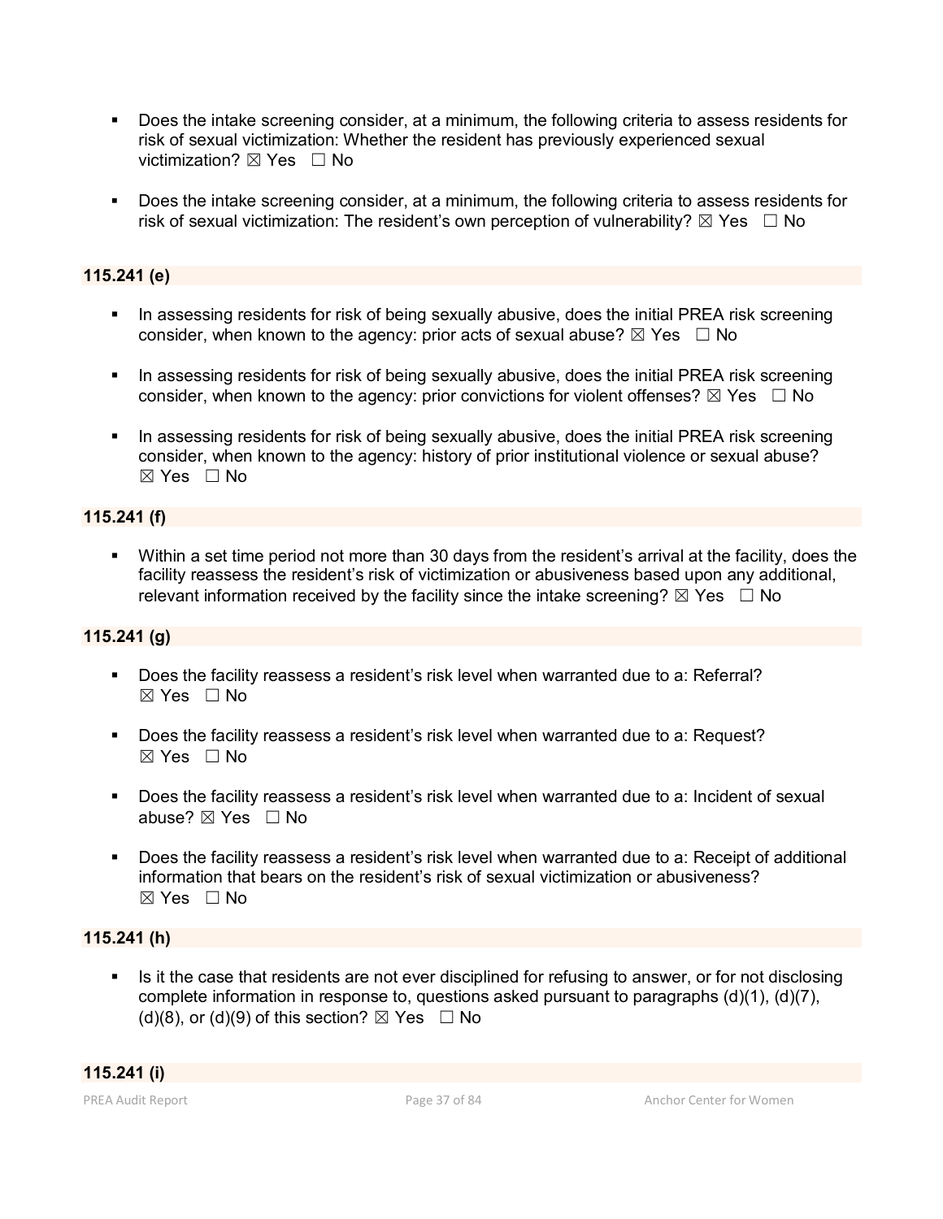- Does the intake screening consider, at a minimum, the following criteria to assess residents for risk of sexual victimization: Whether the resident has previously experienced sexual victimization? ☒ Yes ☐ No

- Does the intake screening consider, at a minimum, the following criteria to assess residents for risk of sexual victimization: The resident's own perception of vulnerability? ☒ Yes ☐ No

**115.241 (e)**

- In assessing residents for risk of being sexually abusive, does the initial PREA risk screening consider, when known to the agency: prior acts of sexual abuse? ☒ Yes ☐ No

- In assessing residents for risk of being sexually abusive, does the initial PREA risk screening consider, when known to the agency: prior convictions for violent offenses? ☒ Yes ☐ No

- In assessing residents for risk of being sexually abusive, does the initial PREA risk screening consider, when known to the agency: history of prior institutional violence or sexual abuse? ☒ Yes ☐ No

**115.241 (f)**

- Within a set time period not more than 30 days from the resident's arrival at the facility, does the facility reassess the resident's risk of victimization or abusiveness based upon any additional, relevant information received by the facility since the intake screening? ☒ Yes ☐ No

**115.241 (g)**

- Does the facility reassess a resident's risk level when warranted due to a: Referral? ☒ Yes ☐ No

- Does the facility reassess a resident's risk level when warranted due to a: Request? ☒ Yes ☐ No

- Does the facility reassess a resident's risk level when warranted due to a: Incident of sexual abuse? ☒ Yes ☐ No

- Does the facility reassess a resident's risk level when warranted due to a: Receipt of additional information that bears on the resident's risk of sexual victimization or abusiveness? ☒ Yes ☐ No

**115.241 (h)**

- Is it the case that residents are not ever disciplined for refusing to answer, or for not disclosing complete information in response to, questions asked pursuant to paragraphs (d)(1), (d)(7), (d)(8), or (d)(9) of this section? ☒ Yes ☐ No

**115.241 (i)**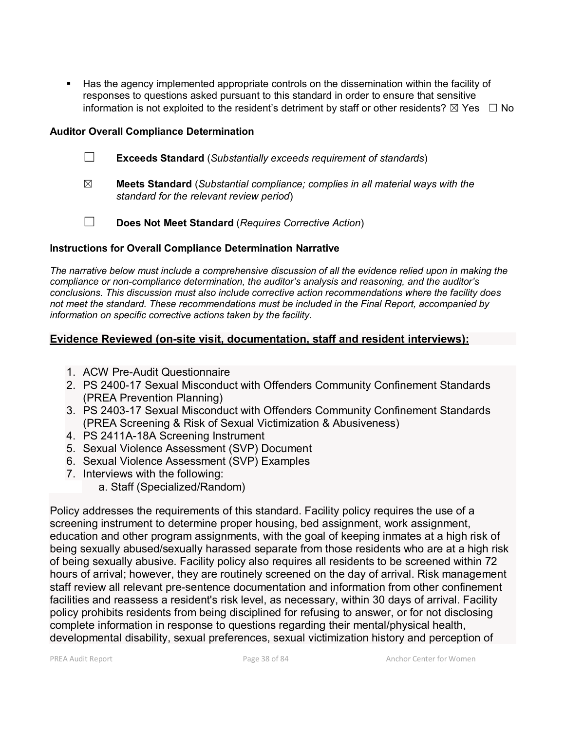- Has the agency implemented appropriate controls on the dissemination within the facility of responses to questions asked pursuant to this standard in order to ensure that sensitive information is not exploited to the resident's detriment by staff or other residents? ☒ Yes ☐ No

**Auditor Overall Compliance Determination**

☐ **Exceeds Standard** (*Substantially exceeds requirement of standards*)

☒ **Meets Standard** (*Substantial compliance; complies in all material ways with the standard for the relevant review period*)

☐ **Does Not Meet Standard** (*Requires Corrective Action*)

**Instructions for Overall Compliance Determination Narrative**

*The narrative below must include a comprehensive discussion of all the evidence relied upon in making the compliance or non-compliance determination, the auditor's analysis and reasoning, and the auditor's conclusions. This discussion must also include corrective action recommendations where the facility does not meet the standard. These recommendations must be included in the Final Report, accompanied by information on specific corrective actions taken by the facility.*

**Evidence Reviewed (on-site visit, documentation, staff and resident interviews):**

1. ACW Pre-Audit Questionnaire
2. PS 2400-17 Sexual Misconduct with Offenders Community Confinement Standards (PREA Prevention Planning)
3. PS 2403-17 Sexual Misconduct with Offenders Community Confinement Standards (PREA Screening & Risk of Sexual Victimization & Abusiveness)
4. PS 2411A-18A Screening Instrument
5. Sexual Violence Assessment (SVP) Document
6. Sexual Violence Assessment (SVP) Examples
7. Interviews with the following:
   a. Staff (Specialized/Random)

Policy addresses the requirements of this standard. Facility policy requires the use of a screening instrument to determine proper housing, bed assignment, work assignment, education and other program assignments, with the goal of keeping inmates at a high risk of being sexually abused/sexually harassed separate from those residents who are at a high risk of being sexually abusive. Facility policy also requires all residents to be screened within 72 hours of arrival; however, they are routinely screened on the day of arrival. Risk management staff review all relevant pre-sentence documentation and information from other confinement facilities and reassess a resident's risk level, as necessary, within 30 days of arrival. Facility policy prohibits residents from being disciplined for refusing to answer, or for not disclosing complete information in response to questions regarding their mental/physical health, developmental disability, sexual preferences, sexual victimization history and perception of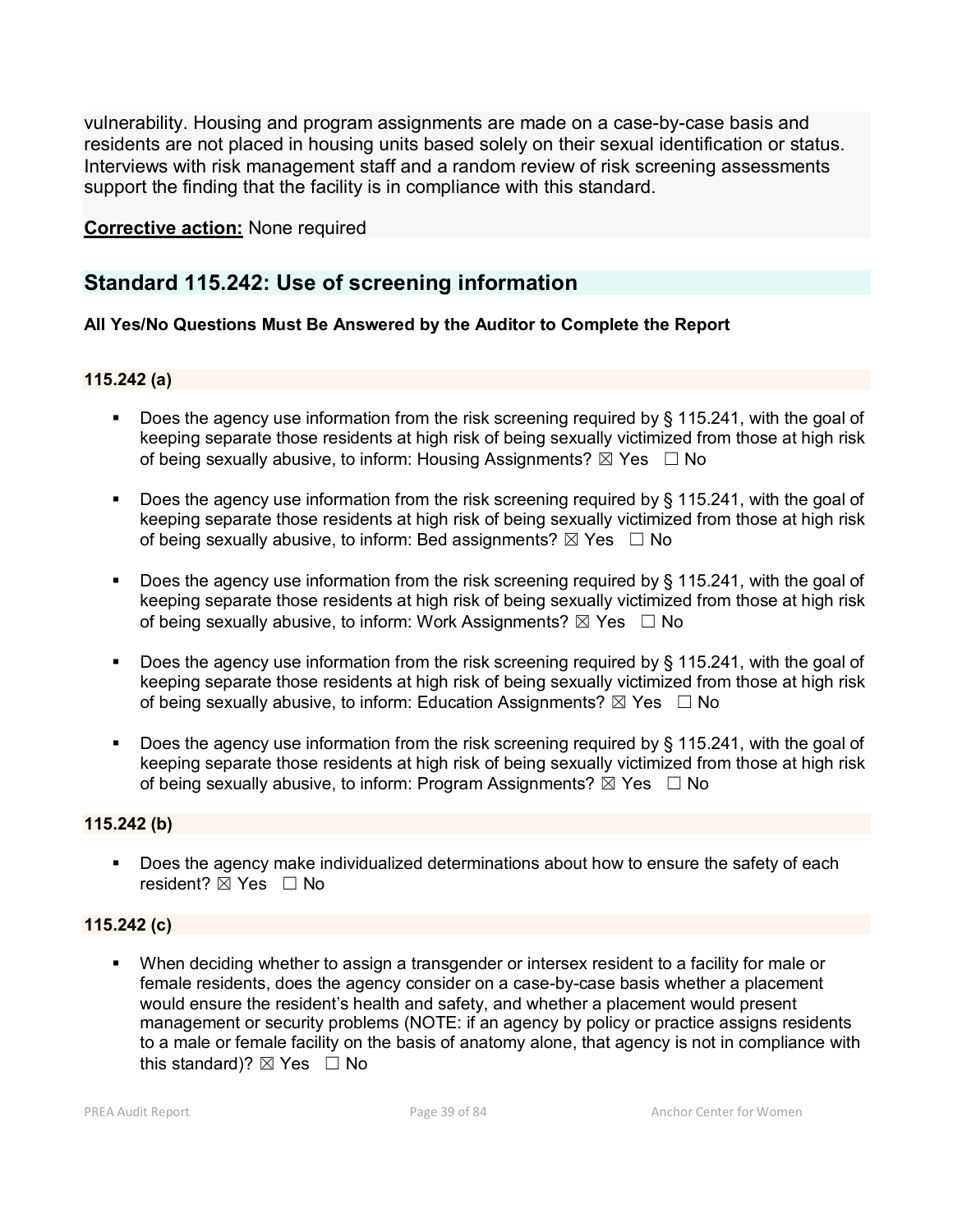vulnerability. Housing and program assignments are made on a case-by-case basis and residents are not placed in housing units based solely on their sexual identification or status. Interviews with risk management staff and a random review of risk screening assessments support the finding that the facility is in compliance with this standard.

**Corrective action:** None required

## Standard 115.242: Use of screening information

**All Yes/No Questions Must Be Answered by the Auditor to Complete the Report**

**115.242 (a)**

- Does the agency use information from the risk screening required by § 115.241, with the goal of keeping separate those residents at high risk of being sexually victimized from those at high risk of being sexually abusive, to inform: Housing Assignments? ☒ Yes ☐ No

- Does the agency use information from the risk screening required by § 115.241, with the goal of keeping separate those residents at high risk of being sexually victimized from those at high risk of being sexually abusive, to inform: Bed assignments? ☒ Yes ☐ No

- Does the agency use information from the risk screening required by § 115.241, with the goal of keeping separate those residents at high risk of being sexually victimized from those at high risk of being sexually abusive, to inform: Work Assignments? ☒ Yes ☐ No

- Does the agency use information from the risk screening required by § 115.241, with the goal of keeping separate those residents at high risk of being sexually victimized from those at high risk of being sexually abusive, to inform: Education Assignments? ☒ Yes ☐ No

- Does the agency use information from the risk screening required by § 115.241, with the goal of keeping separate those residents at high risk of being sexually victimized from those at high risk of being sexually abusive, to inform: Program Assignments? ☒ Yes ☐ No

**115.242 (b)**

- Does the agency make individualized determinations about how to ensure the safety of each resident? ☒ Yes ☐ No

**115.242 (c)**

- When deciding whether to assign a transgender or intersex resident to a facility for male or female residents, does the agency consider on a case-by-case basis whether a placement would ensure the resident's health and safety, and whether a placement would present management or security problems (NOTE: if an agency by policy or practice assigns residents to a male or female facility on the basis of anatomy alone, that agency is not in compliance with this standard)? ☒ Yes ☐ No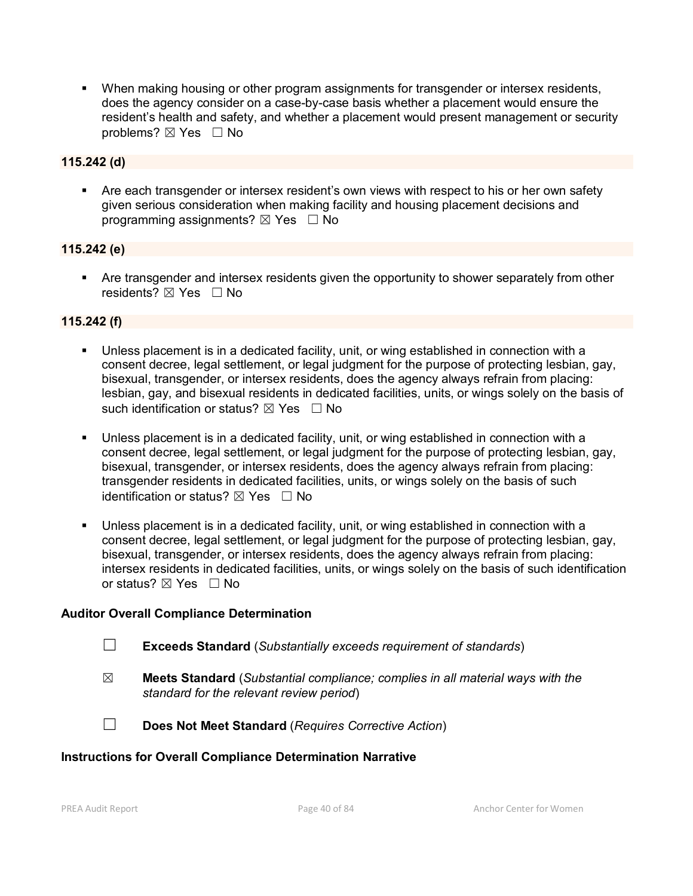- When making housing or other program assignments for transgender or intersex residents, does the agency consider on a case-by-case basis whether a placement would ensure the resident's health and safety, and whether a placement would present management or security problems? ☒ Yes ☐ No

**115.242 (d)**

- Are each transgender or intersex resident's own views with respect to his or her own safety given serious consideration when making facility and housing placement decisions and programming assignments? ☒ Yes ☐ No

**115.242 (e)**

- Are transgender and intersex residents given the opportunity to shower separately from other residents? ☒ Yes ☐ No

**115.242 (f)**

- Unless placement is in a dedicated facility, unit, or wing established in connection with a consent decree, legal settlement, or legal judgment for the purpose of protecting lesbian, gay, bisexual, transgender, or intersex residents, does the agency always refrain from placing: lesbian, gay, and bisexual residents in dedicated facilities, units, or wings solely on the basis of such identification or status? ☒ Yes ☐ No

- Unless placement is in a dedicated facility, unit, or wing established in connection with a consent decree, legal settlement, or legal judgment for the purpose of protecting lesbian, gay, bisexual, transgender, or intersex residents, does the agency always refrain from placing: transgender residents in dedicated facilities, units, or wings solely on the basis of such identification or status? ☒ Yes ☐ No

- Unless placement is in a dedicated facility, unit, or wing established in connection with a consent decree, legal settlement, or legal judgment for the purpose of protecting lesbian, gay, bisexual, transgender, or intersex residents, does the agency always refrain from placing: intersex residents in dedicated facilities, units, or wings solely on the basis of such identification or status? ☒ Yes ☐ No

**Auditor Overall Compliance Determination**

☐ **Exceeds Standard** (*Substantially exceeds requirement of standards*)

☒ **Meets Standard** (*Substantial compliance; complies in all material ways with the standard for the relevant review period*)

☐ **Does Not Meet Standard** (*Requires Corrective Action*)

**Instructions for Overall Compliance Determination Narrative**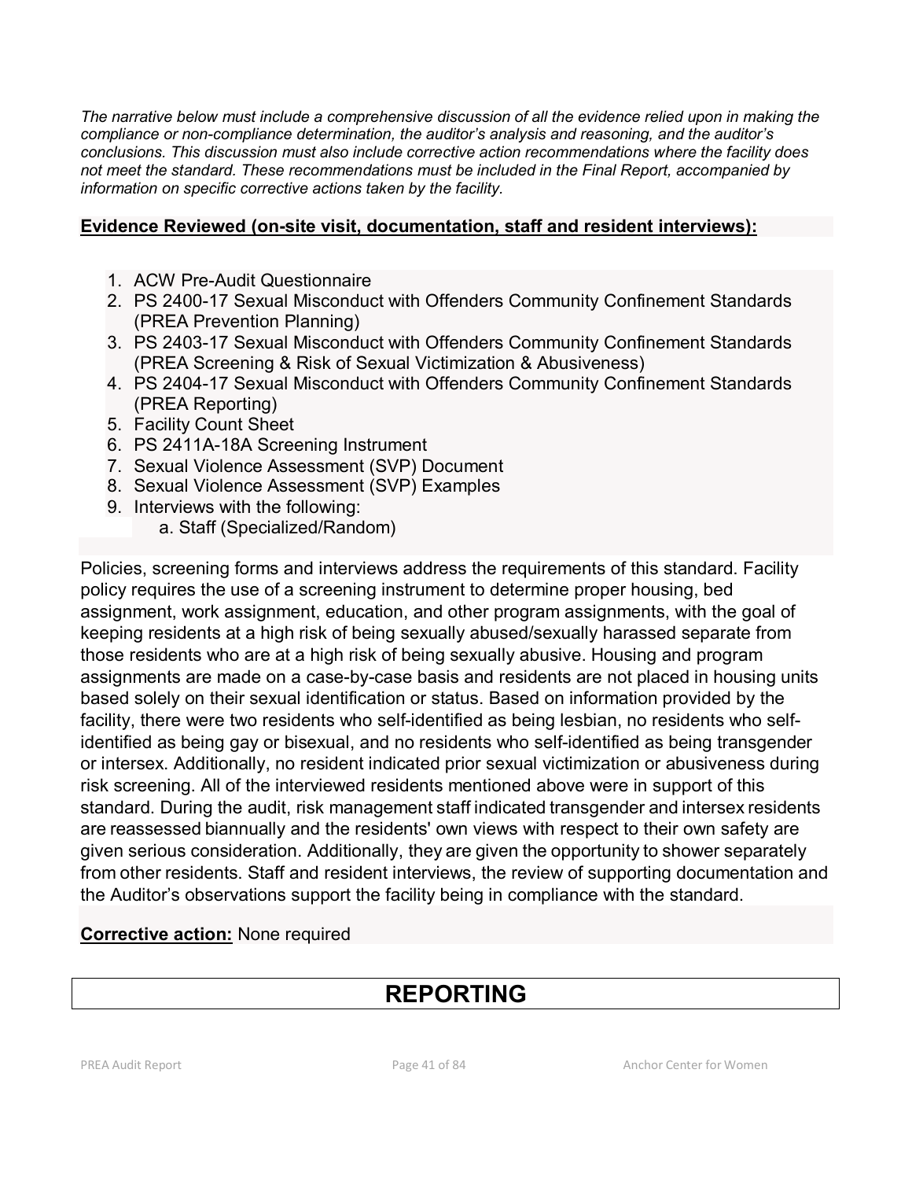*The narrative below must include a comprehensive discussion of all the evidence relied upon in making the compliance or non-compliance determination, the auditor's analysis and reasoning, and the auditor's conclusions. This discussion must also include corrective action recommendations where the facility does not meet the standard. These recommendations must be included in the Final Report, accompanied by information on specific corrective actions taken by the facility.*

**Evidence Reviewed (on-site visit, documentation, staff and resident interviews):**

1. ACW Pre-Audit Questionnaire
2. PS 2400-17 Sexual Misconduct with Offenders Community Confinement Standards (PREA Prevention Planning)
3. PS 2403-17 Sexual Misconduct with Offenders Community Confinement Standards (PREA Screening & Risk of Sexual Victimization & Abusiveness)
4. PS 2404-17 Sexual Misconduct with Offenders Community Confinement Standards (PREA Reporting)
5. Facility Count Sheet
6. PS 2411A-18A Screening Instrument
7. Sexual Violence Assessment (SVP) Document
8. Sexual Violence Assessment (SVP) Examples
9. Interviews with the following:
   a. Staff (Specialized/Random)

Policies, screening forms and interviews address the requirements of this standard. Facility policy requires the use of a screening instrument to determine proper housing, bed assignment, work assignment, education, and other program assignments, with the goal of keeping residents at a high risk of being sexually abused/sexually harassed separate from those residents who are at a high risk of being sexually abusive. Housing and program assignments are made on a case-by-case basis and residents are not placed in housing units based solely on their sexual identification or status. Based on information provided by the facility, there were two residents who self-identified as being lesbian, no residents who self-identified as being gay or bisexual, and no residents who self-identified as being transgender or intersex. Additionally, no resident indicated prior sexual victimization or abusiveness during risk screening. All of the interviewed residents mentioned above were in support of this standard. During the audit, risk management staff indicated transgender and intersex residents are reassessed biannually and the residents' own views with respect to their own safety are given serious consideration. Additionally, they are given the opportunity to shower separately from other residents. Staff and resident interviews, the review of supporting documentation and the Auditor's observations support the facility being in compliance with the standard.

**Corrective action:** None required

# REPORTING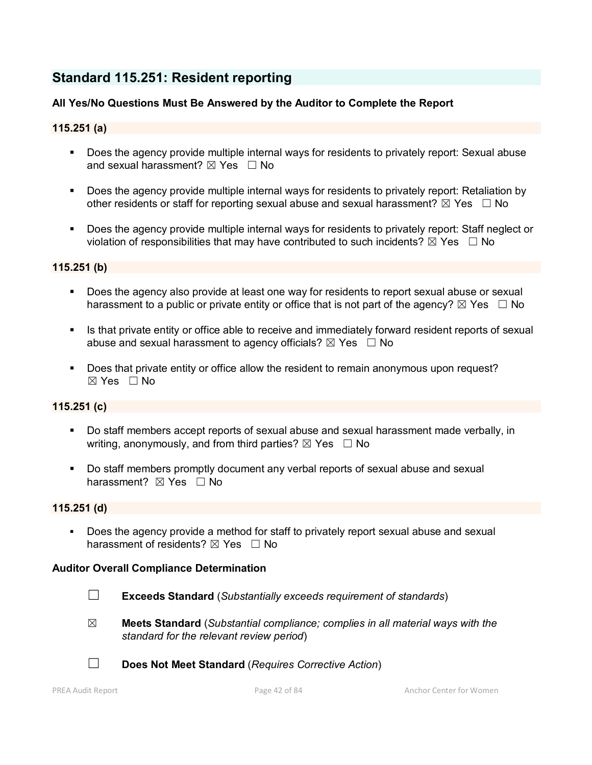## Standard 115.251: Resident reporting

**All Yes/No Questions Must Be Answered by the Auditor to Complete the Report**

### 115.251 (a)

- Does the agency provide multiple internal ways for residents to privately report: Sexual abuse and sexual harassment? ☒ Yes ☐ No
- Does the agency provide multiple internal ways for residents to privately report: Retaliation by other residents or staff for reporting sexual abuse and sexual harassment? ☒ Yes ☐ No
- Does the agency provide multiple internal ways for residents to privately report: Staff neglect or violation of responsibilities that may have contributed to such incidents? ☒ Yes ☐ No

### 115.251 (b)

- Does the agency also provide at least one way for residents to report sexual abuse or sexual harassment to a public or private entity or office that is not part of the agency? ☒ Yes ☐ No
- Is that private entity or office able to receive and immediately forward resident reports of sexual abuse and sexual harassment to agency officials? ☒ Yes ☐ No
- Does that private entity or office allow the resident to remain anonymous upon request? ☒ Yes ☐ No

### 115.251 (c)

- Do staff members accept reports of sexual abuse and sexual harassment made verbally, in writing, anonymously, and from third parties? ☒ Yes ☐ No
- Do staff members promptly document any verbal reports of sexual abuse and sexual harassment? ☒ Yes ☐ No

### 115.251 (d)

- Does the agency provide a method for staff to privately report sexual abuse and sexual harassment of residents? ☒ Yes ☐ No

**Auditor Overall Compliance Determination**

☐ **Exceeds Standard** (*Substantially exceeds requirement of standards*)

☒ **Meets Standard** (*Substantial compliance; complies in all material ways with the standard for the relevant review period*)

☐ **Does Not Meet Standard** (*Requires Corrective Action*)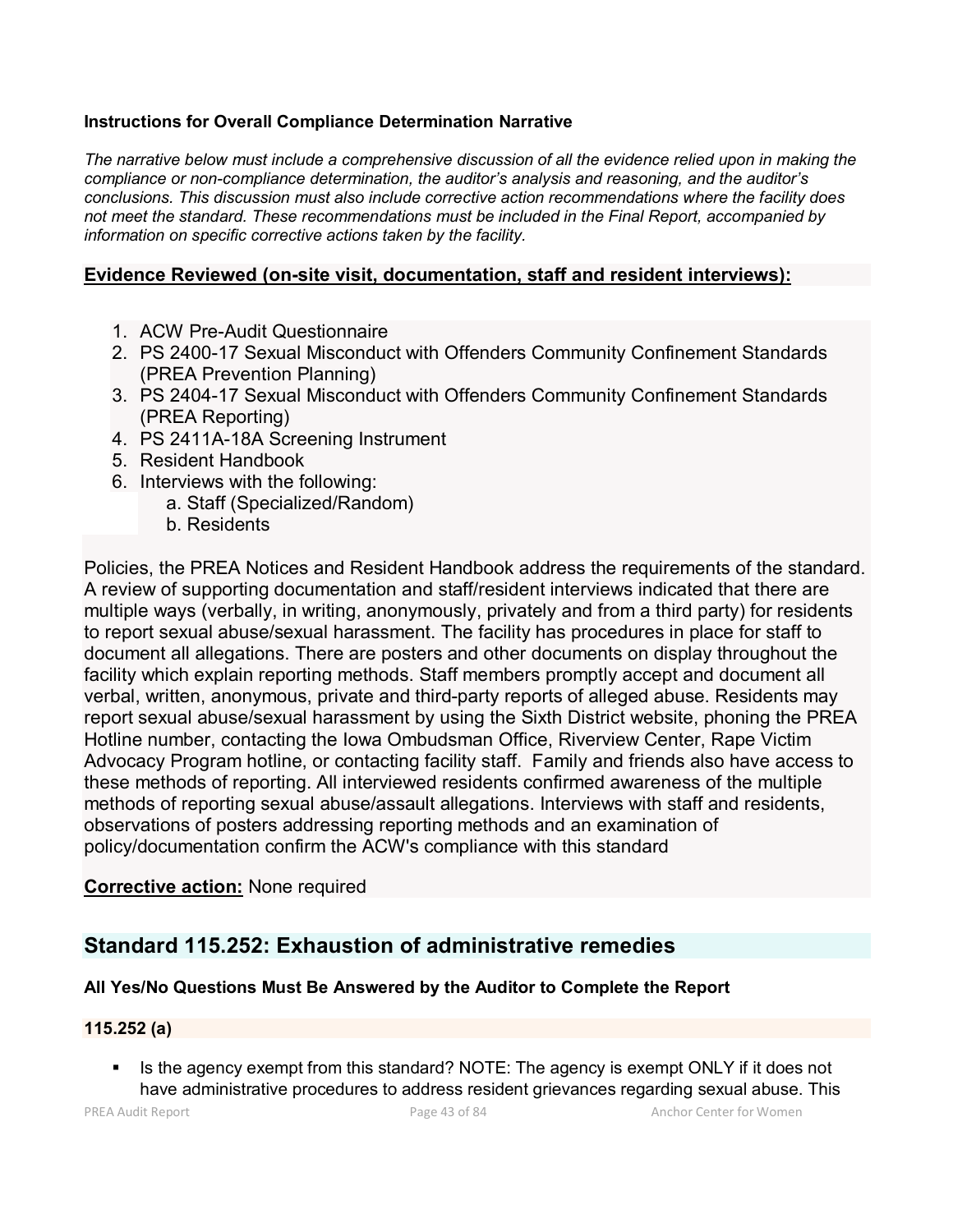**Instructions for Overall Compliance Determination Narrative**

*The narrative below must include a comprehensive discussion of all the evidence relied upon in making the compliance or non-compliance determination, the auditor's analysis and reasoning, and the auditor's conclusions. This discussion must also include corrective action recommendations where the facility does not meet the standard. These recommendations must be included in the Final Report, accompanied by information on specific corrective actions taken by the facility.*

**Evidence Reviewed (on-site visit, documentation, staff and resident interviews):**

1. ACW Pre-Audit Questionnaire
2. PS 2400-17 Sexual Misconduct with Offenders Community Confinement Standards (PREA Prevention Planning)
3. PS 2404-17 Sexual Misconduct with Offenders Community Confinement Standards (PREA Reporting)
4. PS 2411A-18A Screening Instrument
5. Resident Handbook
6. Interviews with the following:
   a. Staff (Specialized/Random)
   b. Residents

Policies, the PREA Notices and Resident Handbook address the requirements of the standard. A review of supporting documentation and staff/resident interviews indicated that there are multiple ways (verbally, in writing, anonymously, privately and from a third party) for residents to report sexual abuse/sexual harassment. The facility has procedures in place for staff to document all allegations. There are posters and other documents on display throughout the facility which explain reporting methods. Staff members promptly accept and document all verbal, written, anonymous, private and third-party reports of alleged abuse. Residents may report sexual abuse/sexual harassment by using the Sixth District website, phoning the PREA Hotline number, contacting the Iowa Ombudsman Office, Riverview Center, Rape Victim Advocacy Program hotline, or contacting facility staff. Family and friends also have access to these methods of reporting. All interviewed residents confirmed awareness of the multiple methods of reporting sexual abuse/assault allegations. Interviews with staff and residents, observations of posters addressing reporting methods and an examination of policy/documentation confirm the ACW's compliance with this standard

**Corrective action:** None required

## Standard 115.252: Exhaustion of administrative remedies

**All Yes/No Questions Must Be Answered by the Auditor to Complete the Report**

**115.252 (a)**

- Is the agency exempt from this standard? NOTE: The agency is exempt ONLY if it does not have administrative procedures to address resident grievances regarding sexual abuse. This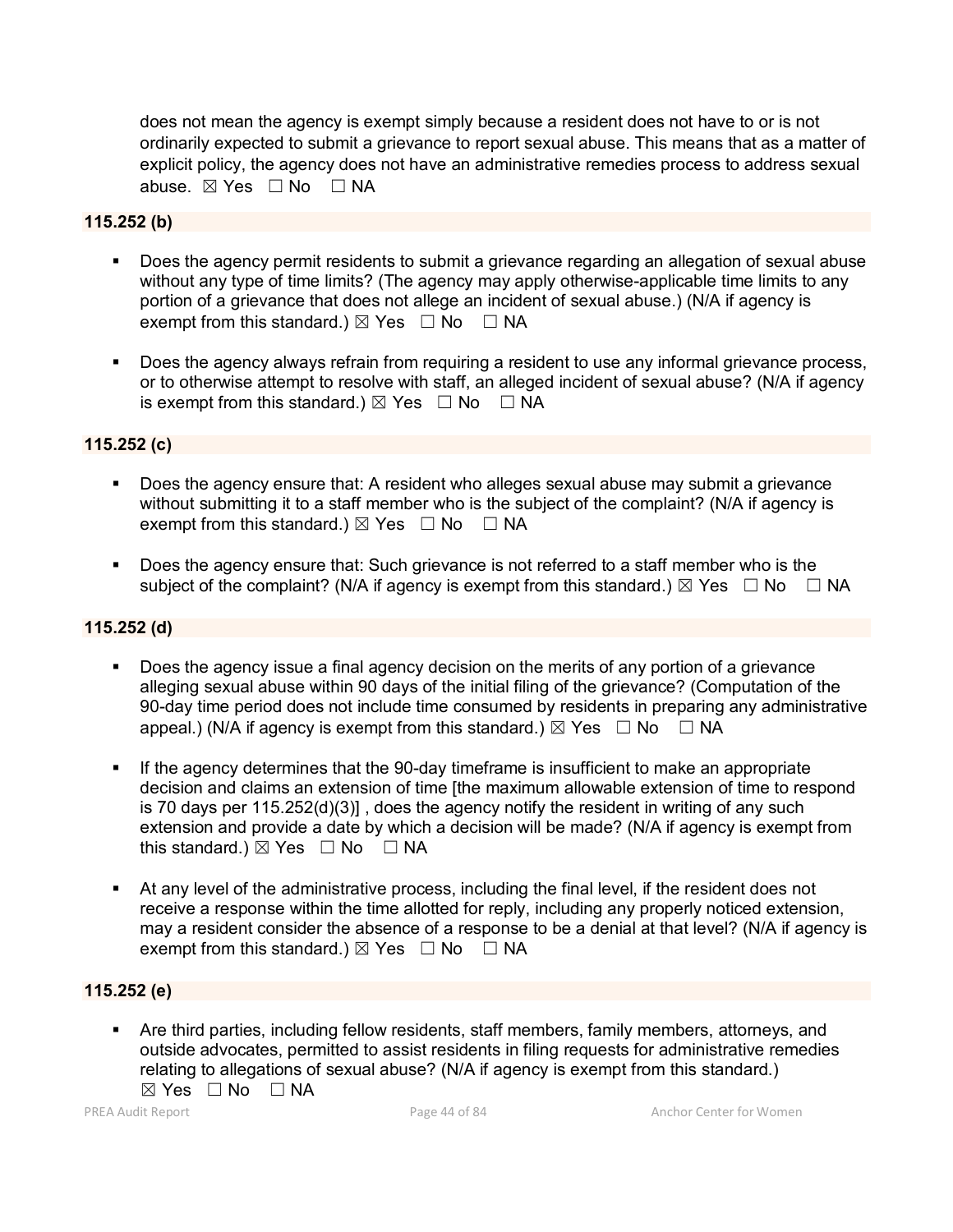does not mean the agency is exempt simply because a resident does not have to or is not ordinarily expected to submit a grievance to report sexual abuse. This means that as a matter of explicit policy, the agency does not have an administrative remedies process to address sexual abuse. ☒ Yes ☐ No ☐ NA

**115.252 (b)**

- Does the agency permit residents to submit a grievance regarding an allegation of sexual abuse without any type of time limits? (The agency may apply otherwise-applicable time limits to any portion of a grievance that does not allege an incident of sexual abuse.) (N/A if agency is exempt from this standard.) ☒ Yes ☐ No ☐ NA

- Does the agency always refrain from requiring a resident to use any informal grievance process, or to otherwise attempt to resolve with staff, an alleged incident of sexual abuse? (N/A if agency is exempt from this standard.) ☒ Yes ☐ No ☐ NA

**115.252 (c)**

- Does the agency ensure that: A resident who alleges sexual abuse may submit a grievance without submitting it to a staff member who is the subject of the complaint? (N/A if agency is exempt from this standard.) ☒ Yes ☐ No ☐ NA

- Does the agency ensure that: Such grievance is not referred to a staff member who is the subject of the complaint? (N/A if agency is exempt from this standard.) ☒ Yes ☐ No ☐ NA

**115.252 (d)**

- Does the agency issue a final agency decision on the merits of any portion of a grievance alleging sexual abuse within 90 days of the initial filing of the grievance? (Computation of the 90-day time period does not include time consumed by residents in preparing any administrative appeal.) (N/A if agency is exempt from this standard.) ☒ Yes ☐ No ☐ NA

- If the agency determines that the 90-day timeframe is insufficient to make an appropriate decision and claims an extension of time [the maximum allowable extension of time to respond is 70 days per 115.252(d)(3)] , does the agency notify the resident in writing of any such extension and provide a date by which a decision will be made? (N/A if agency is exempt from this standard.) ☒ Yes ☐ No ☐ NA

- At any level of the administrative process, including the final level, if the resident does not receive a response within the time allotted for reply, including any properly noticed extension, may a resident consider the absence of a response to be a denial at that level? (N/A if agency is exempt from this standard.) ☒ Yes ☐ No ☐ NA

**115.252 (e)**

- Are third parties, including fellow residents, staff members, family members, attorneys, and outside advocates, permitted to assist residents in filing requests for administrative remedies relating to allegations of sexual abuse? (N/A if agency is exempt from this standard.) ☒ Yes ☐ No ☐ NA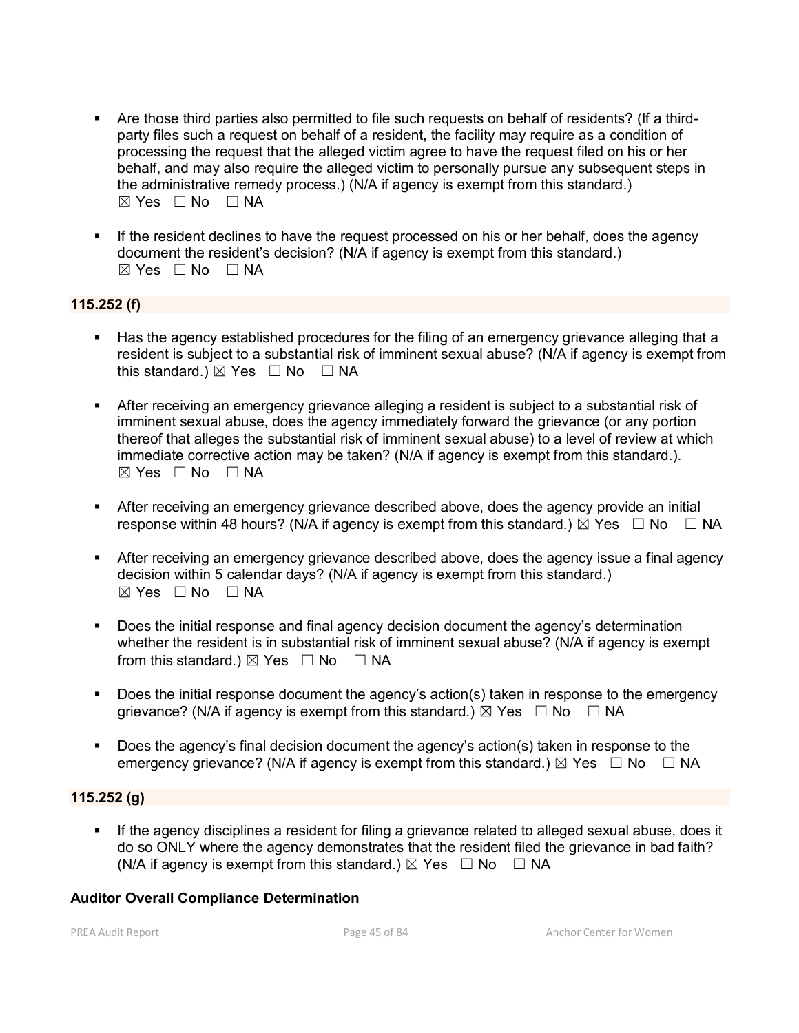- Are those third parties also permitted to file such requests on behalf of residents? (If a third-party files such a request on behalf of a resident, the facility may require as a condition of processing the request that the alleged victim agree to have the request filed on his or her behalf, and may also require the alleged victim to personally pursue any subsequent steps in the administrative remedy process.) (N/A if agency is exempt from this standard.)
  ☒ Yes ☐ No ☐ NA

- If the resident declines to have the request processed on his or her behalf, does the agency document the resident's decision? (N/A if agency is exempt from this standard.)
  ☒ Yes ☐ No ☐ NA

**115.252 (f)**

- Has the agency established procedures for the filing of an emergency grievance alleging that a resident is subject to a substantial risk of imminent sexual abuse? (N/A if agency is exempt from this standard.) ☒ Yes ☐ No ☐ NA

- After receiving an emergency grievance alleging a resident is subject to a substantial risk of imminent sexual abuse, does the agency immediately forward the grievance (or any portion thereof that alleges the substantial risk of imminent sexual abuse) to a level of review at which immediate corrective action may be taken? (N/A if agency is exempt from this standard.).
  ☒ Yes ☐ No ☐ NA

- After receiving an emergency grievance described above, does the agency provide an initial response within 48 hours? (N/A if agency is exempt from this standard.) ☒ Yes ☐ No ☐ NA

- After receiving an emergency grievance described above, does the agency issue a final agency decision within 5 calendar days? (N/A if agency is exempt from this standard.)
  ☒ Yes ☐ No ☐ NA

- Does the initial response and final agency decision document the agency's determination whether the resident is in substantial risk of imminent sexual abuse? (N/A if agency is exempt from this standard.) ☒ Yes ☐ No ☐ NA

- Does the initial response document the agency's action(s) taken in response to the emergency grievance? (N/A if agency is exempt from this standard.) ☒ Yes ☐ No ☐ NA

- Does the agency's final decision document the agency's action(s) taken in response to the emergency grievance? (N/A if agency is exempt from this standard.) ☒ Yes ☐ No ☐ NA

**115.252 (g)**

- If the agency disciplines a resident for filing a grievance related to alleged sexual abuse, does it do so ONLY where the agency demonstrates that the resident filed the grievance in bad faith? (N/A if agency is exempt from this standard.) ☒ Yes ☐ No ☐ NA

**Auditor Overall Compliance Determination**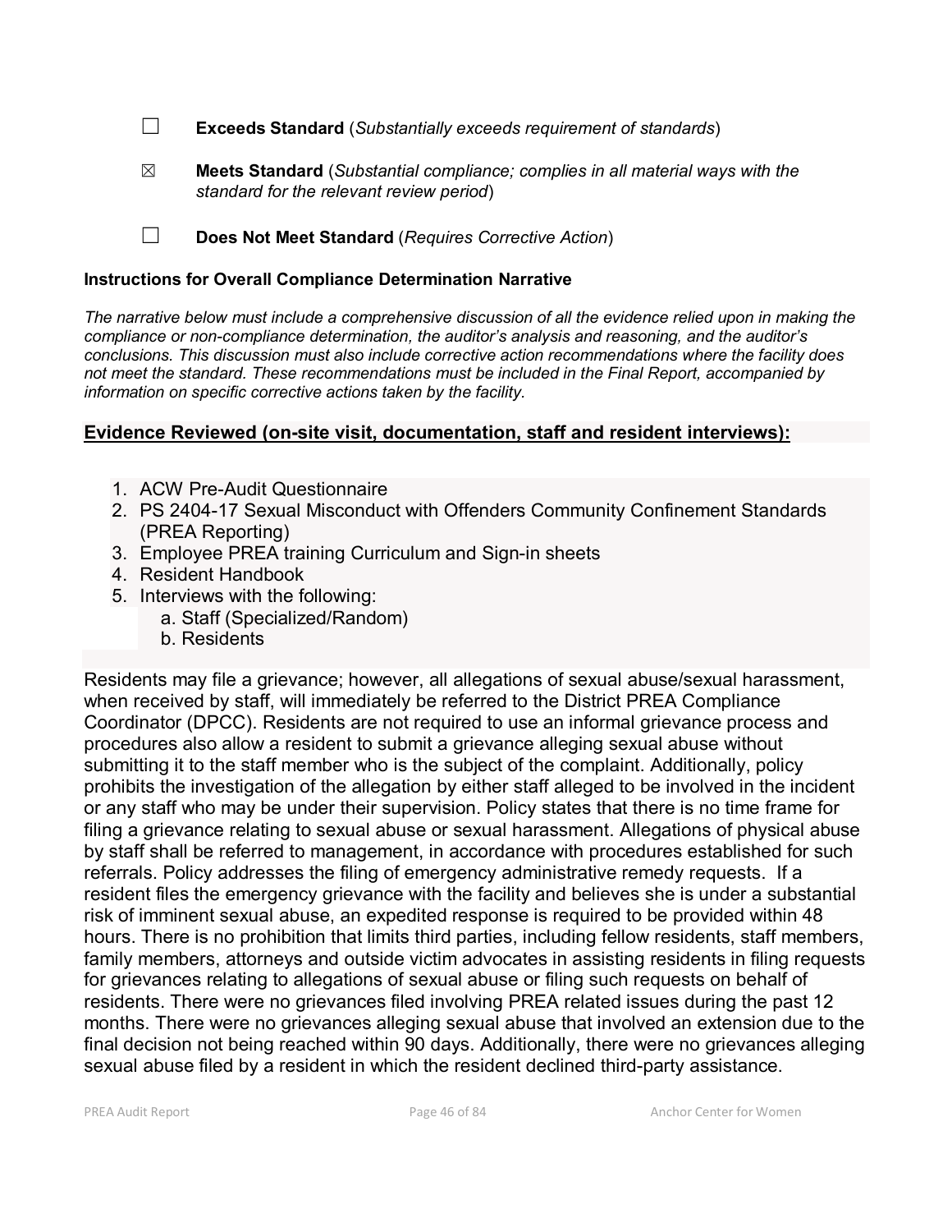☐ **Exceeds Standard** (*Substantially exceeds requirement of standards*)

☒ **Meets Standard** (*Substantial compliance; complies in all material ways with the standard for the relevant review period*)

☐ **Does Not Meet Standard** (*Requires Corrective Action*)

**Instructions for Overall Compliance Determination Narrative**

*The narrative below must include a comprehensive discussion of all the evidence relied upon in making the compliance or non-compliance determination, the auditor's analysis and reasoning, and the auditor's conclusions. This discussion must also include corrective action recommendations where the facility does not meet the standard. These recommendations must be included in the Final Report, accompanied by information on specific corrective actions taken by the facility.*

**Evidence Reviewed (on-site visit, documentation, staff and resident interviews):**

1. ACW Pre-Audit Questionnaire
2. PS 2404-17 Sexual Misconduct with Offenders Community Confinement Standards (PREA Reporting)
3. Employee PREA training Curriculum and Sign-in sheets
4. Resident Handbook
5. Interviews with the following:
   a. Staff (Specialized/Random)
   b. Residents

Residents may file a grievance; however, all allegations of sexual abuse/sexual harassment, when received by staff, will immediately be referred to the District PREA Compliance Coordinator (DPCC). Residents are not required to use an informal grievance process and procedures also allow a resident to submit a grievance alleging sexual abuse without submitting it to the staff member who is the subject of the complaint. Additionally, policy prohibits the investigation of the allegation by either staff alleged to be involved in the incident or any staff who may be under their supervision. Policy states that there is no time frame for filing a grievance relating to sexual abuse or sexual harassment. Allegations of physical abuse by staff shall be referred to management, in accordance with procedures established for such referrals. Policy addresses the filing of emergency administrative remedy requests. If a resident files the emergency grievance with the facility and believes she is under a substantial risk of imminent sexual abuse, an expedited response is required to be provided within 48 hours. There is no prohibition that limits third parties, including fellow residents, staff members, family members, attorneys and outside victim advocates in assisting residents in filing requests for grievances relating to allegations of sexual abuse or filing such requests on behalf of residents. There were no grievances filed involving PREA related issues during the past 12 months. There were no grievances alleging sexual abuse that involved an extension due to the final decision not being reached within 90 days. Additionally, there were no grievances alleging sexual abuse filed by a resident in which the resident declined third-party assistance.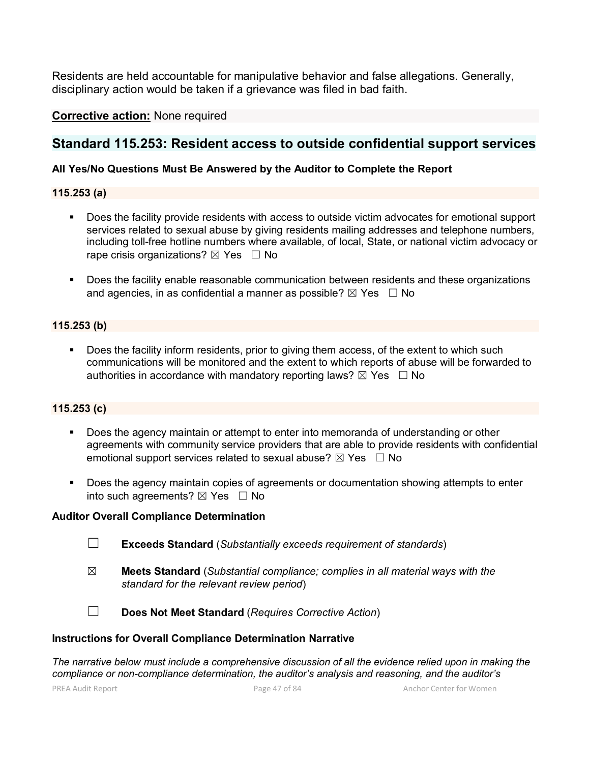Residents are held accountable for manipulative behavior and false allegations. Generally, disciplinary action would be taken if a grievance was filed in bad faith.

**Corrective action:** None required

## Standard 115.253: Resident access to outside confidential support services

**All Yes/No Questions Must Be Answered by the Auditor to Complete the Report**

**115.253 (a)**

- Does the facility provide residents with access to outside victim advocates for emotional support services related to sexual abuse by giving residents mailing addresses and telephone numbers, including toll-free hotline numbers where available, of local, State, or national victim advocacy or rape crisis organizations? ☒ Yes ☐ No

- Does the facility enable reasonable communication between residents and these organizations and agencies, in as confidential a manner as possible? ☒ Yes ☐ No

**115.253 (b)**

- Does the facility inform residents, prior to giving them access, of the extent to which such communications will be monitored and the extent to which reports of abuse will be forwarded to authorities in accordance with mandatory reporting laws? ☒ Yes ☐ No

**115.253 (c)**

- Does the agency maintain or attempt to enter into memoranda of understanding or other agreements with community service providers that are able to provide residents with confidential emotional support services related to sexual abuse? ☒ Yes ☐ No

- Does the agency maintain copies of agreements or documentation showing attempts to enter into such agreements? ☒ Yes ☐ No

**Auditor Overall Compliance Determination**

☐ **Exceeds Standard** (*Substantially exceeds requirement of standards*)

☒ **Meets Standard** (*Substantial compliance; complies in all material ways with the standard for the relevant review period*)

☐ **Does Not Meet Standard** (*Requires Corrective Action*)

**Instructions for Overall Compliance Determination Narrative**

*The narrative below must include a comprehensive discussion of all the evidence relied upon in making the compliance or non-compliance determination, the auditor's analysis and reasoning, and the auditor's*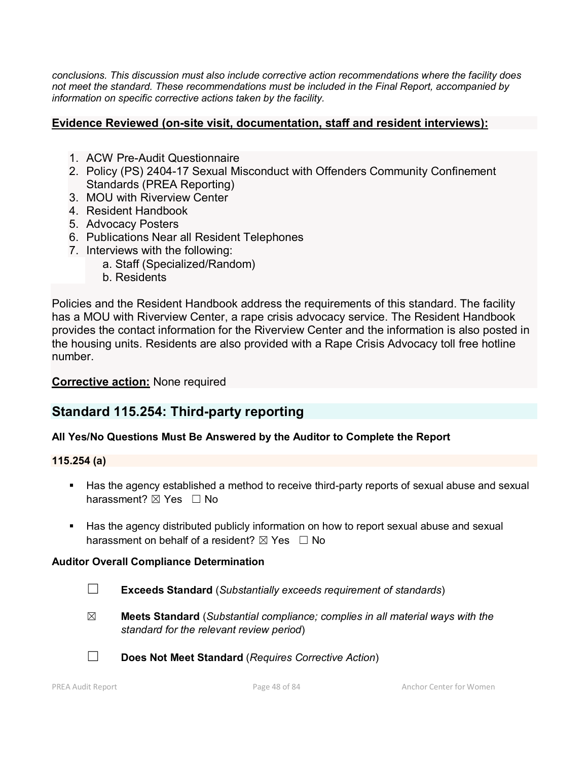*conclusions. This discussion must also include corrective action recommendations where the facility does not meet the standard. These recommendations must be included in the Final Report, accompanied by information on specific corrective actions taken by the facility.*

**Evidence Reviewed (on-site visit, documentation, staff and resident interviews):**

1. ACW Pre-Audit Questionnaire
2. Policy (PS) 2404-17 Sexual Misconduct with Offenders Community Confinement Standards (PREA Reporting)
3. MOU with Riverview Center
4. Resident Handbook
5. Advocacy Posters
6. Publications Near all Resident Telephones
7. Interviews with the following:
   a. Staff (Specialized/Random)
   b. Residents

Policies and the Resident Handbook address the requirements of this standard. The facility has a MOU with Riverview Center, a rape crisis advocacy service. The Resident Handbook provides the contact information for the Riverview Center and the information is also posted in the housing units. Residents are also provided with a Rape Crisis Advocacy toll free hotline number.

**Corrective action:** None required

## Standard 115.254: Third-party reporting

**All Yes/No Questions Must Be Answered by the Auditor to Complete the Report**

**115.254 (a)**

- Has the agency established a method to receive third-party reports of sexual abuse and sexual harassment? ☒ Yes ☐ No
- Has the agency distributed publicly information on how to report sexual abuse and sexual harassment on behalf of a resident? ☒ Yes ☐ No

**Auditor Overall Compliance Determination**

☐ **Exceeds Standard** (*Substantially exceeds requirement of standards*)

☒ **Meets Standard** (*Substantial compliance; complies in all material ways with the standard for the relevant review period*)

☐ **Does Not Meet Standard** (*Requires Corrective Action*)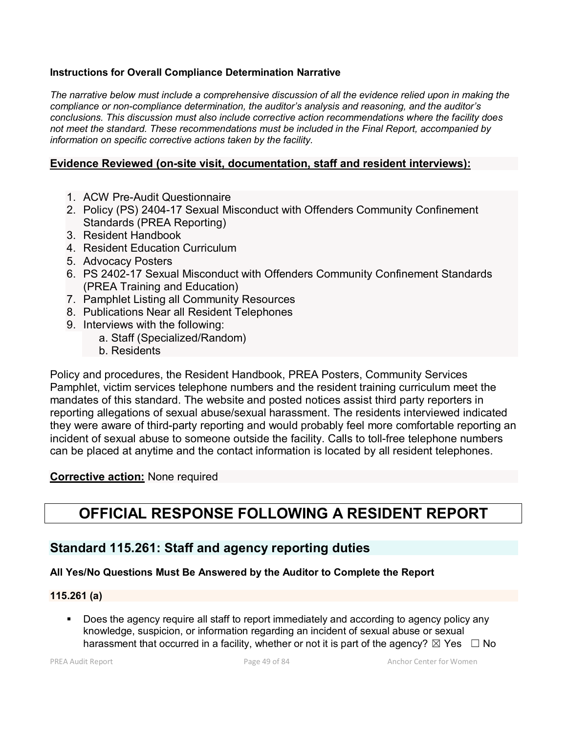**Instructions for Overall Compliance Determination Narrative**

*The narrative below must include a comprehensive discussion of all the evidence relied upon in making the compliance or non-compliance determination, the auditor's analysis and reasoning, and the auditor's conclusions. This discussion must also include corrective action recommendations where the facility does not meet the standard. These recommendations must be included in the Final Report, accompanied by information on specific corrective actions taken by the facility.*

**Evidence Reviewed (on-site visit, documentation, staff and resident interviews):**

1. ACW Pre-Audit Questionnaire
2. Policy (PS) 2404-17 Sexual Misconduct with Offenders Community Confinement Standards (PREA Reporting)
3. Resident Handbook
4. Resident Education Curriculum
5. Advocacy Posters
6. PS 2402-17 Sexual Misconduct with Offenders Community Confinement Standards (PREA Training and Education)
7. Pamphlet Listing all Community Resources
8. Publications Near all Resident Telephones
9. Interviews with the following:
   a. Staff (Specialized/Random)
   b. Residents

Policy and procedures, the Resident Handbook, PREA Posters, Community Services Pamphlet, victim services telephone numbers and the resident training curriculum meet the mandates of this standard. The website and posted notices assist third party reporters in reporting allegations of sexual abuse/sexual harassment. The residents interviewed indicated they were aware of third-party reporting and would probably feel more comfortable reporting an incident of sexual abuse to someone outside the facility. Calls to toll-free telephone numbers can be placed at anytime and the contact information is located by all resident telephones.

**Corrective action:** None required

# OFFICIAL RESPONSE FOLLOWING A RESIDENT REPORT

## Standard 115.261: Staff and agency reporting duties

**All Yes/No Questions Must Be Answered by the Auditor to Complete the Report**

**115.261 (a)**

- Does the agency require all staff to report immediately and according to agency policy any knowledge, suspicion, or information regarding an incident of sexual abuse or sexual harassment that occurred in a facility, whether or not it is part of the agency? ☒ Yes ☐ No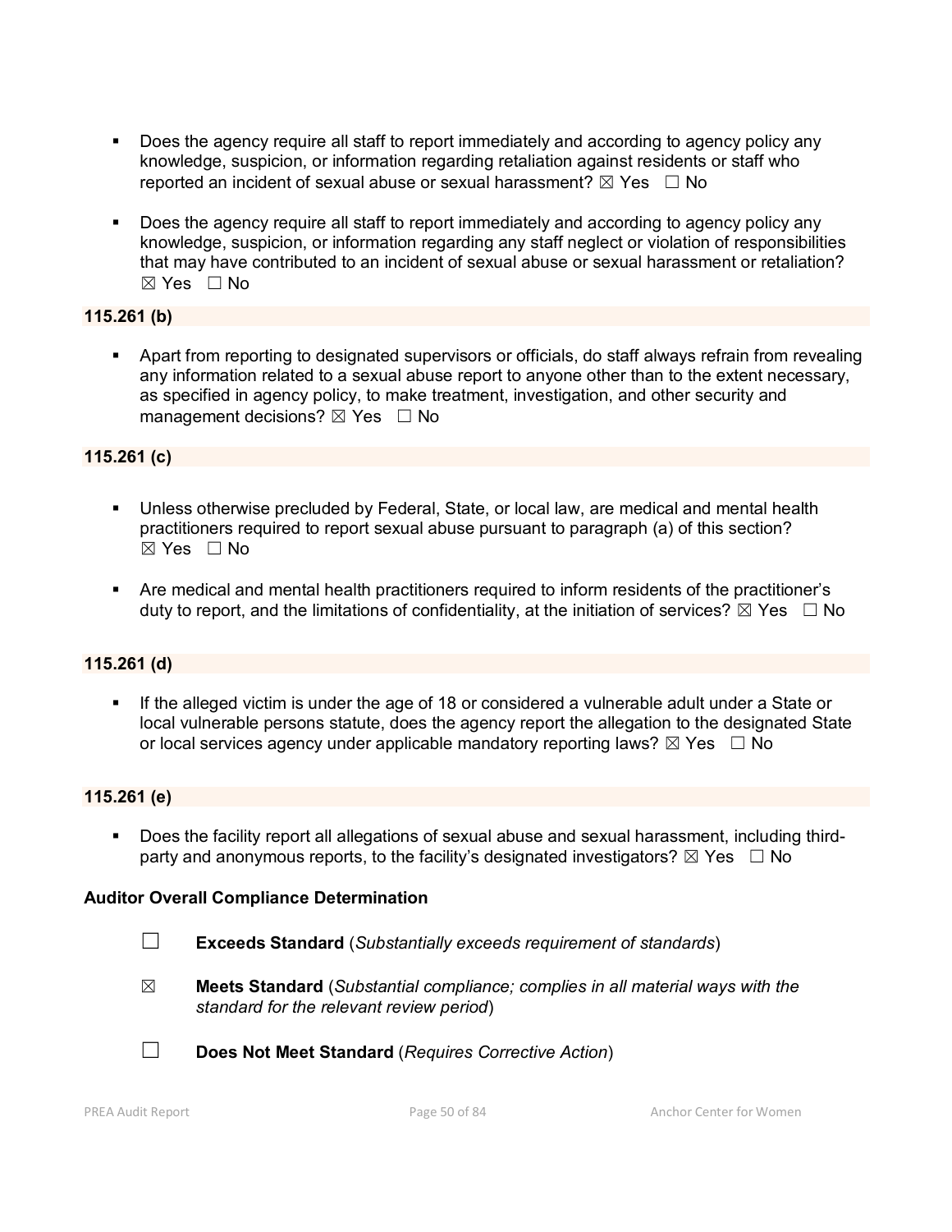- Does the agency require all staff to report immediately and according to agency policy any knowledge, suspicion, or information regarding retaliation against residents or staff who reported an incident of sexual abuse or sexual harassment? ☒ Yes ☐ No

- Does the agency require all staff to report immediately and according to agency policy any knowledge, suspicion, or information regarding any staff neglect or violation of responsibilities that may have contributed to an incident of sexual abuse or sexual harassment or retaliation? ☒ Yes ☐ No

**115.261 (b)**

- Apart from reporting to designated supervisors or officials, do staff always refrain from revealing any information related to a sexual abuse report to anyone other than to the extent necessary, as specified in agency policy, to make treatment, investigation, and other security and management decisions? ☒ Yes ☐ No

**115.261 (c)**

- Unless otherwise precluded by Federal, State, or local law, are medical and mental health practitioners required to report sexual abuse pursuant to paragraph (a) of this section? ☒ Yes ☐ No

- Are medical and mental health practitioners required to inform residents of the practitioner's duty to report, and the limitations of confidentiality, at the initiation of services? ☒ Yes ☐ No

**115.261 (d)**

- If the alleged victim is under the age of 18 or considered a vulnerable adult under a State or local vulnerable persons statute, does the agency report the allegation to the designated State or local services agency under applicable mandatory reporting laws? ☒ Yes ☐ No

**115.261 (e)**

- Does the facility report all allegations of sexual abuse and sexual harassment, including third-party and anonymous reports, to the facility's designated investigators? ☒ Yes ☐ No

**Auditor Overall Compliance Determination**

☐ **Exceeds Standard** (*Substantially exceeds requirement of standards*)

☒ **Meets Standard** (*Substantial compliance; complies in all material ways with the standard for the relevant review period*)

☐ **Does Not Meet Standard** (*Requires Corrective Action*)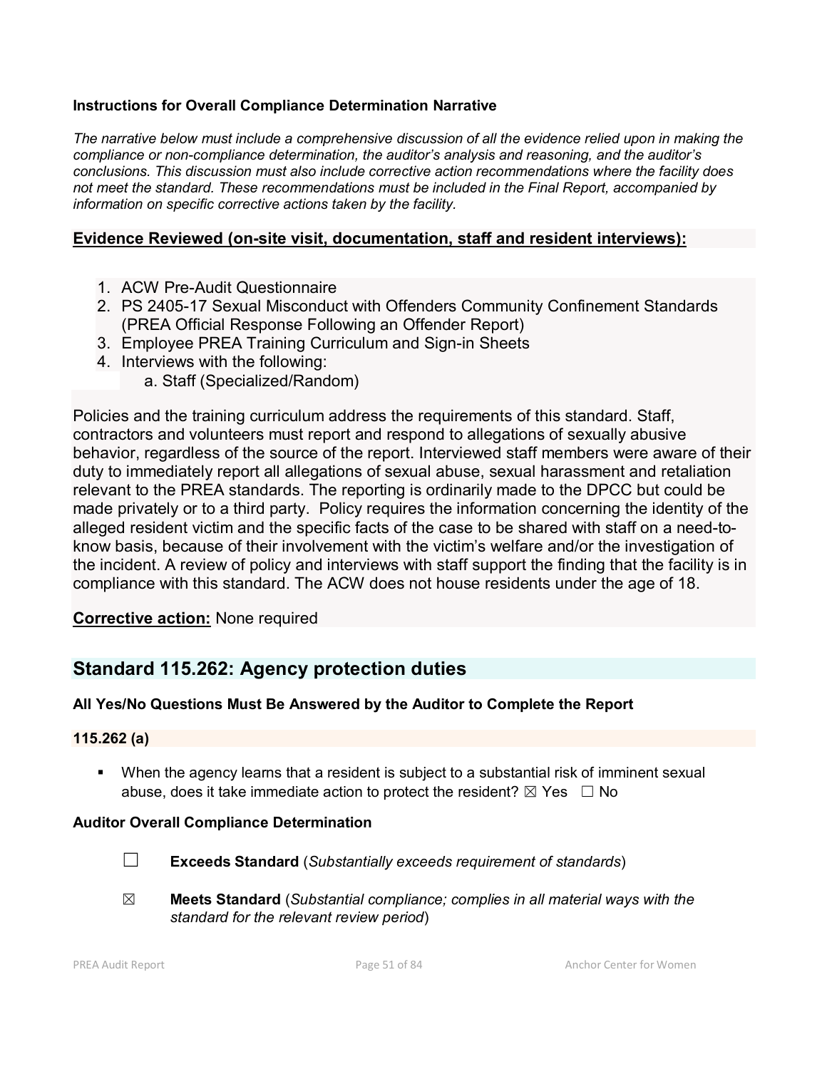**Instructions for Overall Compliance Determination Narrative**

*The narrative below must include a comprehensive discussion of all the evidence relied upon in making the compliance or non-compliance determination, the auditor's analysis and reasoning, and the auditor's conclusions. This discussion must also include corrective action recommendations where the facility does not meet the standard. These recommendations must be included in the Final Report, accompanied by information on specific corrective actions taken by the facility.*

**Evidence Reviewed (on-site visit, documentation, staff and resident interviews):**

1. ACW Pre-Audit Questionnaire
2. PS 2405-17 Sexual Misconduct with Offenders Community Confinement Standards (PREA Official Response Following an Offender Report)
3. Employee PREA Training Curriculum and Sign-in Sheets
4. Interviews with the following:
    a. Staff (Specialized/Random)

Policies and the training curriculum address the requirements of this standard. Staff, contractors and volunteers must report and respond to allegations of sexually abusive behavior, regardless of the source of the report. Interviewed staff members were aware of their duty to immediately report all allegations of sexual abuse, sexual harassment and retaliation relevant to the PREA standards. The reporting is ordinarily made to the DPCC but could be made privately or to a third party. Policy requires the information concerning the identity of the alleged resident victim and the specific facts of the case to be shared with staff on a need-to-know basis, because of their involvement with the victim's welfare and/or the investigation of the incident. A review of policy and interviews with staff support the finding that the facility is in compliance with this standard. The ACW does not house residents under the age of 18.

**Corrective action:** None required

## Standard 115.262: Agency protection duties

**All Yes/No Questions Must Be Answered by the Auditor to Complete the Report**

**115.262 (a)**

- When the agency learns that a resident is subject to a substantial risk of imminent sexual abuse, does it take immediate action to protect the resident? ☒ Yes ☐ No

**Auditor Overall Compliance Determination**

☐ **Exceeds Standard** (*Substantially exceeds requirement of standards*)

☒ **Meets Standard** (*Substantial compliance; complies in all material ways with the standard for the relevant review period*)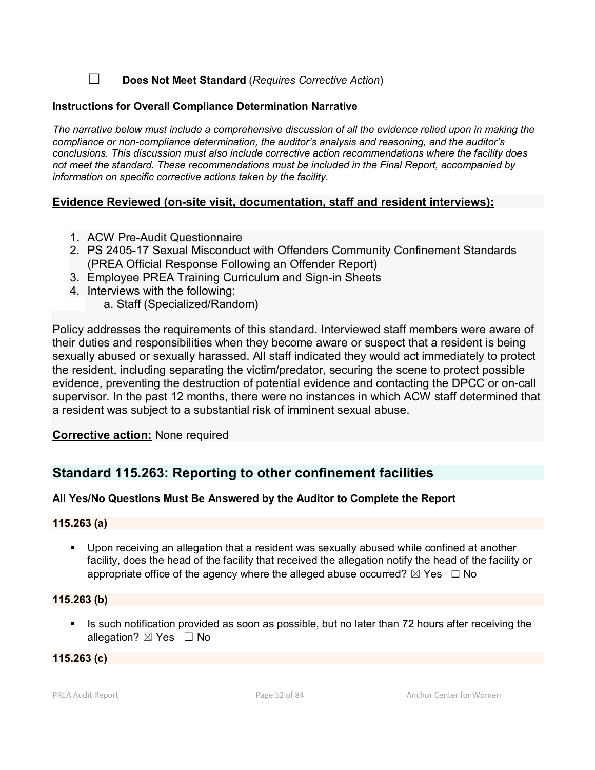☐ **Does Not Meet Standard** (*Requires Corrective Action*)

**Instructions for Overall Compliance Determination Narrative**

*The narrative below must include a comprehensive discussion of all the evidence relied upon in making the compliance or non-compliance determination, the auditor's analysis and reasoning, and the auditor's conclusions. This discussion must also include corrective action recommendations where the facility does not meet the standard. These recommendations must be included in the Final Report, accompanied by information on specific corrective actions taken by the facility.*

**Evidence Reviewed (on-site visit, documentation, staff and resident interviews):**

1. ACW Pre-Audit Questionnaire
2. PS 2405-17 Sexual Misconduct with Offenders Community Confinement Standards (PREA Official Response Following an Offender Report)
3. Employee PREA Training Curriculum and Sign-in Sheets
4. Interviews with the following:
   a. Staff (Specialized/Random)

Policy addresses the requirements of this standard. Interviewed staff members were aware of their duties and responsibilities when they become aware or suspect that a resident is being sexually abused or sexually harassed. All staff indicated they would act immediately to protect the resident, including separating the victim/predator, securing the scene to protect possible evidence, preventing the destruction of potential evidence and contacting the DPCC or on-call supervisor. In the past 12 months, there were no instances in which ACW staff determined that a resident was subject to a substantial risk of imminent sexual abuse.

**Corrective action:** None required

## Standard 115.263: Reporting to other confinement facilities

**All Yes/No Questions Must Be Answered by the Auditor to Complete the Report**

**115.263 (a)**

- Upon receiving an allegation that a resident was sexually abused while confined at another facility, does the head of the facility that received the allegation notify the head of the facility or appropriate office of the agency where the alleged abuse occurred? ☒ Yes ☐ No

**115.263 (b)**

- Is such notification provided as soon as possible, but no later than 72 hours after receiving the allegation? ☒ Yes ☐ No

**115.263 (c)**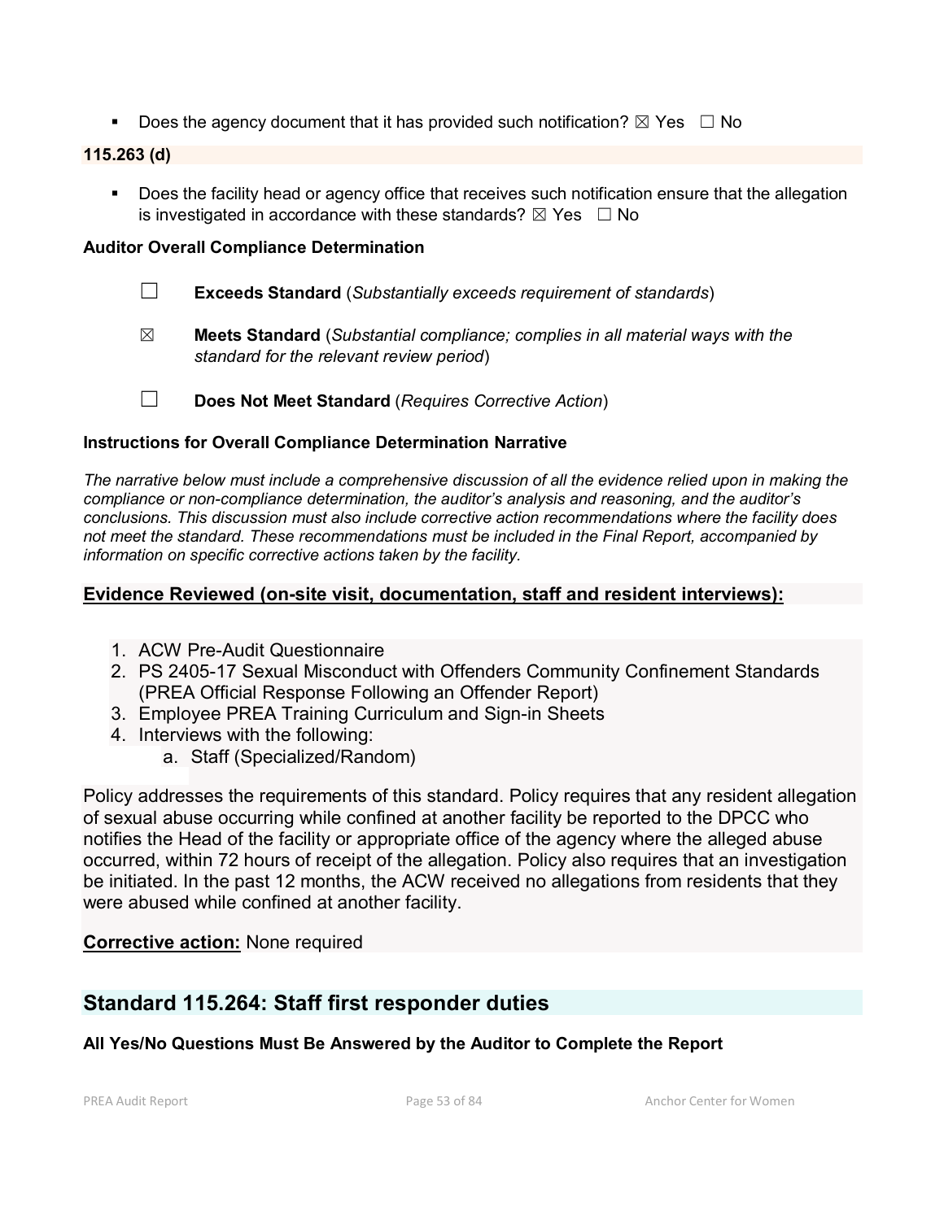- Does the agency document that it has provided such notification? ☒ Yes ☐ No

**115.263 (d)**

- Does the facility head or agency office that receives such notification ensure that the allegation is investigated in accordance with these standards? ☒ Yes ☐ No

**Auditor Overall Compliance Determination**

☐ **Exceeds Standard** (*Substantially exceeds requirement of standards*)

☒ **Meets Standard** (*Substantial compliance; complies in all material ways with the standard for the relevant review period*)

☐ **Does Not Meet Standard** (*Requires Corrective Action*)

**Instructions for Overall Compliance Determination Narrative**

*The narrative below must include a comprehensive discussion of all the evidence relied upon in making the compliance or non-compliance determination, the auditor's analysis and reasoning, and the auditor's conclusions. This discussion must also include corrective action recommendations where the facility does not meet the standard. These recommendations must be included in the Final Report, accompanied by information on specific corrective actions taken by the facility.*

**Evidence Reviewed (on-site visit, documentation, staff and resident interviews):**

1. ACW Pre-Audit Questionnaire
2. PS 2405-17 Sexual Misconduct with Offenders Community Confinement Standards (PREA Official Response Following an Offender Report)
3. Employee PREA Training Curriculum and Sign-in Sheets
4. Interviews with the following:
   a. Staff (Specialized/Random)

Policy addresses the requirements of this standard. Policy requires that any resident allegation of sexual abuse occurring while confined at another facility be reported to the DPCC who notifies the Head of the facility or appropriate office of the agency where the alleged abuse occurred, within 72 hours of receipt of the allegation. Policy also requires that an investigation be initiated. In the past 12 months, the ACW received no allegations from residents that they were abused while confined at another facility.

**Corrective action:** None required

## Standard 115.264: Staff first responder duties

**All Yes/No Questions Must Be Answered by the Auditor to Complete the Report**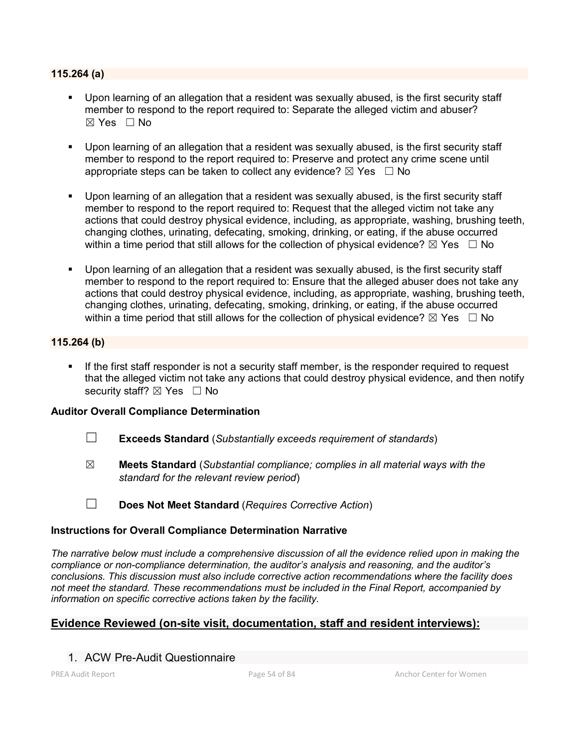**115.264 (a)**

- Upon learning of an allegation that a resident was sexually abused, is the first security staff member to respond to the report required to: Separate the alleged victim and abuser? ☒ Yes ☐ No
- Upon learning of an allegation that a resident was sexually abused, is the first security staff member to respond to the report required to: Preserve and protect any crime scene until appropriate steps can be taken to collect any evidence? ☒ Yes ☐ No
- Upon learning of an allegation that a resident was sexually abused, is the first security staff member to respond to the report required to: Request that the alleged victim not take any actions that could destroy physical evidence, including, as appropriate, washing, brushing teeth, changing clothes, urinating, defecating, smoking, drinking, or eating, if the abuse occurred within a time period that still allows for the collection of physical evidence? ☒ Yes ☐ No
- Upon learning of an allegation that a resident was sexually abused, is the first security staff member to respond to the report required to: Ensure that the alleged abuser does not take any actions that could destroy physical evidence, including, as appropriate, washing, brushing teeth, changing clothes, urinating, defecating, smoking, drinking, or eating, if the abuse occurred within a time period that still allows for the collection of physical evidence? ☒ Yes ☐ No

**115.264 (b)**

- If the first staff responder is not a security staff member, is the responder required to request that the alleged victim not take any actions that could destroy physical evidence, and then notify security staff? ☒ Yes ☐ No

**Auditor Overall Compliance Determination**

☐ **Exceeds Standard** (*Substantially exceeds requirement of standards*)

☒ **Meets Standard** (*Substantial compliance; complies in all material ways with the standard for the relevant review period*)

☐ **Does Not Meet Standard** (*Requires Corrective Action*)

**Instructions for Overall Compliance Determination Narrative**

*The narrative below must include a comprehensive discussion of all the evidence relied upon in making the compliance or non-compliance determination, the auditor's analysis and reasoning, and the auditor's conclusions. This discussion must also include corrective action recommendations where the facility does not meet the standard. These recommendations must be included in the Final Report, accompanied by information on specific corrective actions taken by the facility.*

## Evidence Reviewed (on-site visit, documentation, staff and resident interviews):

1. ACW Pre-Audit Questionnaire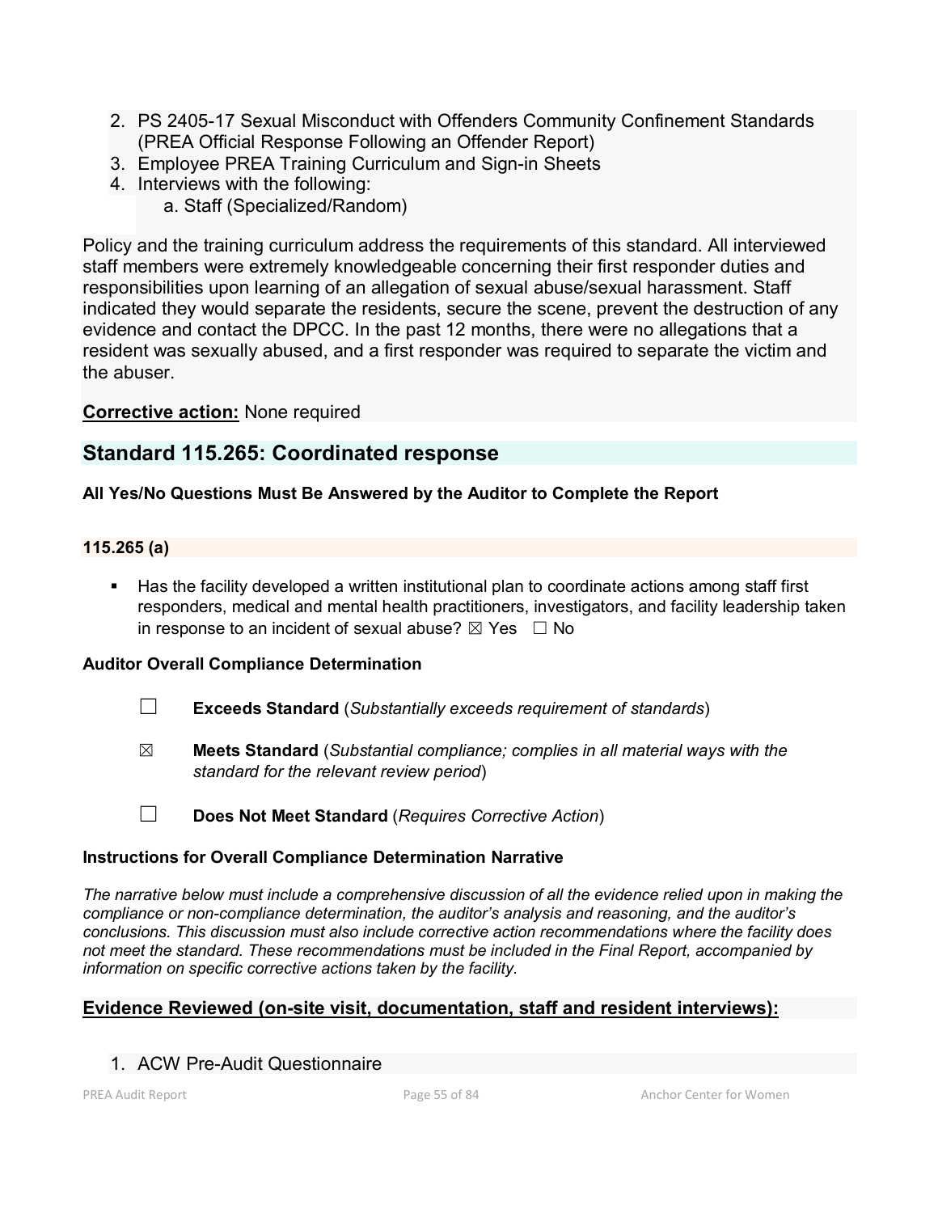2. PS 2405-17 Sexual Misconduct with Offenders Community Confinement Standards (PREA Official Response Following an Offender Report)
3. Employee PREA Training Curriculum and Sign-in Sheets
4. Interviews with the following:
   a. Staff (Specialized/Random)

Policy and the training curriculum address the requirements of this standard. All interviewed staff members were extremely knowledgeable concerning their first responder duties and responsibilities upon learning of an allegation of sexual abuse/sexual harassment. Staff indicated they would separate the residents, secure the scene, prevent the destruction of any evidence and contact the DPCC. In the past 12 months, there were no allegations that a resident was sexually abused, and a first responder was required to separate the victim and the abuser.

**Corrective action:** None required

## Standard 115.265: Coordinated response

**All Yes/No Questions Must Be Answered by the Auditor to Complete the Report**

**115.265 (a)**

- Has the facility developed a written institutional plan to coordinate actions among staff first responders, medical and mental health practitioners, investigators, and facility leadership taken in response to an incident of sexual abuse? ☒ Yes ☐ No

**Auditor Overall Compliance Determination**

☐ **Exceeds Standard** (*Substantially exceeds requirement of standards*)

☒ **Meets Standard** (*Substantial compliance; complies in all material ways with the standard for the relevant review period*)

☐ **Does Not Meet Standard** (*Requires Corrective Action*)

**Instructions for Overall Compliance Determination Narrative**

*The narrative below must include a comprehensive discussion of all the evidence relied upon in making the compliance or non-compliance determination, the auditor's analysis and reasoning, and the auditor's conclusions. This discussion must also include corrective action recommendations where the facility does not meet the standard. These recommendations must be included in the Final Report, accompanied by information on specific corrective actions taken by the facility.*

**Evidence Reviewed (on-site visit, documentation, staff and resident interviews):**

1. ACW Pre-Audit Questionnaire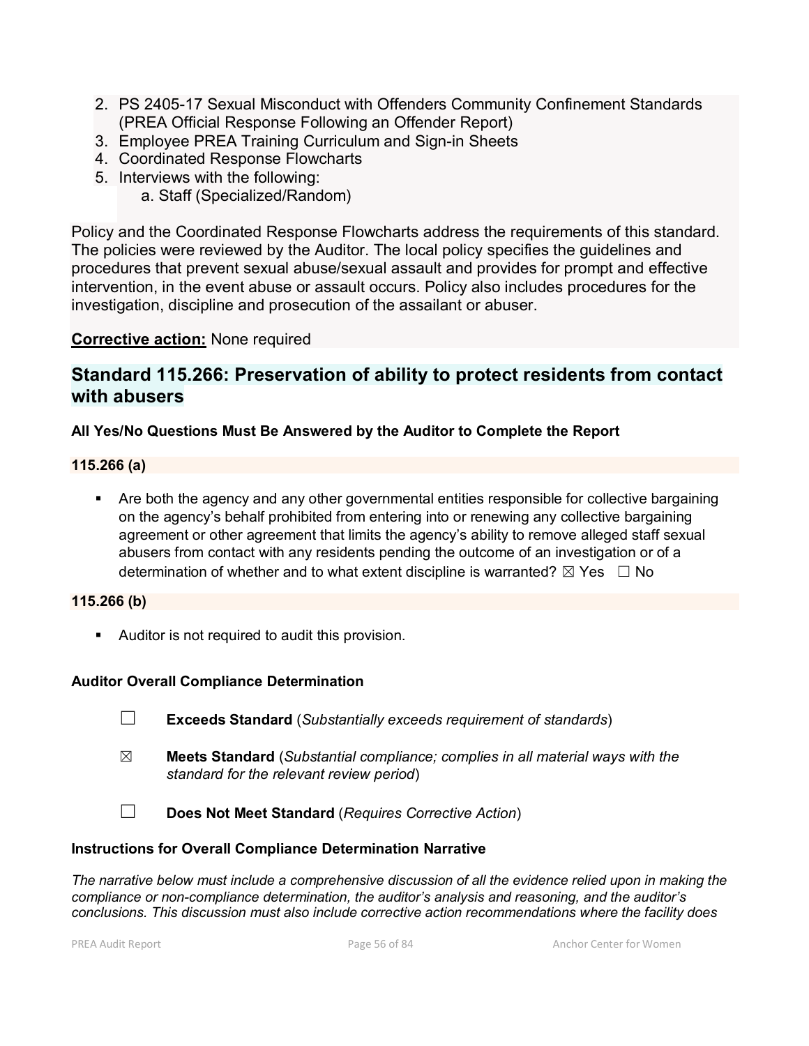2. PS 2405-17 Sexual Misconduct with Offenders Community Confinement Standards (PREA Official Response Following an Offender Report)
3. Employee PREA Training Curriculum and Sign-in Sheets
4. Coordinated Response Flowcharts
5. Interviews with the following:
   a. Staff (Specialized/Random)

Policy and the Coordinated Response Flowcharts address the requirements of this standard. The policies were reviewed by the Auditor. The local policy specifies the guidelines and procedures that prevent sexual abuse/sexual assault and provides for prompt and effective intervention, in the event abuse or assault occurs. Policy also includes procedures for the investigation, discipline and prosecution of the assailant or abuser.

**Corrective action:** None required

## Standard 115.266: Preservation of ability to protect residents from contact with abusers

**All Yes/No Questions Must Be Answered by the Auditor to Complete the Report**

**115.266 (a)**

- Are both the agency and any other governmental entities responsible for collective bargaining on the agency's behalf prohibited from entering into or renewing any collective bargaining agreement or other agreement that limits the agency's ability to remove alleged staff sexual abusers from contact with any residents pending the outcome of an investigation or of a determination of whether and to what extent discipline is warranted? ☒ Yes ☐ No

**115.266 (b)**

- Auditor is not required to audit this provision.

**Auditor Overall Compliance Determination**

☐ **Exceeds Standard** (*Substantially exceeds requirement of standards*)

☒ **Meets Standard** (*Substantial compliance; complies in all material ways with the standard for the relevant review period*)

☐ **Does Not Meet Standard** (*Requires Corrective Action*)

**Instructions for Overall Compliance Determination Narrative**

*The narrative below must include a comprehensive discussion of all the evidence relied upon in making the compliance or non-compliance determination, the auditor's analysis and reasoning, and the auditor's conclusions. This discussion must also include corrective action recommendations where the facility does*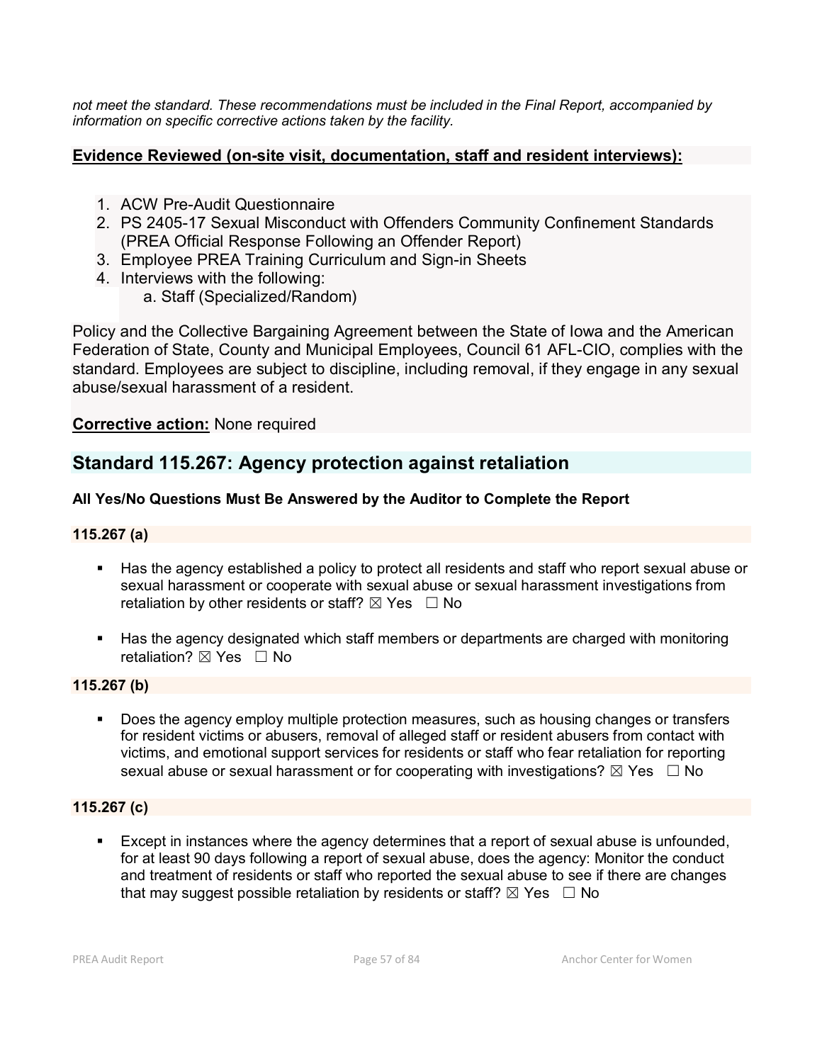*not meet the standard. These recommendations must be included in the Final Report, accompanied by information on specific corrective actions taken by the facility.*

**Evidence Reviewed (on-site visit, documentation, staff and resident interviews):**

1. ACW Pre-Audit Questionnaire
2. PS 2405-17 Sexual Misconduct with Offenders Community Confinement Standards (PREA Official Response Following an Offender Report)
3. Employee PREA Training Curriculum and Sign-in Sheets
4. Interviews with the following:
   a. Staff (Specialized/Random)

Policy and the Collective Bargaining Agreement between the State of Iowa and the American Federation of State, County and Municipal Employees, Council 61 AFL-CIO, complies with the standard. Employees are subject to discipline, including removal, if they engage in any sexual abuse/sexual harassment of a resident.

**Corrective action:** None required

## Standard 115.267: Agency protection against retaliation

**All Yes/No Questions Must Be Answered by the Auditor to Complete the Report**

**115.267 (a)**

- Has the agency established a policy to protect all residents and staff who report sexual abuse or sexual harassment or cooperate with sexual abuse or sexual harassment investigations from retaliation by other residents or staff? ☒ Yes ☐ No
- Has the agency designated which staff members or departments are charged with monitoring retaliation? ☒ Yes ☐ No

**115.267 (b)**

- Does the agency employ multiple protection measures, such as housing changes or transfers for resident victims or abusers, removal of alleged staff or resident abusers from contact with victims, and emotional support services for residents or staff who fear retaliation for reporting sexual abuse or sexual harassment or for cooperating with investigations? ☒ Yes ☐ No

**115.267 (c)**

- Except in instances where the agency determines that a report of sexual abuse is unfounded, for at least 90 days following a report of sexual abuse, does the agency: Monitor the conduct and treatment of residents or staff who reported the sexual abuse to see if there are changes that may suggest possible retaliation by residents or staff? ☒ Yes ☐ No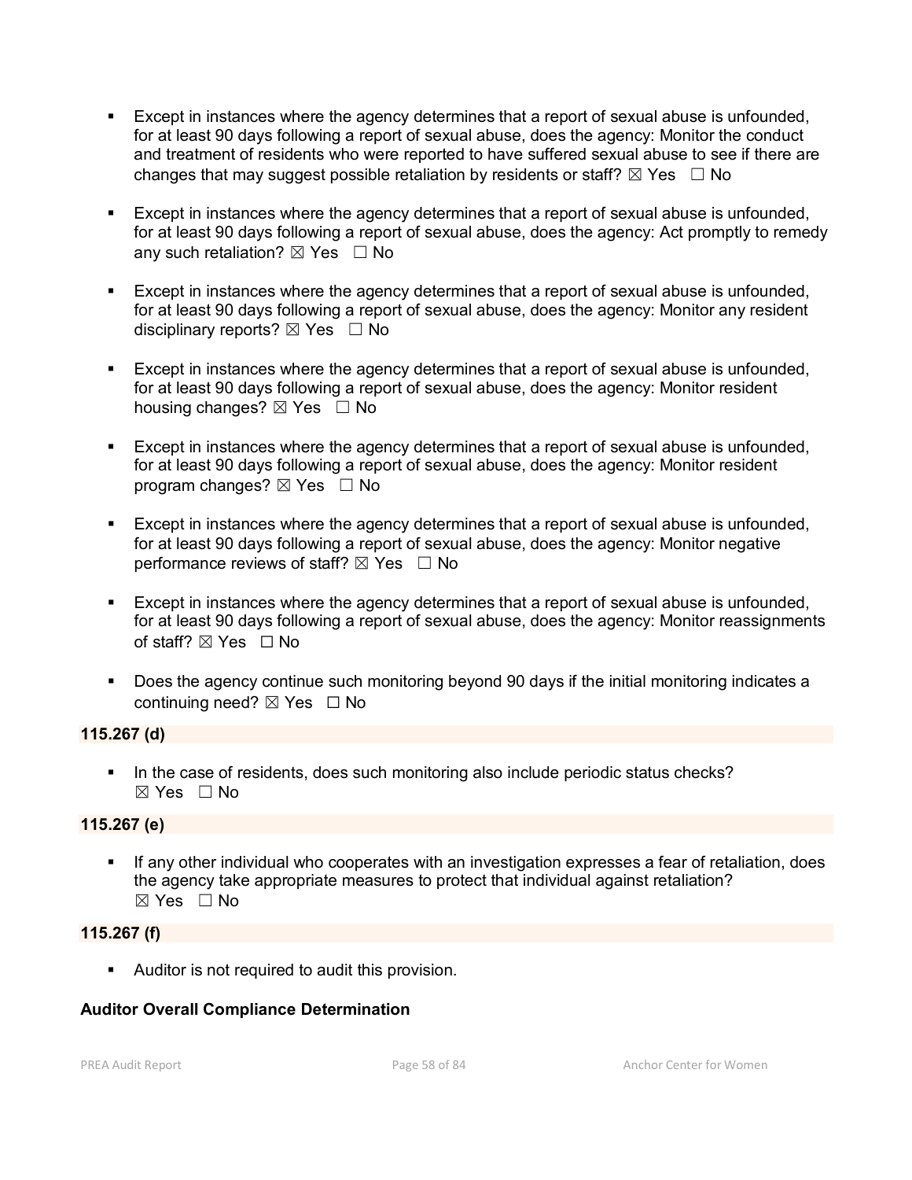- Except in instances where the agency determines that a report of sexual abuse is unfounded, for at least 90 days following a report of sexual abuse, does the agency: Monitor the conduct and treatment of residents who were reported to have suffered sexual abuse to see if there are changes that may suggest possible retaliation by residents or staff? ☒ Yes ☐ No

- Except in instances where the agency determines that a report of sexual abuse is unfounded, for at least 90 days following a report of sexual abuse, does the agency: Act promptly to remedy any such retaliation? ☒ Yes ☐ No

- Except in instances where the agency determines that a report of sexual abuse is unfounded, for at least 90 days following a report of sexual abuse, does the agency: Monitor any resident disciplinary reports? ☒ Yes ☐ No

- Except in instances where the agency determines that a report of sexual abuse is unfounded, for at least 90 days following a report of sexual abuse, does the agency: Monitor resident housing changes? ☒ Yes ☐ No

- Except in instances where the agency determines that a report of sexual abuse is unfounded, for at least 90 days following a report of sexual abuse, does the agency: Monitor resident program changes? ☒ Yes ☐ No

- Except in instances where the agency determines that a report of sexual abuse is unfounded, for at least 90 days following a report of sexual abuse, does the agency: Monitor negative performance reviews of staff? ☒ Yes ☐ No

- Except in instances where the agency determines that a report of sexual abuse is unfounded, for at least 90 days following a report of sexual abuse, does the agency: Monitor reassignments of staff? ☒ Yes ☐ No

- Does the agency continue such monitoring beyond 90 days if the initial monitoring indicates a continuing need? ☒ Yes ☐ No

**115.267 (d)**

- In the case of residents, does such monitoring also include periodic status checks? ☒ Yes ☐ No

**115.267 (e)**

- If any other individual who cooperates with an investigation expresses a fear of retaliation, does the agency take appropriate measures to protect that individual against retaliation? ☒ Yes ☐ No

**115.267 (f)**

- Auditor is not required to audit this provision.

**Auditor Overall Compliance Determination**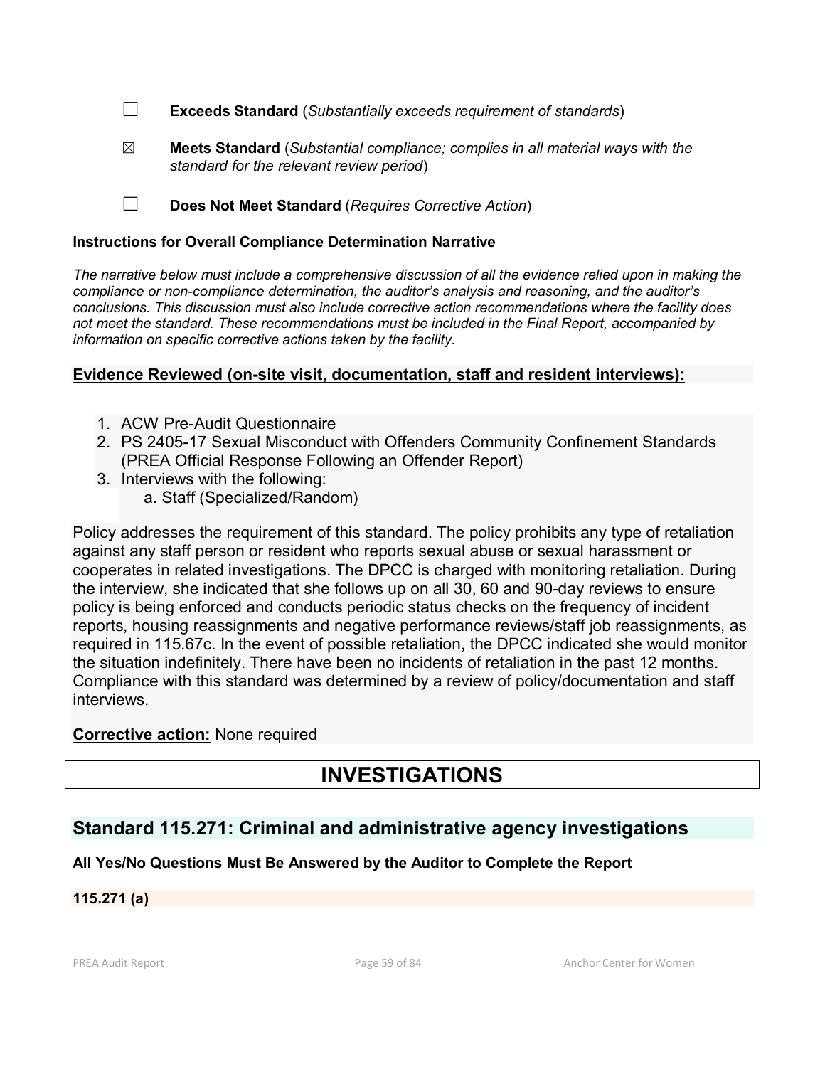☐ **Exceeds Standard** (*Substantially exceeds requirement of standards*)

☒ **Meets Standard** (*Substantial compliance; complies in all material ways with the standard for the relevant review period*)

☐ **Does Not Meet Standard** (*Requires Corrective Action*)

**Instructions for Overall Compliance Determination Narrative**

*The narrative below must include a comprehensive discussion of all the evidence relied upon in making the compliance or non-compliance determination, the auditor's analysis and reasoning, and the auditor's conclusions. This discussion must also include corrective action recommendations where the facility does not meet the standard. These recommendations must be included in the Final Report, accompanied by information on specific corrective actions taken by the facility.*

**Evidence Reviewed (on-site visit, documentation, staff and resident interviews):**

1. ACW Pre-Audit Questionnaire
2. PS 2405-17 Sexual Misconduct with Offenders Community Confinement Standards (PREA Official Response Following an Offender Report)
3. Interviews with the following:
   a. Staff (Specialized/Random)

Policy addresses the requirement of this standard. The policy prohibits any type of retaliation against any staff person or resident who reports sexual abuse or sexual harassment or cooperates in related investigations. The DPCC is charged with monitoring retaliation. During the interview, she indicated that she follows up on all 30, 60 and 90-day reviews to ensure policy is being enforced and conducts periodic status checks on the frequency of incident reports, housing reassignments and negative performance reviews/staff job reassignments, as required in 115.67c. In the event of possible retaliation, the DPCC indicated she would monitor the situation indefinitely. There have been no incidents of retaliation in the past 12 months. Compliance with this standard was determined by a review of policy/documentation and staff interviews.

**Corrective action:** None required

# INVESTIGATIONS

## Standard 115.271: Criminal and administrative agency investigations

**All Yes/No Questions Must Be Answered by the Auditor to Complete the Report**

**115.271 (a)**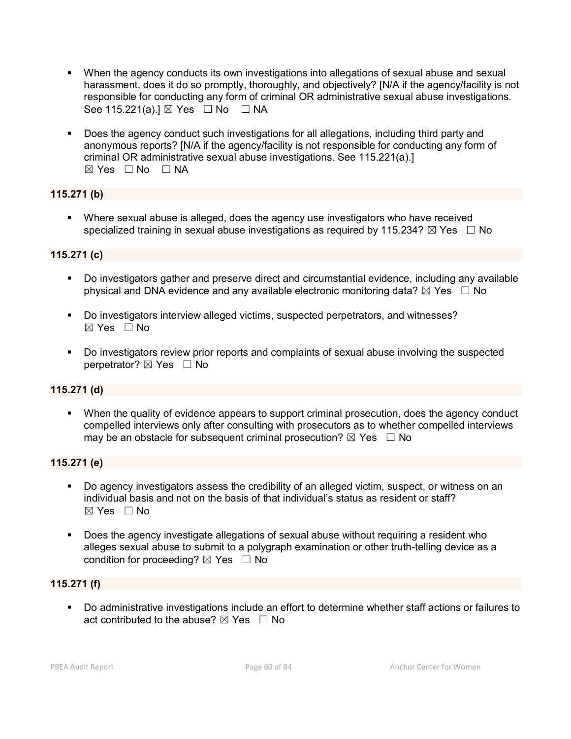- When the agency conducts its own investigations into allegations of sexual abuse and sexual harassment, does it do so promptly, thoroughly, and objectively? [N/A if the agency/facility is not responsible for conducting any form of criminal OR administrative sexual abuse investigations. See 115.221(a).] ☒ Yes ☐ No ☐ NA

- Does the agency conduct such investigations for all allegations, including third party and anonymous reports? [N/A if the agency/facility is not responsible for conducting any form of criminal OR administrative sexual abuse investigations. See 115.221(a).] ☒ Yes ☐ No ☐ NA

**115.271 (b)**

- Where sexual abuse is alleged, does the agency use investigators who have received specialized training in sexual abuse investigations as required by 115.234? ☒ Yes ☐ No

**115.271 (c)**

- Do investigators gather and preserve direct and circumstantial evidence, including any available physical and DNA evidence and any available electronic monitoring data? ☒ Yes ☐ No

- Do investigators interview alleged victims, suspected perpetrators, and witnesses? ☒ Yes ☐ No

- Do investigators review prior reports and complaints of sexual abuse involving the suspected perpetrator? ☒ Yes ☐ No

**115.271 (d)**

- When the quality of evidence appears to support criminal prosecution, does the agency conduct compelled interviews only after consulting with prosecutors as to whether compelled interviews may be an obstacle for subsequent criminal prosecution? ☒ Yes ☐ No

**115.271 (e)**

- Do agency investigators assess the credibility of an alleged victim, suspect, or witness on an individual basis and not on the basis of that individual's status as resident or staff? ☒ Yes ☐ No

- Does the agency investigate allegations of sexual abuse without requiring a resident who alleges sexual abuse to submit to a polygraph examination or other truth-telling device as a condition for proceeding? ☒ Yes ☐ No

**115.271 (f)**

- Do administrative investigations include an effort to determine whether staff actions or failures to act contributed to the abuse? ☒ Yes ☐ No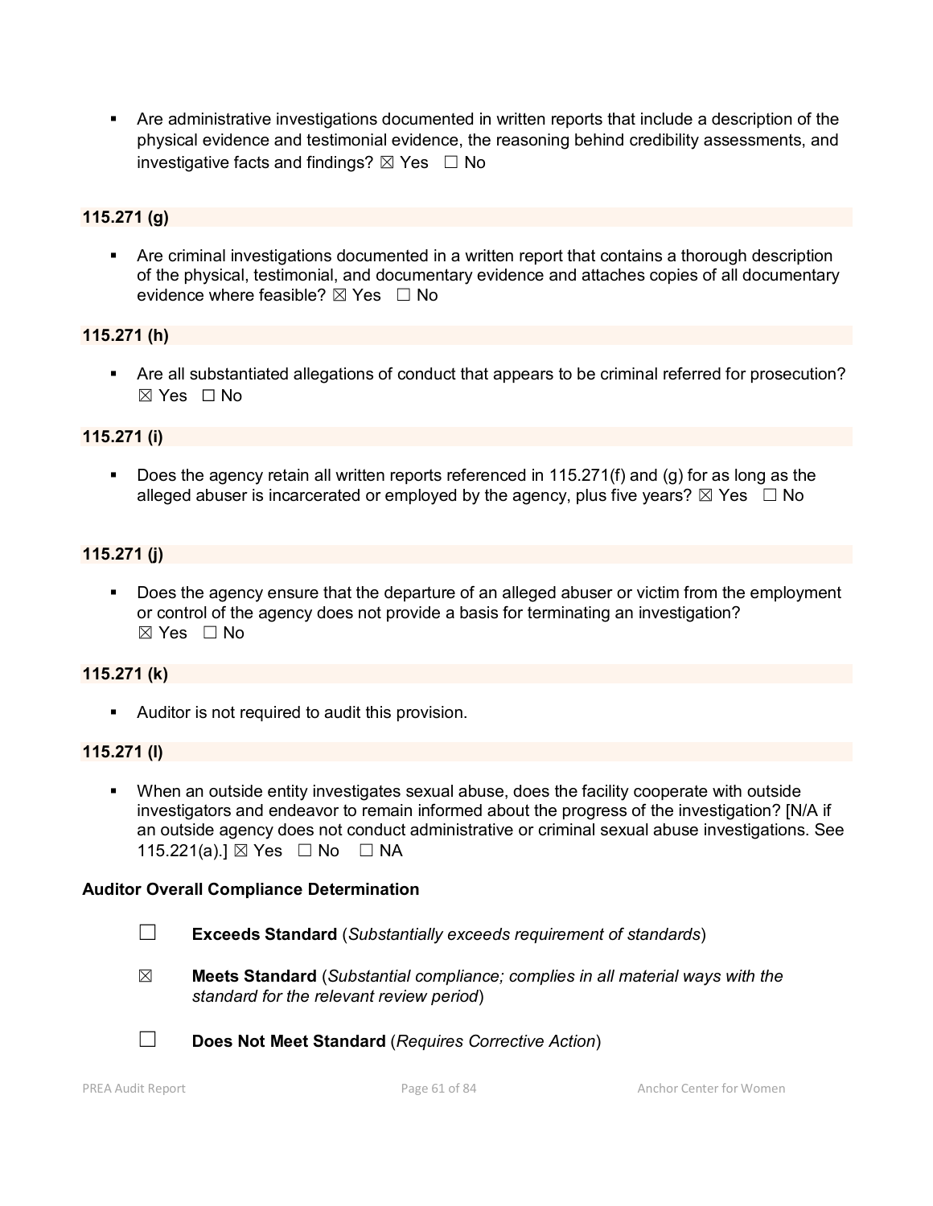- Are administrative investigations documented in written reports that include a description of the physical evidence and testimonial evidence, the reasoning behind credibility assessments, and investigative facts and findings? ☒ Yes ☐ No

**115.271 (g)**

- Are criminal investigations documented in a written report that contains a thorough description of the physical, testimonial, and documentary evidence and attaches copies of all documentary evidence where feasible? ☒ Yes ☐ No

**115.271 (h)**

- Are all substantiated allegations of conduct that appears to be criminal referred for prosecution? ☒ Yes ☐ No

**115.271 (i)**

- Does the agency retain all written reports referenced in 115.271(f) and (g) for as long as the alleged abuser is incarcerated or employed by the agency, plus five years? ☒ Yes ☐ No

**115.271 (j)**

- Does the agency ensure that the departure of an alleged abuser or victim from the employment or control of the agency does not provide a basis for terminating an investigation? ☒ Yes ☐ No

**115.271 (k)**

- Auditor is not required to audit this provision.

**115.271 (l)**

- When an outside entity investigates sexual abuse, does the facility cooperate with outside investigators and endeavor to remain informed about the progress of the investigation? [N/A if an outside agency does not conduct administrative or criminal sexual abuse investigations. See 115.221(a).] ☒ Yes ☐ No ☐ NA

**Auditor Overall Compliance Determination**

☐ **Exceeds Standard** (*Substantially exceeds requirement of standards*)

☒ **Meets Standard** (*Substantial compliance; complies in all material ways with the standard for the relevant review period*)

☐ **Does Not Meet Standard** (*Requires Corrective Action*)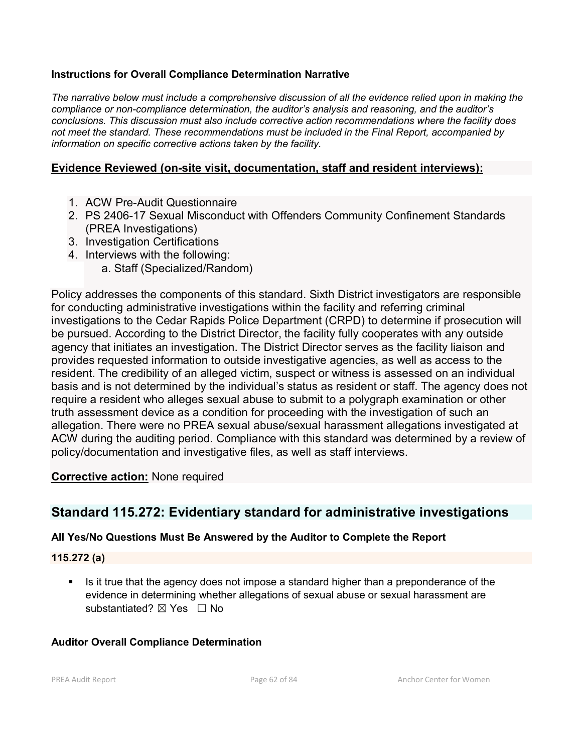**Instructions for Overall Compliance Determination Narrative**

*The narrative below must include a comprehensive discussion of all the evidence relied upon in making the compliance or non-compliance determination, the auditor's analysis and reasoning, and the auditor's conclusions. This discussion must also include corrective action recommendations where the facility does not meet the standard. These recommendations must be included in the Final Report, accompanied by information on specific corrective actions taken by the facility.*

**Evidence Reviewed (on-site visit, documentation, staff and resident interviews):**

1. ACW Pre-Audit Questionnaire
2. PS 2406-17 Sexual Misconduct with Offenders Community Confinement Standards (PREA Investigations)
3. Investigation Certifications
4. Interviews with the following:
   a. Staff (Specialized/Random)

Policy addresses the components of this standard. Sixth District investigators are responsible for conducting administrative investigations within the facility and referring criminal investigations to the Cedar Rapids Police Department (CRPD) to determine if prosecution will be pursued. According to the District Director, the facility fully cooperates with any outside agency that initiates an investigation. The District Director serves as the facility liaison and provides requested information to outside investigative agencies, as well as access to the resident. The credibility of an alleged victim, suspect or witness is assessed on an individual basis and is not determined by the individual's status as resident or staff. The agency does not require a resident who alleges sexual abuse to submit to a polygraph examination or other truth assessment device as a condition for proceeding with the investigation of such an allegation. There were no PREA sexual abuse/sexual harassment allegations investigated at ACW during the auditing period. Compliance with this standard was determined by a review of policy/documentation and investigative files, as well as staff interviews.

**Corrective action:** None required

## Standard 115.272: Evidentiary standard for administrative investigations

**All Yes/No Questions Must Be Answered by the Auditor to Complete the Report**

**115.272 (a)**

- Is it true that the agency does not impose a standard higher than a preponderance of the evidence in determining whether allegations of sexual abuse or sexual harassment are substantiated? ☒ Yes ☐ No

**Auditor Overall Compliance Determination**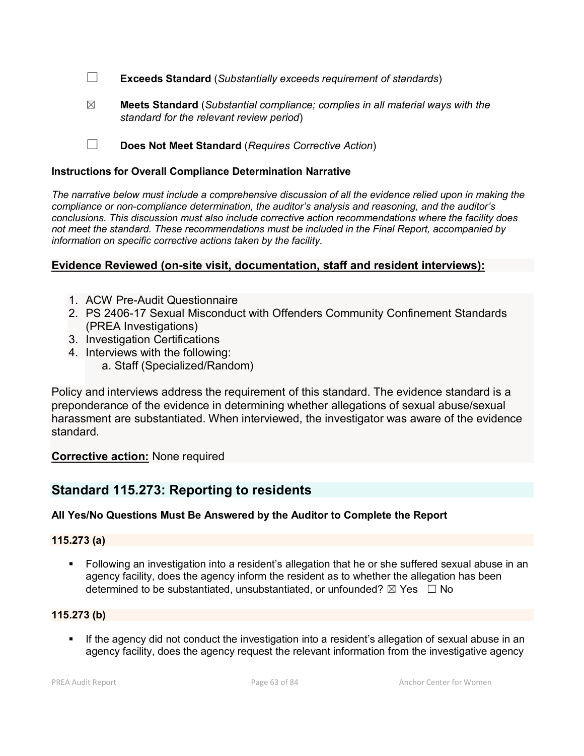☐ **Exceeds Standard** (*Substantially exceeds requirement of standards*)

☒ **Meets Standard** (*Substantial compliance; complies in all material ways with the standard for the relevant review period*)

☐ **Does Not Meet Standard** (*Requires Corrective Action*)

**Instructions for Overall Compliance Determination Narrative**

*The narrative below must include a comprehensive discussion of all the evidence relied upon in making the compliance or non-compliance determination, the auditor's analysis and reasoning, and the auditor's conclusions. This discussion must also include corrective action recommendations where the facility does not meet the standard. These recommendations must be included in the Final Report, accompanied by information on specific corrective actions taken by the facility.*

**Evidence Reviewed (on-site visit, documentation, staff and resident interviews):**

1. ACW Pre-Audit Questionnaire
2. PS 2406-17 Sexual Misconduct with Offenders Community Confinement Standards (PREA Investigations)
3. Investigation Certifications
4. Interviews with the following:
    a. Staff (Specialized/Random)

Policy and interviews address the requirement of this standard. The evidence standard is a preponderance of the evidence in determining whether allegations of sexual abuse/sexual harassment are substantiated. When interviewed, the investigator was aware of the evidence standard.

**Corrective action:** None required

## Standard 115.273: Reporting to residents

**All Yes/No Questions Must Be Answered by the Auditor to Complete the Report**

**115.273 (a)**

- Following an investigation into a resident's allegation that he or she suffered sexual abuse in an agency facility, does the agency inform the resident as to whether the allegation has been determined to be substantiated, unsubstantiated, or unfounded? ☒ Yes ☐ No

**115.273 (b)**

- If the agency did not conduct the investigation into a resident's allegation of sexual abuse in an agency facility, does the agency request the relevant information from the investigative agency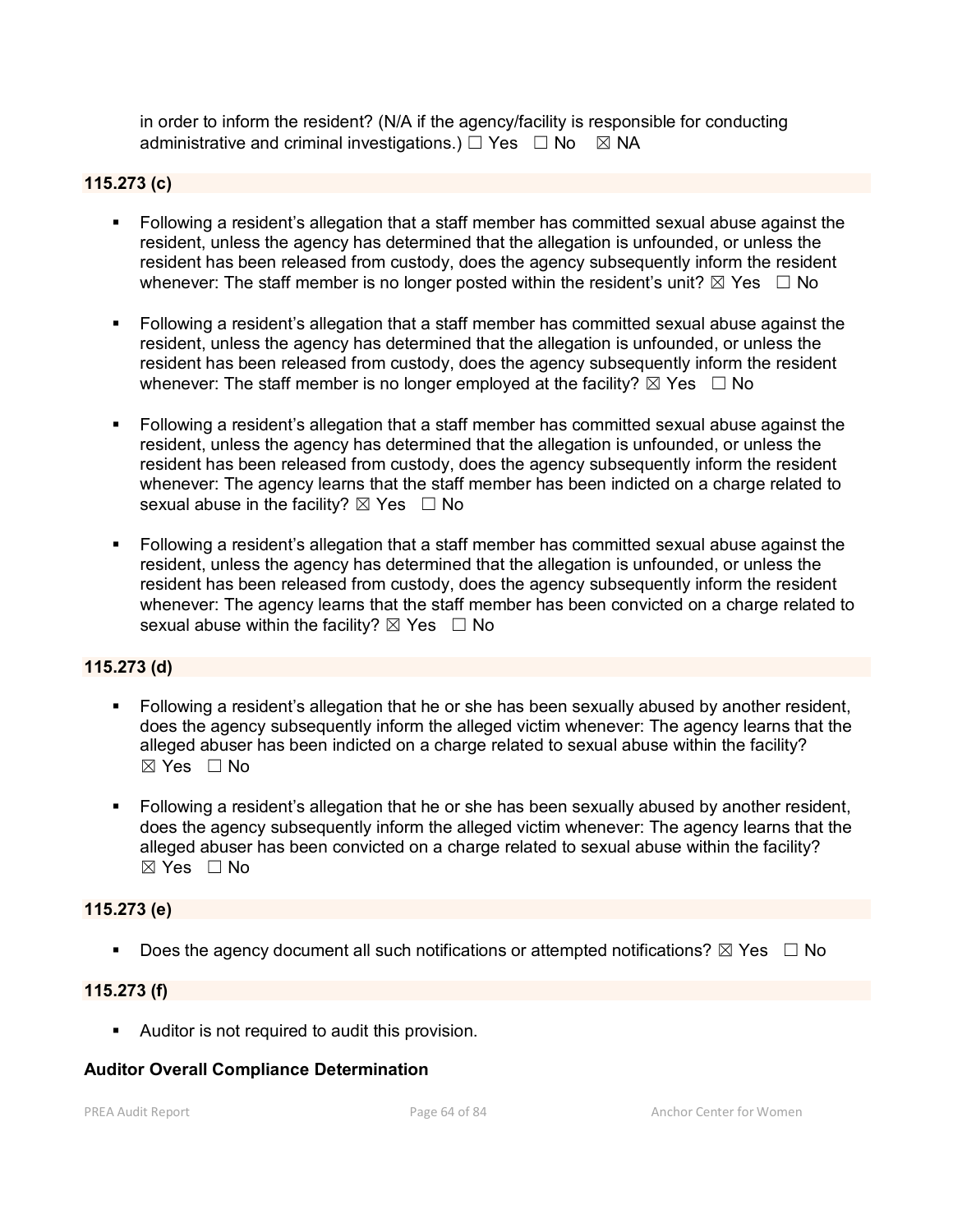in order to inform the resident? (N/A if the agency/facility is responsible for conducting administrative and criminal investigations.) ☐ Yes ☐ No ☒ NA

**115.273 (c)**

- Following a resident's allegation that a staff member has committed sexual abuse against the resident, unless the agency has determined that the allegation is unfounded, or unless the resident has been released from custody, does the agency subsequently inform the resident whenever: The staff member is no longer posted within the resident's unit? ☒ Yes ☐ No
- Following a resident's allegation that a staff member has committed sexual abuse against the resident, unless the agency has determined that the allegation is unfounded, or unless the resident has been released from custody, does the agency subsequently inform the resident whenever: The staff member is no longer employed at the facility? ☒ Yes ☐ No
- Following a resident's allegation that a staff member has committed sexual abuse against the resident, unless the agency has determined that the allegation is unfounded, or unless the resident has been released from custody, does the agency subsequently inform the resident whenever: The agency learns that the staff member has been indicted on a charge related to sexual abuse in the facility? ☒ Yes ☐ No
- Following a resident's allegation that a staff member has committed sexual abuse against the resident, unless the agency has determined that the allegation is unfounded, or unless the resident has been released from custody, does the agency subsequently inform the resident whenever: The agency learns that the staff member has been convicted on a charge related to sexual abuse within the facility? ☒ Yes ☐ No

**115.273 (d)**

- Following a resident's allegation that he or she has been sexually abused by another resident, does the agency subsequently inform the alleged victim whenever: The agency learns that the alleged abuser has been indicted on a charge related to sexual abuse within the facility? ☒ Yes ☐ No
- Following a resident's allegation that he or she has been sexually abused by another resident, does the agency subsequently inform the alleged victim whenever: The agency learns that the alleged abuser has been convicted on a charge related to sexual abuse within the facility? ☒ Yes ☐ No

**115.273 (e)**

- Does the agency document all such notifications or attempted notifications? ☒ Yes ☐ No

**115.273 (f)**

- Auditor is not required to audit this provision.

**Auditor Overall Compliance Determination**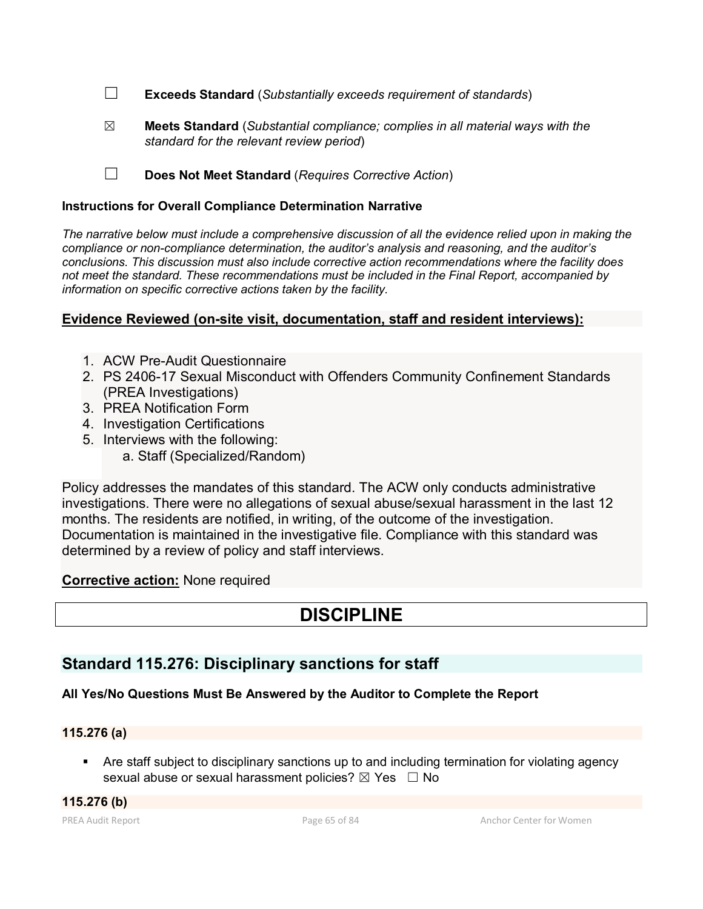☐ **Exceeds Standard** (*Substantially exceeds requirement of standards*)

☒ **Meets Standard** (*Substantial compliance; complies in all material ways with the standard for the relevant review period*)

☐ **Does Not Meet Standard** (*Requires Corrective Action*)

**Instructions for Overall Compliance Determination Narrative**

*The narrative below must include a comprehensive discussion of all the evidence relied upon in making the compliance or non-compliance determination, the auditor's analysis and reasoning, and the auditor's conclusions. This discussion must also include corrective action recommendations where the facility does not meet the standard. These recommendations must be included in the Final Report, accompanied by information on specific corrective actions taken by the facility.*

**Evidence Reviewed (on-site visit, documentation, staff and resident interviews):**

1. ACW Pre-Audit Questionnaire
2. PS 2406-17 Sexual Misconduct with Offenders Community Confinement Standards (PREA Investigations)
3. PREA Notification Form
4. Investigation Certifications
5. Interviews with the following:
   a. Staff (Specialized/Random)

Policy addresses the mandates of this standard. The ACW only conducts administrative investigations. There were no allegations of sexual abuse/sexual harassment in the last 12 months. The residents are notified, in writing, of the outcome of the investigation. Documentation is maintained in the investigative file. Compliance with this standard was determined by a review of policy and staff interviews.

**Corrective action:** None required

# DISCIPLINE

## Standard 115.276: Disciplinary sanctions for staff

**All Yes/No Questions Must Be Answered by the Auditor to Complete the Report**

### 115.276 (a)

- Are staff subject to disciplinary sanctions up to and including termination for violating agency sexual abuse or sexual harassment policies? ☒ Yes ☐ No

### 115.276 (b)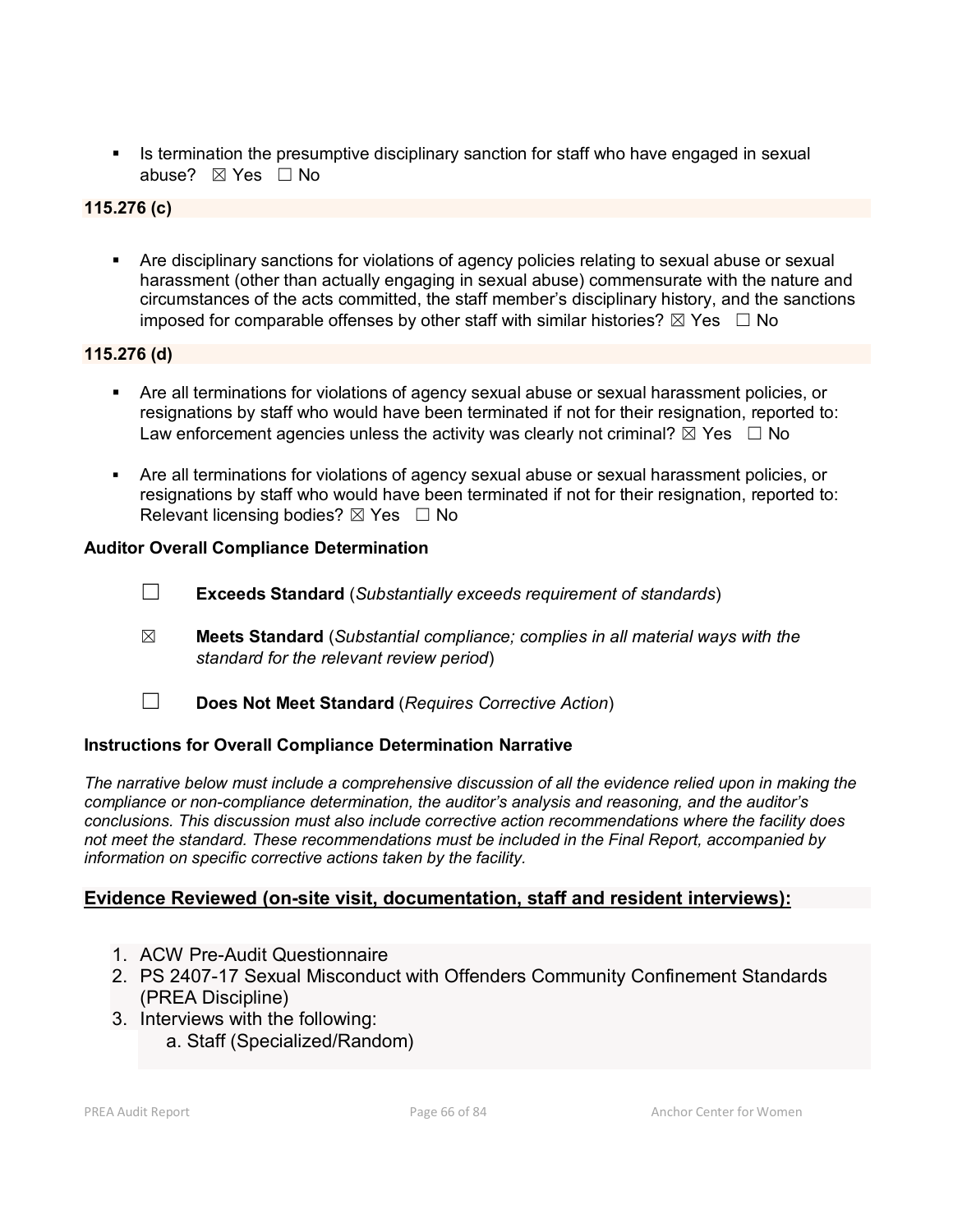- Is termination the presumptive disciplinary sanction for staff who have engaged in sexual abuse? ☒ Yes ☐ No

**115.276 (c)**

- Are disciplinary sanctions for violations of agency policies relating to sexual abuse or sexual harassment (other than actually engaging in sexual abuse) commensurate with the nature and circumstances of the acts committed, the staff member's disciplinary history, and the sanctions imposed for comparable offenses by other staff with similar histories? ☒ Yes ☐ No

**115.276 (d)**

- Are all terminations for violations of agency sexual abuse or sexual harassment policies, or resignations by staff who would have been terminated if not for their resignation, reported to: Law enforcement agencies unless the activity was clearly not criminal? ☒ Yes ☐ No

- Are all terminations for violations of agency sexual abuse or sexual harassment policies, or resignations by staff who would have been terminated if not for their resignation, reported to: Relevant licensing bodies? ☒ Yes ☐ No

**Auditor Overall Compliance Determination**

☐ **Exceeds Standard** (*Substantially exceeds requirement of standards*)

☒ **Meets Standard** (*Substantial compliance; complies in all material ways with the standard for the relevant review period*)

☐ **Does Not Meet Standard** (*Requires Corrective Action*)

**Instructions for Overall Compliance Determination Narrative**

*The narrative below must include a comprehensive discussion of all the evidence relied upon in making the compliance or non-compliance determination, the auditor's analysis and reasoning, and the auditor's conclusions. This discussion must also include corrective action recommendations where the facility does not meet the standard. These recommendations must be included in the Final Report, accompanied by information on specific corrective actions taken by the facility.*

## Evidence Reviewed (on-site visit, documentation, staff and resident interviews):

1. ACW Pre-Audit Questionnaire
2. PS 2407-17 Sexual Misconduct with Offenders Community Confinement Standards (PREA Discipline)
3. Interviews with the following:
   a. Staff (Specialized/Random)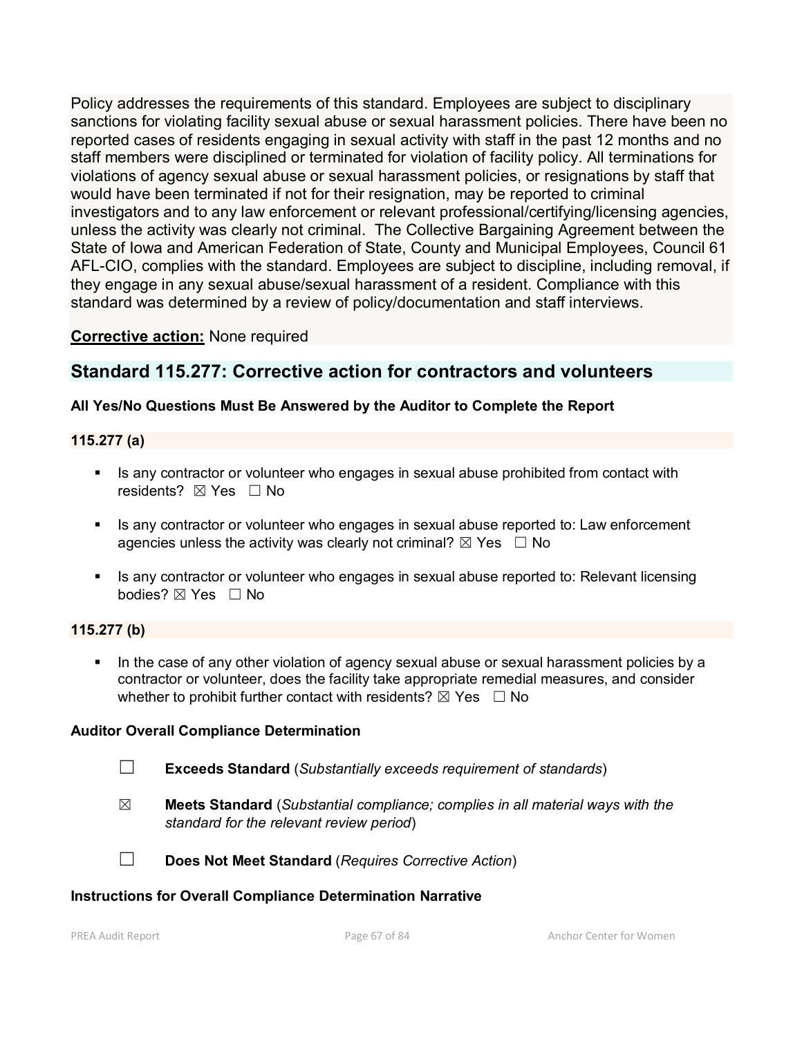Policy addresses the requirements of this standard. Employees are subject to disciplinary sanctions for violating facility sexual abuse or sexual harassment policies. There have been no reported cases of residents engaging in sexual activity with staff in the past 12 months and no staff members were disciplined or terminated for violation of facility policy. All terminations for violations of agency sexual abuse or sexual harassment policies, or resignations by staff that would have been terminated if not for their resignation, may be reported to criminal investigators and to any law enforcement or relevant professional/certifying/licensing agencies, unless the activity was clearly not criminal. The Collective Bargaining Agreement between the State of Iowa and American Federation of State, County and Municipal Employees, Council 61 AFL-CIO, complies with the standard. Employees are subject to discipline, including removal, if they engage in any sexual abuse/sexual harassment of a resident. Compliance with this standard was determined by a review of policy/documentation and staff interviews.

**Corrective action:** None required

## Standard 115.277: Corrective action for contractors and volunteers

**All Yes/No Questions Must Be Answered by the Auditor to Complete the Report**

**115.277 (a)**

- Is any contractor or volunteer who engages in sexual abuse prohibited from contact with residents? ☒ Yes ☐ No
- Is any contractor or volunteer who engages in sexual abuse reported to: Law enforcement agencies unless the activity was clearly not criminal? ☒ Yes ☐ No
- Is any contractor or volunteer who engages in sexual abuse reported to: Relevant licensing bodies? ☒ Yes ☐ No

**115.277 (b)**

- In the case of any other violation of agency sexual abuse or sexual harassment policies by a contractor or volunteer, does the facility take appropriate remedial measures, and consider whether to prohibit further contact with residents? ☒ Yes ☐ No

**Auditor Overall Compliance Determination**

☐ **Exceeds Standard** (*Substantially exceeds requirement of standards*)

☒ **Meets Standard** (*Substantial compliance; complies in all material ways with the standard for the relevant review period*)

☐ **Does Not Meet Standard** (*Requires Corrective Action*)

**Instructions for Overall Compliance Determination Narrative**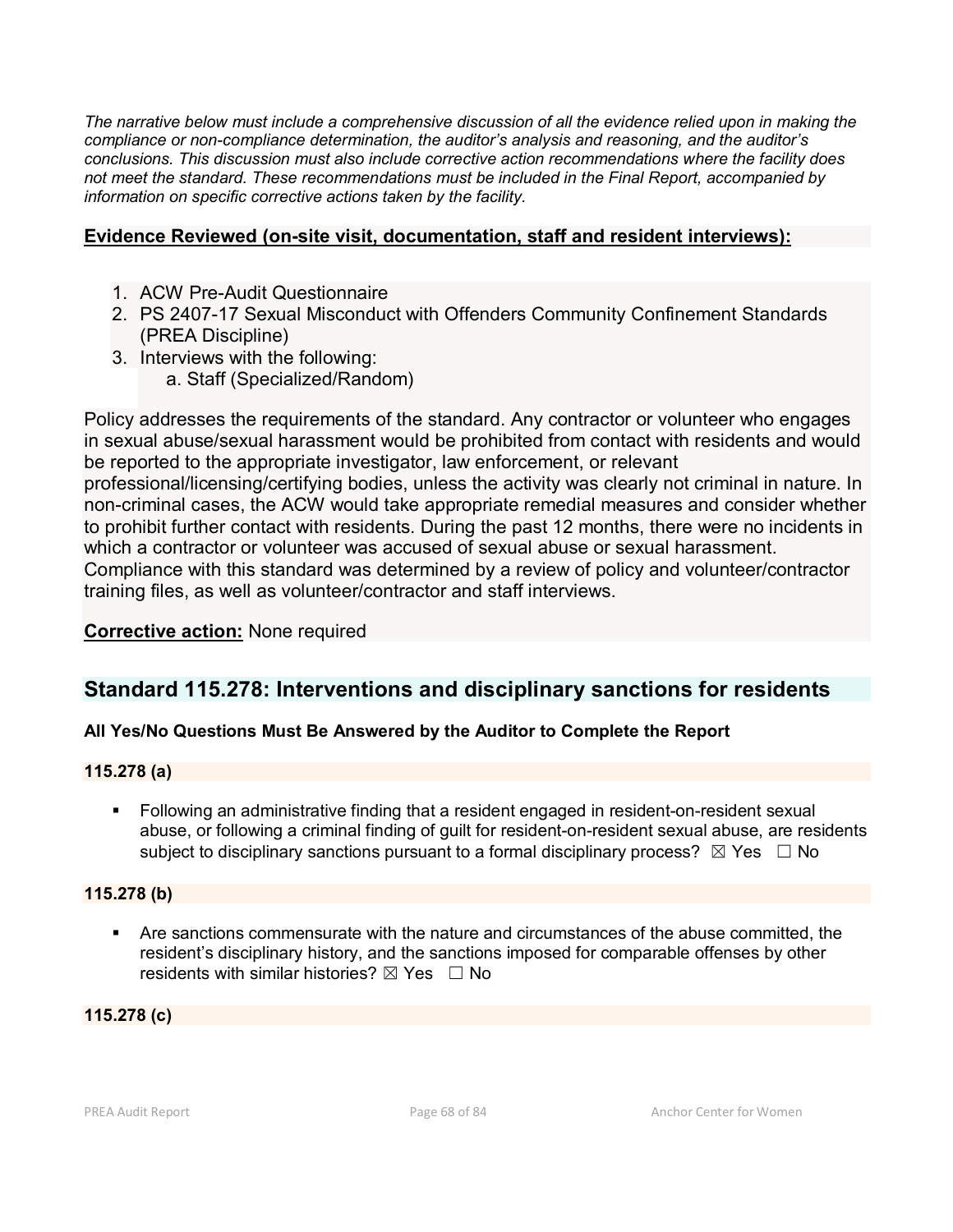*The narrative below must include a comprehensive discussion of all the evidence relied upon in making the compliance or non-compliance determination, the auditor's analysis and reasoning, and the auditor's conclusions. This discussion must also include corrective action recommendations where the facility does not meet the standard. These recommendations must be included in the Final Report, accompanied by information on specific corrective actions taken by the facility.*

**Evidence Reviewed (on-site visit, documentation, staff and resident interviews):**

1. ACW Pre-Audit Questionnaire
2. PS 2407-17 Sexual Misconduct with Offenders Community Confinement Standards (PREA Discipline)
3. Interviews with the following:
   a. Staff (Specialized/Random)

Policy addresses the requirements of the standard. Any contractor or volunteer who engages in sexual abuse/sexual harassment would be prohibited from contact with residents and would be reported to the appropriate investigator, law enforcement, or relevant professional/licensing/certifying bodies, unless the activity was clearly not criminal in nature. In non-criminal cases, the ACW would take appropriate remedial measures and consider whether to prohibit further contact with residents. During the past 12 months, there were no incidents in which a contractor or volunteer was accused of sexual abuse or sexual harassment. Compliance with this standard was determined by a review of policy and volunteer/contractor training files, as well as volunteer/contractor and staff interviews.

**Corrective action:** None required

## Standard 115.278: Interventions and disciplinary sanctions for residents

**All Yes/No Questions Must Be Answered by the Auditor to Complete the Report**

**115.278 (a)**

- Following an administrative finding that a resident engaged in resident-on-resident sexual abuse, or following a criminal finding of guilt for resident-on-resident sexual abuse, are residents subject to disciplinary sanctions pursuant to a formal disciplinary process? ☒ Yes ☐ No

**115.278 (b)**

- Are sanctions commensurate with the nature and circumstances of the abuse committed, the resident's disciplinary history, and the sanctions imposed for comparable offenses by other residents with similar histories? ☒ Yes ☐ No

**115.278 (c)**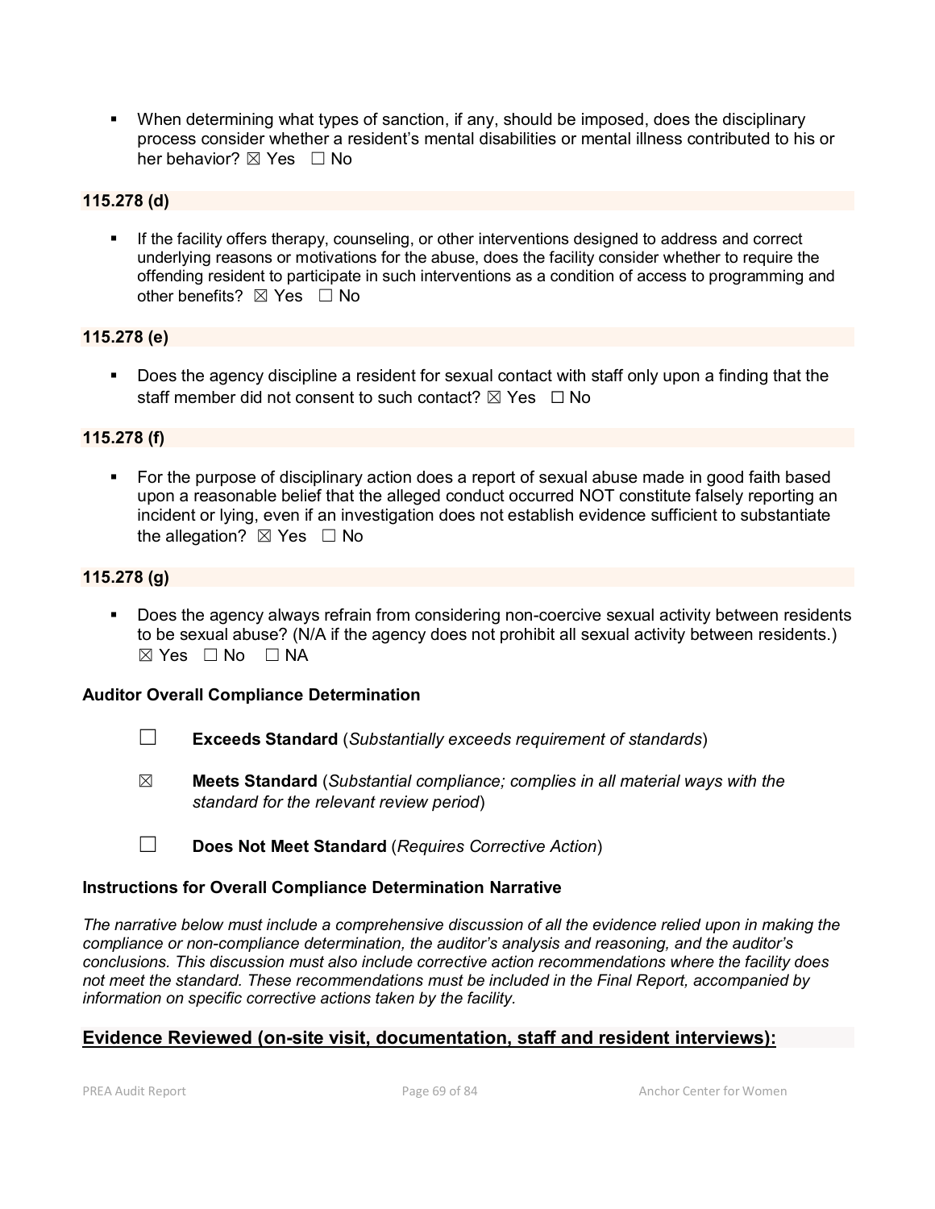- When determining what types of sanction, if any, should be imposed, does the disciplinary process consider whether a resident's mental disabilities or mental illness contributed to his or her behavior? ☒ Yes ☐ No

**115.278 (d)**

- If the facility offers therapy, counseling, or other interventions designed to address and correct underlying reasons or motivations for the abuse, does the facility consider whether to require the offending resident to participate in such interventions as a condition of access to programming and other benefits? ☒ Yes ☐ No

**115.278 (e)**

- Does the agency discipline a resident for sexual contact with staff only upon a finding that the staff member did not consent to such contact? ☒ Yes ☐ No

**115.278 (f)**

- For the purpose of disciplinary action does a report of sexual abuse made in good faith based upon a reasonable belief that the alleged conduct occurred NOT constitute falsely reporting an incident or lying, even if an investigation does not establish evidence sufficient to substantiate the allegation? ☒ Yes ☐ No

**115.278 (g)**

- Does the agency always refrain from considering non-coercive sexual activity between residents to be sexual abuse? (N/A if the agency does not prohibit all sexual activity between residents.) ☒ Yes ☐ No ☐ NA

**Auditor Overall Compliance Determination**

☐ **Exceeds Standard** (*Substantially exceeds requirement of standards*)

☒ **Meets Standard** (*Substantial compliance; complies in all material ways with the standard for the relevant review period*)

☐ **Does Not Meet Standard** (*Requires Corrective Action*)

**Instructions for Overall Compliance Determination Narrative**

*The narrative below must include a comprehensive discussion of all the evidence relied upon in making the compliance or non-compliance determination, the auditor's analysis and reasoning, and the auditor's conclusions. This discussion must also include corrective action recommendations where the facility does not meet the standard. These recommendations must be included in the Final Report, accompanied by information on specific corrective actions taken by the facility.*

## Evidence Reviewed (on-site visit, documentation, staff and resident interviews):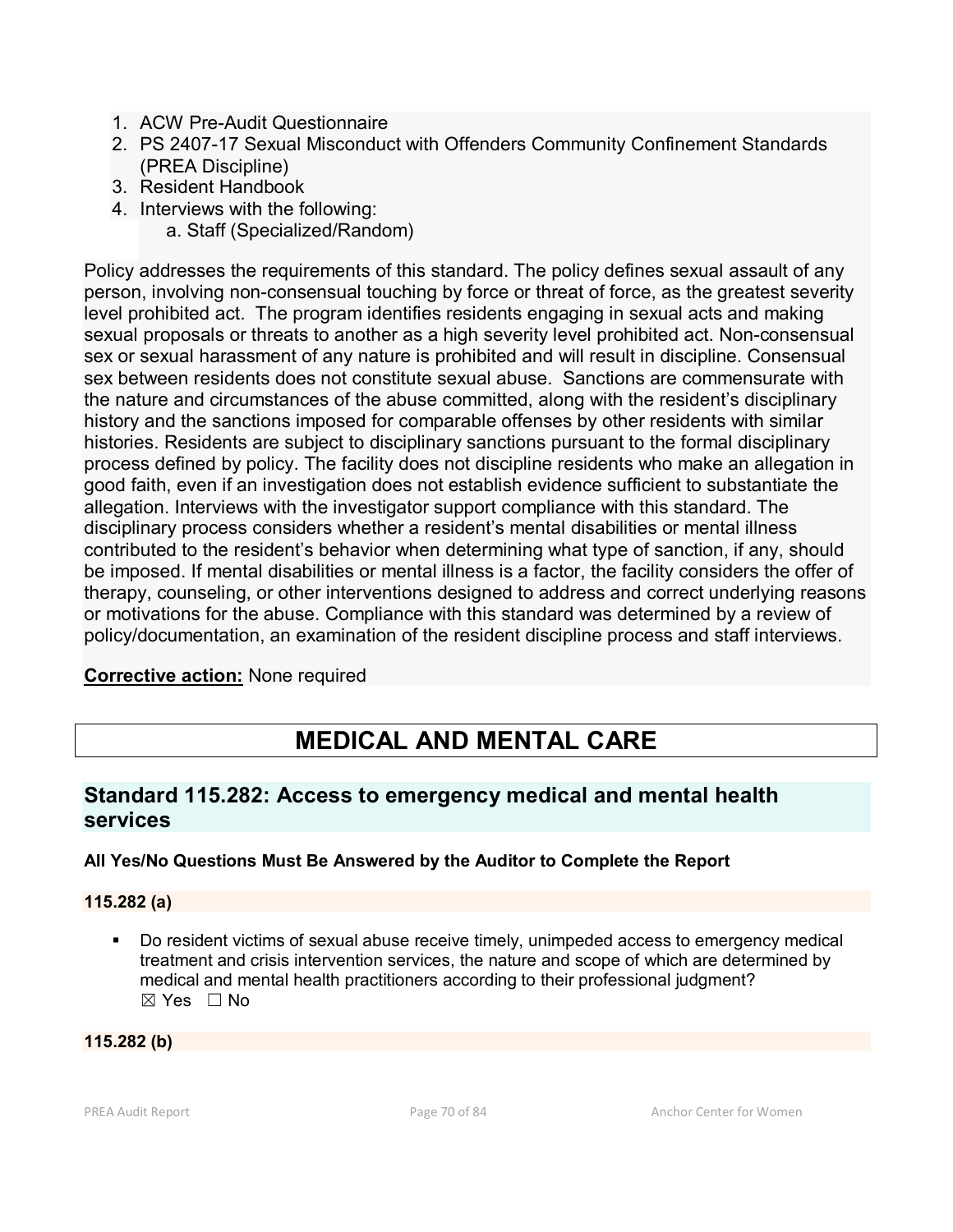1. ACW Pre-Audit Questionnaire
2. PS 2407-17 Sexual Misconduct with Offenders Community Confinement Standards (PREA Discipline)
3. Resident Handbook
4. Interviews with the following:
   a. Staff (Specialized/Random)

Policy addresses the requirements of this standard. The policy defines sexual assault of any person, involving non-consensual touching by force or threat of force, as the greatest severity level prohibited act. The program identifies residents engaging in sexual acts and making sexual proposals or threats to another as a high severity level prohibited act. Non-consensual sex or sexual harassment of any nature is prohibited and will result in discipline. Consensual sex between residents does not constitute sexual abuse. Sanctions are commensurate with the nature and circumstances of the abuse committed, along with the resident's disciplinary history and the sanctions imposed for comparable offenses by other residents with similar histories. Residents are subject to disciplinary sanctions pursuant to the formal disciplinary process defined by policy. The facility does not discipline residents who make an allegation in good faith, even if an investigation does not establish evidence sufficient to substantiate the allegation. Interviews with the investigator support compliance with this standard. The disciplinary process considers whether a resident's mental disabilities or mental illness contributed to the resident's behavior when determining what type of sanction, if any, should be imposed. If mental disabilities or mental illness is a factor, the facility considers the offer of therapy, counseling, or other interventions designed to address and correct underlying reasons or motivations for the abuse. Compliance with this standard was determined by a review of policy/documentation, an examination of the resident discipline process and staff interviews.

**Corrective action:** None required

# MEDICAL AND MENTAL CARE

## Standard 115.282: Access to emergency medical and mental health services

**All Yes/No Questions Must Be Answered by the Auditor to Complete the Report**

**115.282 (a)**

- Do resident victims of sexual abuse receive timely, unimpeded access to emergency medical treatment and crisis intervention services, the nature and scope of which are determined by medical and mental health practitioners according to their professional judgment?
  ☒ Yes ☐ No

**115.282 (b)**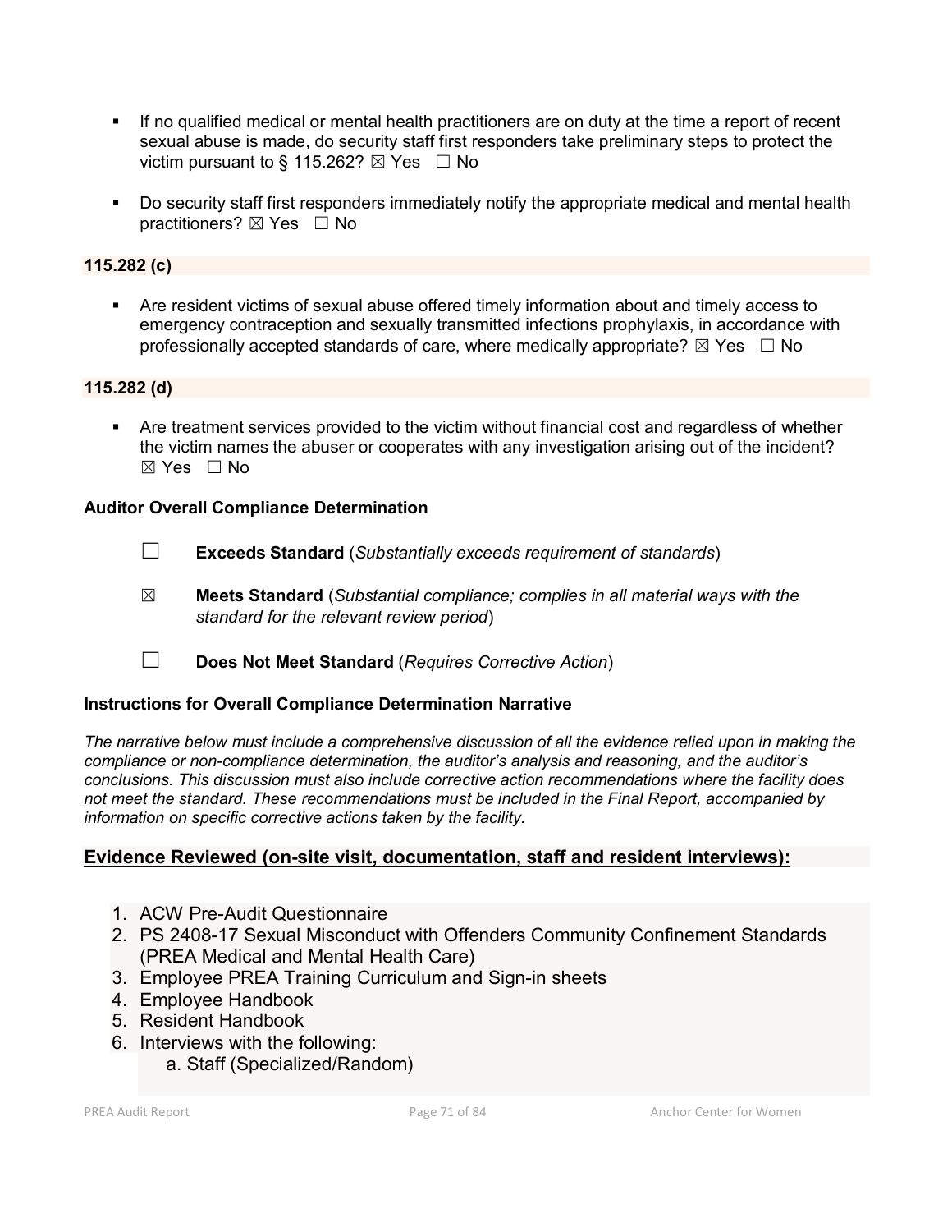- If no qualified medical or mental health practitioners are on duty at the time a report of recent sexual abuse is made, do security staff first responders take preliminary steps to protect the victim pursuant to § 115.262? ☒ Yes ☐ No

- Do security staff first responders immediately notify the appropriate medical and mental health practitioners? ☒ Yes ☐ No

**115.282 (c)**

- Are resident victims of sexual abuse offered timely information about and timely access to emergency contraception and sexually transmitted infections prophylaxis, in accordance with professionally accepted standards of care, where medically appropriate? ☒ Yes ☐ No

**115.282 (d)**

- Are treatment services provided to the victim without financial cost and regardless of whether the victim names the abuser or cooperates with any investigation arising out of the incident? ☒ Yes ☐ No

**Auditor Overall Compliance Determination**

☐ **Exceeds Standard** (*Substantially exceeds requirement of standards*)

☒ **Meets Standard** (*Substantial compliance; complies in all material ways with the standard for the relevant review period*)

☐ **Does Not Meet Standard** (*Requires Corrective Action*)

**Instructions for Overall Compliance Determination Narrative**

*The narrative below must include a comprehensive discussion of all the evidence relied upon in making the compliance or non-compliance determination, the auditor's analysis and reasoning, and the auditor's conclusions. This discussion must also include corrective action recommendations where the facility does not meet the standard. These recommendations must be included in the Final Report, accompanied by information on specific corrective actions taken by the facility.*

**Evidence Reviewed (on-site visit, documentation, staff and resident interviews):**

1. ACW Pre-Audit Questionnaire
2. PS 2408-17 Sexual Misconduct with Offenders Community Confinement Standards (PREA Medical and Mental Health Care)
3. Employee PREA Training Curriculum and Sign-in sheets
4. Employee Handbook
5. Resident Handbook
6. Interviews with the following:
   a. Staff (Specialized/Random)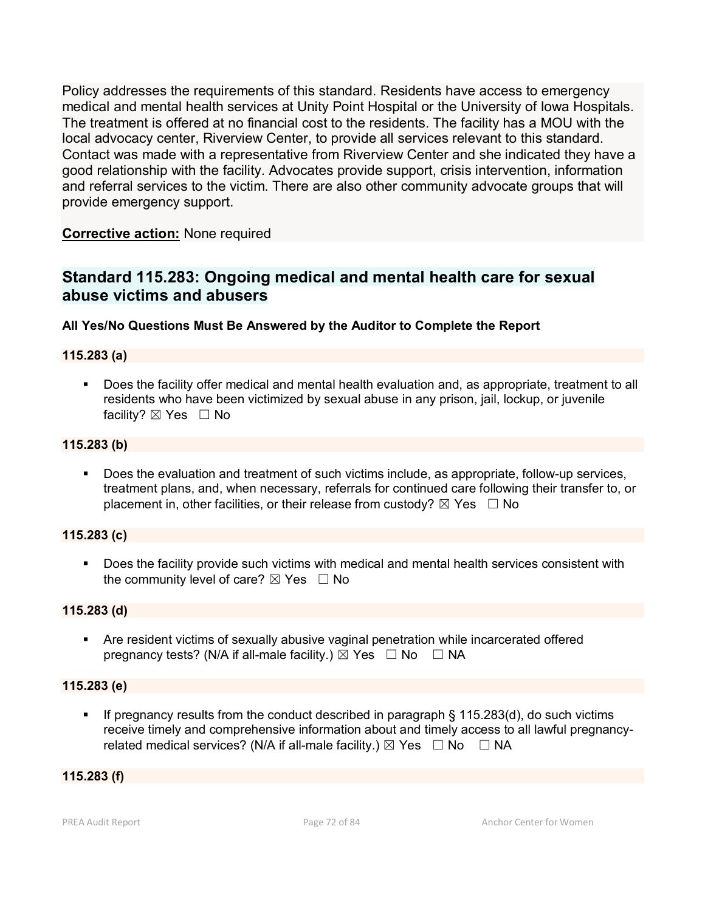Policy addresses the requirements of this standard. Residents have access to emergency medical and mental health services at Unity Point Hospital or the University of Iowa Hospitals. The treatment is offered at no financial cost to the residents. The facility has a MOU with the local advocacy center, Riverview Center, to provide all services relevant to this standard. Contact was made with a representative from Riverview Center and she indicated they have a good relationship with the facility. Advocates provide support, crisis intervention, information and referral services to the victim. There are also other community advocate groups that will provide emergency support.

**Corrective action:** None required

## Standard 115.283: Ongoing medical and mental health care for sexual abuse victims and abusers

**All Yes/No Questions Must Be Answered by the Auditor to Complete the Report**

**115.283 (a)**

- Does the facility offer medical and mental health evaluation and, as appropriate, treatment to all residents who have been victimized by sexual abuse in any prison, jail, lockup, or juvenile facility? ☒ Yes ☐ No

**115.283 (b)**

- Does the evaluation and treatment of such victims include, as appropriate, follow-up services, treatment plans, and, when necessary, referrals for continued care following their transfer to, or placement in, other facilities, or their release from custody? ☒ Yes ☐ No

**115.283 (c)**

- Does the facility provide such victims with medical and mental health services consistent with the community level of care? ☒ Yes ☐ No

**115.283 (d)**

- Are resident victims of sexually abusive vaginal penetration while incarcerated offered pregnancy tests? (N/A if all-male facility.) ☒ Yes ☐ No ☐ NA

**115.283 (e)**

- If pregnancy results from the conduct described in paragraph § 115.283(d), do such victims receive timely and comprehensive information about and timely access to all lawful pregnancy-related medical services? (N/A if all-male facility.) ☒ Yes ☐ No ☐ NA

**115.283 (f)**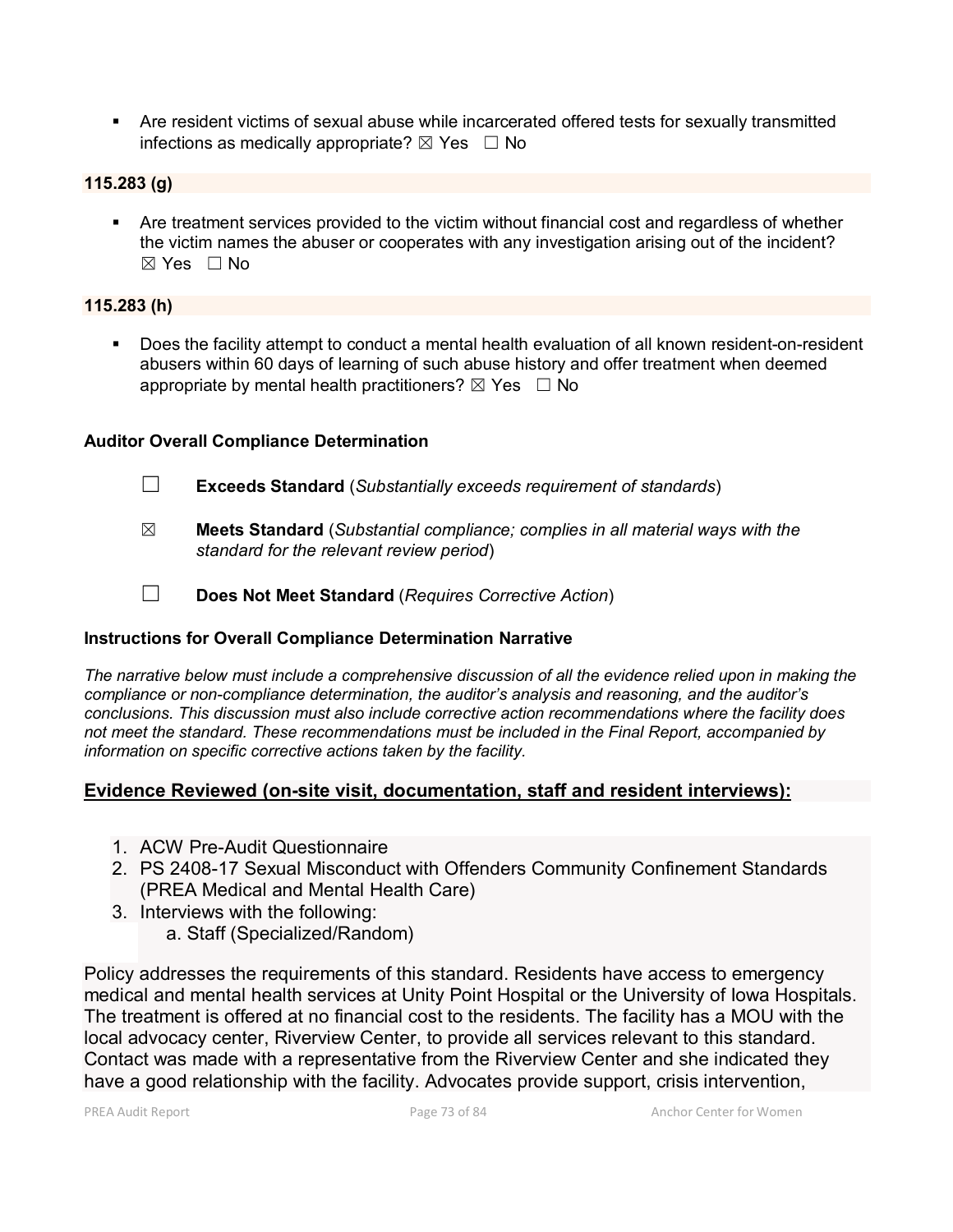- Are resident victims of sexual abuse while incarcerated offered tests for sexually transmitted infections as medically appropriate? ☒ Yes ☐ No

**115.283 (g)**

- Are treatment services provided to the victim without financial cost and regardless of whether the victim names the abuser or cooperates with any investigation arising out of the incident? ☒ Yes ☐ No

**115.283 (h)**

- Does the facility attempt to conduct a mental health evaluation of all known resident-on-resident abusers within 60 days of learning of such abuse history and offer treatment when deemed appropriate by mental health practitioners? ☒ Yes ☐ No

**Auditor Overall Compliance Determination**

☐ **Exceeds Standard** (*Substantially exceeds requirement of standards*)

☒ **Meets Standard** (*Substantial compliance; complies in all material ways with the standard for the relevant review period*)

☐ **Does Not Meet Standard** (*Requires Corrective Action*)

**Instructions for Overall Compliance Determination Narrative**

*The narrative below must include a comprehensive discussion of all the evidence relied upon in making the compliance or non-compliance determination, the auditor's analysis and reasoning, and the auditor's conclusions. This discussion must also include corrective action recommendations where the facility does not meet the standard. These recommendations must be included in the Final Report, accompanied by information on specific corrective actions taken by the facility.*

**Evidence Reviewed (on-site visit, documentation, staff and resident interviews):**

1. ACW Pre-Audit Questionnaire
2. PS 2408-17 Sexual Misconduct with Offenders Community Confinement Standards (PREA Medical and Mental Health Care)
3. Interviews with the following:
   a. Staff (Specialized/Random)

Policy addresses the requirements of this standard. Residents have access to emergency medical and mental health services at Unity Point Hospital or the University of Iowa Hospitals. The treatment is offered at no financial cost to the residents. The facility has a MOU with the local advocacy center, Riverview Center, to provide all services relevant to this standard. Contact was made with a representative from the Riverview Center and she indicated they have a good relationship with the facility. Advocates provide support, crisis intervention,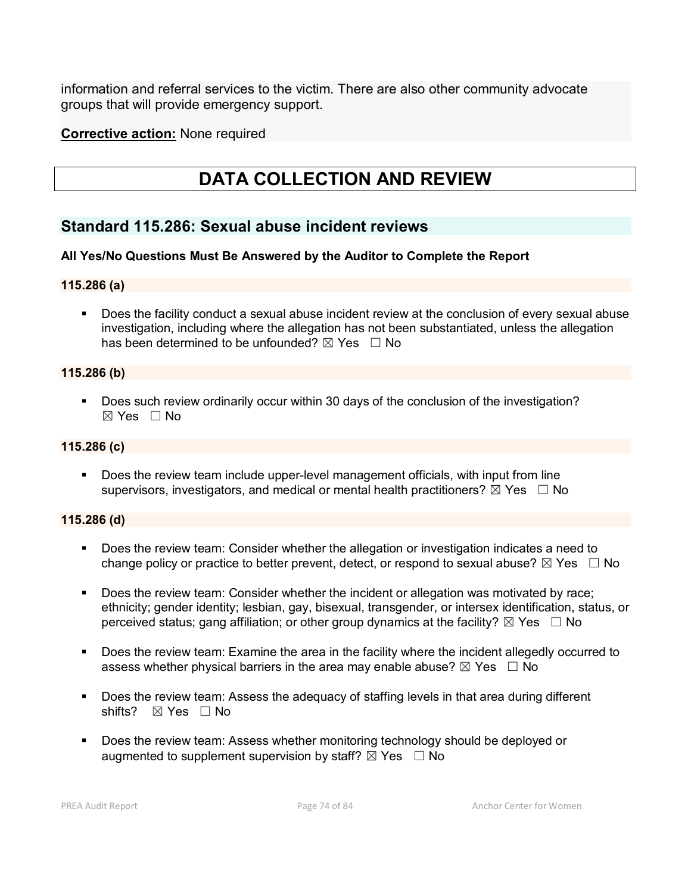information and referral services to the victim. There are also other community advocate groups that will provide emergency support.

**Corrective action:** None required

# DATA COLLECTION AND REVIEW

## Standard 115.286: Sexual abuse incident reviews

**All Yes/No Questions Must Be Answered by the Auditor to Complete the Report**

### 115.286 (a)

- Does the facility conduct a sexual abuse incident review at the conclusion of every sexual abuse investigation, including where the allegation has not been substantiated, unless the allegation has been determined to be unfounded? ☒ Yes ☐ No

### 115.286 (b)

- Does such review ordinarily occur within 30 days of the conclusion of the investigation? ☒ Yes ☐ No

### 115.286 (c)

- Does the review team include upper-level management officials, with input from line supervisors, investigators, and medical or mental health practitioners? ☒ Yes ☐ No

### 115.286 (d)

- Does the review team: Consider whether the allegation or investigation indicates a need to change policy or practice to better prevent, detect, or respond to sexual abuse? ☒ Yes ☐ No
- Does the review team: Consider whether the incident or allegation was motivated by race; ethnicity; gender identity; lesbian, gay, bisexual, transgender, or intersex identification, status, or perceived status; gang affiliation; or other group dynamics at the facility? ☒ Yes ☐ No
- Does the review team: Examine the area in the facility where the incident allegedly occurred to assess whether physical barriers in the area may enable abuse? ☒ Yes ☐ No
- Does the review team: Assess the adequacy of staffing levels in that area during different shifts? ☒ Yes ☐ No
- Does the review team: Assess whether monitoring technology should be deployed or augmented to supplement supervision by staff? ☒ Yes ☐ No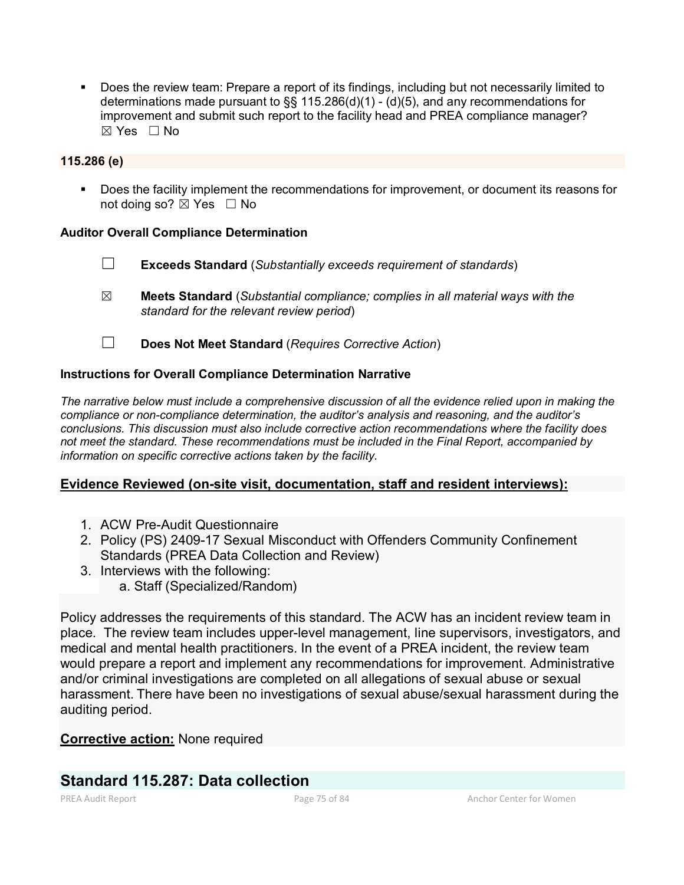- Does the review team: Prepare a report of its findings, including but not necessarily limited to determinations made pursuant to §§ 115.286(d)(1) - (d)(5), and any recommendations for improvement and submit such report to the facility head and PREA compliance manager? ☒ Yes ☐ No

**115.286 (e)**

- Does the facility implement the recommendations for improvement, or document its reasons for not doing so? ☒ Yes ☐ No

**Auditor Overall Compliance Determination**

☐ **Exceeds Standard** (*Substantially exceeds requirement of standards*)

☒ **Meets Standard** (*Substantial compliance; complies in all material ways with the standard for the relevant review period*)

☐ **Does Not Meet Standard** (*Requires Corrective Action*)

**Instructions for Overall Compliance Determination Narrative**

*The narrative below must include a comprehensive discussion of all the evidence relied upon in making the compliance or non-compliance determination, the auditor's analysis and reasoning, and the auditor's conclusions. This discussion must also include corrective action recommendations where the facility does not meet the standard. These recommendations must be included in the Final Report, accompanied by information on specific corrective actions taken by the facility.*

**<u>Evidence Reviewed (on-site visit, documentation, staff and resident interviews):</u>**

1. ACW Pre-Audit Questionnaire
2. Policy (PS) 2409-17 Sexual Misconduct with Offenders Community Confinement Standards (PREA Data Collection and Review)
3. Interviews with the following:
   a. Staff (Specialized/Random)

Policy addresses the requirements of this standard. The ACW has an incident review team in place. The review team includes upper-level management, line supervisors, investigators, and medical and mental health practitioners. In the event of a PREA incident, the review team would prepare a report and implement any recommendations for improvement. Administrative and/or criminal investigations are completed on all allegations of sexual abuse or sexual harassment. There have been no investigations of sexual abuse/sexual harassment during the auditing period.

**<u>Corrective action:</u>** None required

## Standard 115.287: Data collection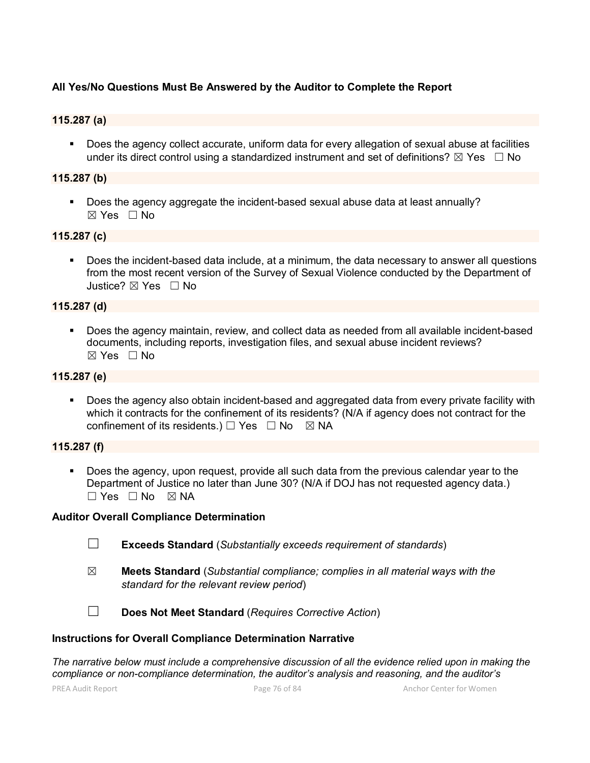**All Yes/No Questions Must Be Answered by the Auditor to Complete the Report**

**115.287 (a)**

- Does the agency collect accurate, uniform data for every allegation of sexual abuse at facilities under its direct control using a standardized instrument and set of definitions? ☒ Yes ☐ No

**115.287 (b)**

- Does the agency aggregate the incident-based sexual abuse data at least annually? ☒ Yes ☐ No

**115.287 (c)**

- Does the incident-based data include, at a minimum, the data necessary to answer all questions from the most recent version of the Survey of Sexual Violence conducted by the Department of Justice? ☒ Yes ☐ No

**115.287 (d)**

- Does the agency maintain, review, and collect data as needed from all available incident-based documents, including reports, investigation files, and sexual abuse incident reviews? ☒ Yes ☐ No

**115.287 (e)**

- Does the agency also obtain incident-based and aggregated data from every private facility with which it contracts for the confinement of its residents? (N/A if agency does not contract for the confinement of its residents.) ☐ Yes ☐ No ☒ NA

**115.287 (f)**

- Does the agency, upon request, provide all such data from the previous calendar year to the Department of Justice no later than June 30? (N/A if DOJ has not requested agency data.) ☐ Yes ☐ No ☒ NA

**Auditor Overall Compliance Determination**

☐ **Exceeds Standard** (*Substantially exceeds requirement of standards*)

☒ **Meets Standard** (*Substantial compliance; complies in all material ways with the standard for the relevant review period*)

☐ **Does Not Meet Standard** (*Requires Corrective Action*)

**Instructions for Overall Compliance Determination Narrative**

*The narrative below must include a comprehensive discussion of all the evidence relied upon in making the compliance or non-compliance determination, the auditor's analysis and reasoning, and the auditor's*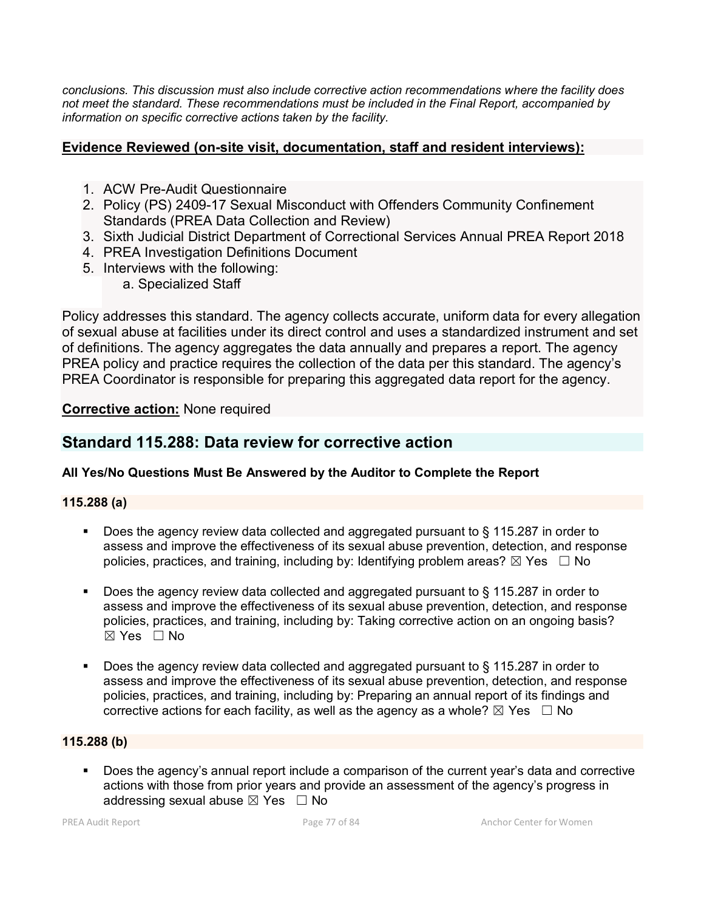*conclusions. This discussion must also include corrective action recommendations where the facility does not meet the standard. These recommendations must be included in the Final Report, accompanied by information on specific corrective actions taken by the facility.*

**Evidence Reviewed (on-site visit, documentation, staff and resident interviews):**

1. ACW Pre-Audit Questionnaire
2. Policy (PS) 2409-17 Sexual Misconduct with Offenders Community Confinement Standards (PREA Data Collection and Review)
3. Sixth Judicial District Department of Correctional Services Annual PREA Report 2018
4. PREA Investigation Definitions Document
5. Interviews with the following:
   a. Specialized Staff

Policy addresses this standard. The agency collects accurate, uniform data for every allegation of sexual abuse at facilities under its direct control and uses a standardized instrument and set of definitions. The agency aggregates the data annually and prepares a report. The agency PREA policy and practice requires the collection of the data per this standard. The agency's PREA Coordinator is responsible for preparing this aggregated data report for the agency.

**Corrective action:** None required

## Standard 115.288: Data review for corrective action

**All Yes/No Questions Must Be Answered by the Auditor to Complete the Report**

**115.288 (a)**

- Does the agency review data collected and aggregated pursuant to § 115.287 in order to assess and improve the effectiveness of its sexual abuse prevention, detection, and response policies, practices, and training, including by: Identifying problem areas? ☒ Yes ☐ No

- Does the agency review data collected and aggregated pursuant to § 115.287 in order to assess and improve the effectiveness of its sexual abuse prevention, detection, and response policies, practices, and training, including by: Taking corrective action on an ongoing basis? ☒ Yes ☐ No

- Does the agency review data collected and aggregated pursuant to § 115.287 in order to assess and improve the effectiveness of its sexual abuse prevention, detection, and response policies, practices, and training, including by: Preparing an annual report of its findings and corrective actions for each facility, as well as the agency as a whole? ☒ Yes ☐ No

**115.288 (b)**

- Does the agency's annual report include a comparison of the current year's data and corrective actions with those from prior years and provide an assessment of the agency's progress in addressing sexual abuse ☒ Yes ☐ No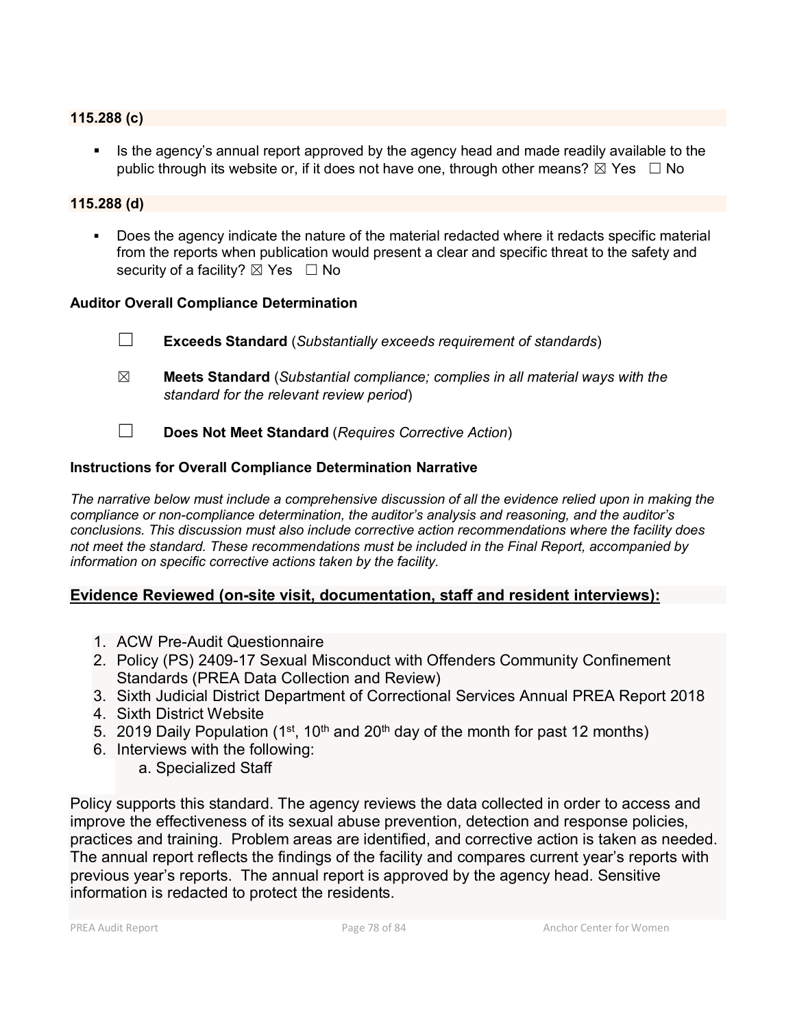**115.288 (c)**

- Is the agency's annual report approved by the agency head and made readily available to the public through its website or, if it does not have one, through other means? ☒ Yes ☐ No

**115.288 (d)**

- Does the agency indicate the nature of the material redacted where it redacts specific material from the reports when publication would present a clear and specific threat to the safety and security of a facility? ☒ Yes ☐ No

**Auditor Overall Compliance Determination**

☐ **Exceeds Standard** (*Substantially exceeds requirement of standards*)

☒ **Meets Standard** (*Substantial compliance; complies in all material ways with the standard for the relevant review period*)

☐ **Does Not Meet Standard** (*Requires Corrective Action*)

**Instructions for Overall Compliance Determination Narrative**

*The narrative below must include a comprehensive discussion of all the evidence relied upon in making the compliance or non-compliance determination, the auditor's analysis and reasoning, and the auditor's conclusions. This discussion must also include corrective action recommendations where the facility does not meet the standard. These recommendations must be included in the Final Report, accompanied by information on specific corrective actions taken by the facility.*

**Evidence Reviewed (on-site visit, documentation, staff and resident interviews):**

1. ACW Pre-Audit Questionnaire
2. Policy (PS) 2409-17 Sexual Misconduct with Offenders Community Confinement Standards (PREA Data Collection and Review)
3. Sixth Judicial District Department of Correctional Services Annual PREA Report 2018
4. Sixth District Website
5. 2019 Daily Population (1st, 10th and 20th day of the month for past 12 months)
6. Interviews with the following:
   a. Specialized Staff

Policy supports this standard. The agency reviews the data collected in order to access and improve the effectiveness of its sexual abuse prevention, detection and response policies, practices and training. Problem areas are identified, and corrective action is taken as needed. The annual report reflects the findings of the facility and compares current year's reports with previous year's reports. The annual report is approved by the agency head. Sensitive information is redacted to protect the residents.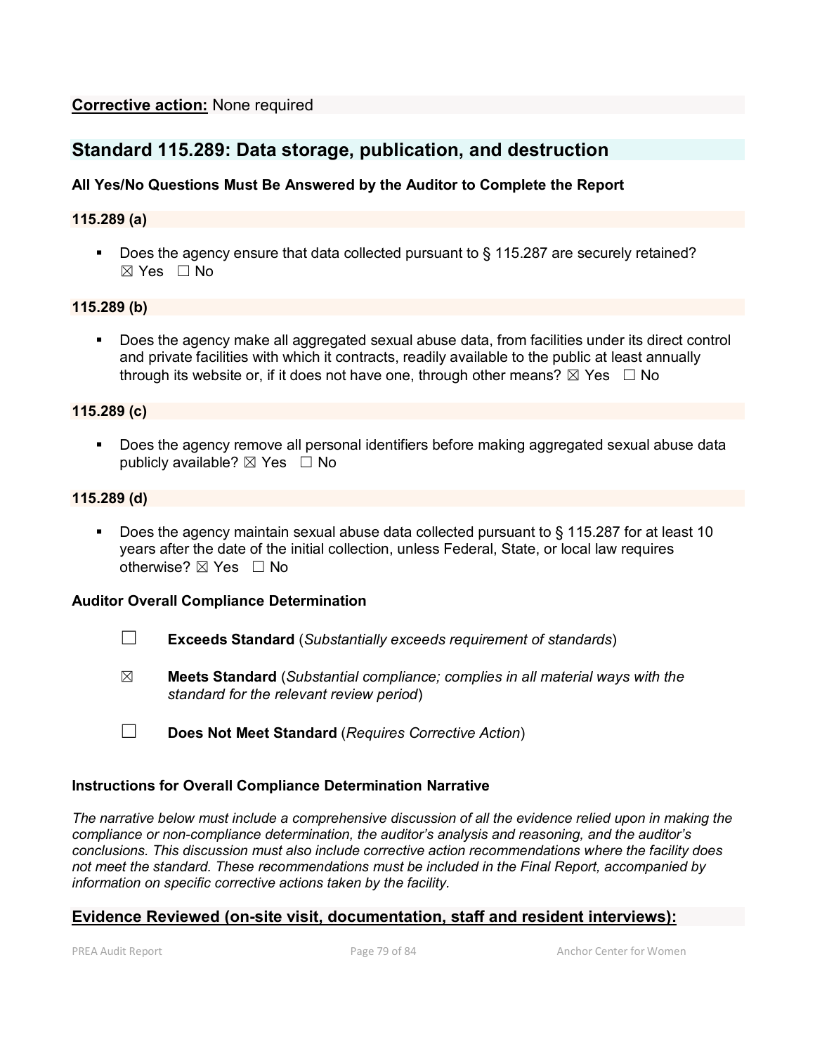**Corrective action:** None required

## Standard 115.289: Data storage, publication, and destruction

**All Yes/No Questions Must Be Answered by the Auditor to Complete the Report**

**115.289 (a)**

- Does the agency ensure that data collected pursuant to § 115.287 are securely retained? ☒ Yes ☐ No

**115.289 (b)**

- Does the agency make all aggregated sexual abuse data, from facilities under its direct control and private facilities with which it contracts, readily available to the public at least annually through its website or, if it does not have one, through other means? ☒ Yes ☐ No

**115.289 (c)**

- Does the agency remove all personal identifiers before making aggregated sexual abuse data publicly available? ☒ Yes ☐ No

**115.289 (d)**

- Does the agency maintain sexual abuse data collected pursuant to § 115.287 for at least 10 years after the date of the initial collection, unless Federal, State, or local law requires otherwise? ☒ Yes ☐ No

**Auditor Overall Compliance Determination**

☐ **Exceeds Standard** (*Substantially exceeds requirement of standards*)

☒ **Meets Standard** (*Substantial compliance; complies in all material ways with the standard for the relevant review period*)

☐ **Does Not Meet Standard** (*Requires Corrective Action*)

**Instructions for Overall Compliance Determination Narrative**

*The narrative below must include a comprehensive discussion of all the evidence relied upon in making the compliance or non-compliance determination, the auditor's analysis and reasoning, and the auditor's conclusions. This discussion must also include corrective action recommendations where the facility does not meet the standard. These recommendations must be included in the Final Report, accompanied by information on specific corrective actions taken by the facility.*

**Evidence Reviewed (on-site visit, documentation, staff and resident interviews):**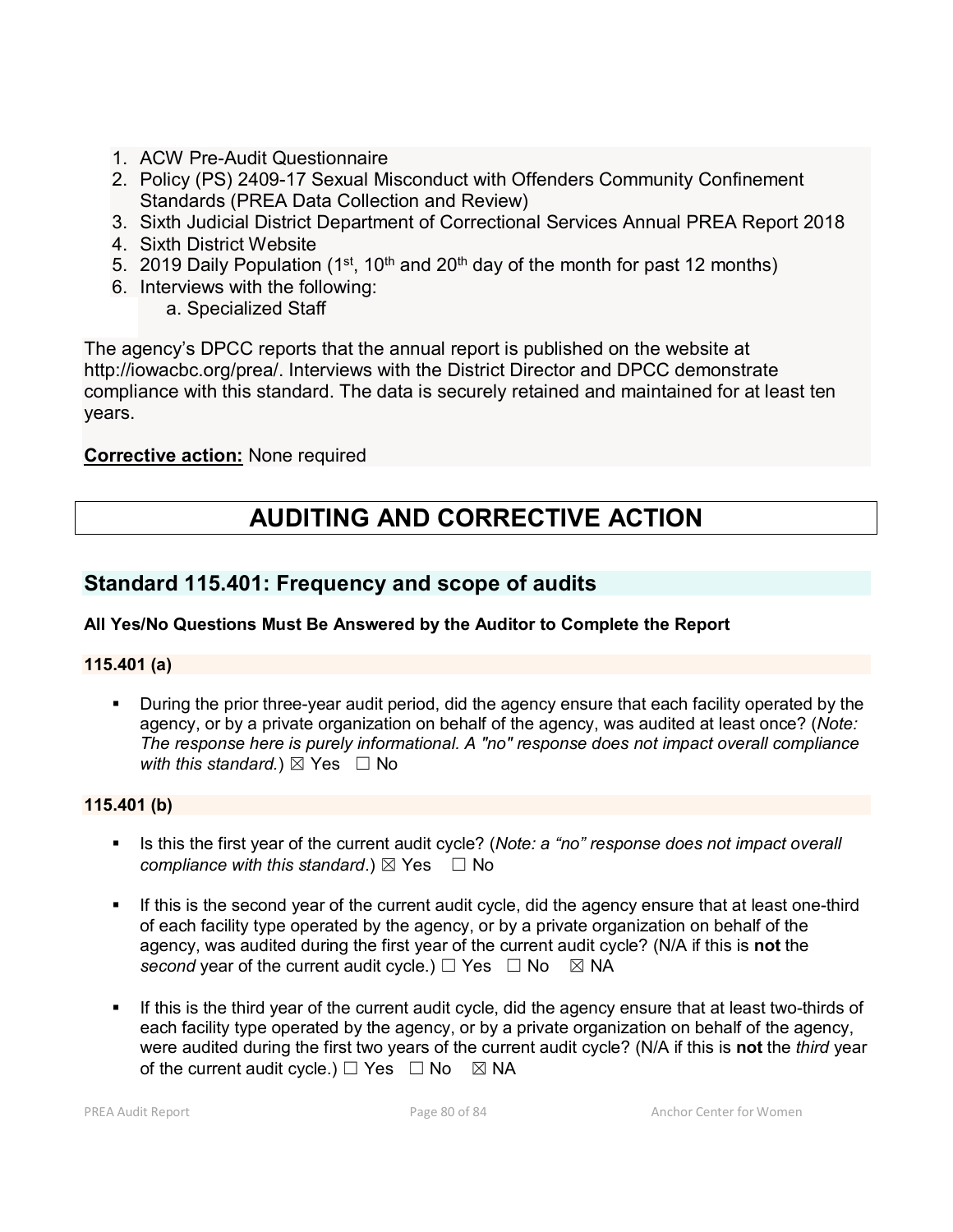1. ACW Pre-Audit Questionnaire
2. Policy (PS) 2409-17 Sexual Misconduct with Offenders Community Confinement Standards (PREA Data Collection and Review)
3. Sixth Judicial District Department of Correctional Services Annual PREA Report 2018
4. Sixth District Website
5. 2019 Daily Population (1st, 10th and 20th day of the month for past 12 months)
6. Interviews with the following:
    a. Specialized Staff

The agency's DPCC reports that the annual report is published on the website at http://iowacbc.org/prea/. Interviews with the District Director and DPCC demonstrate compliance with this standard. The data is securely retained and maintained for at least ten years.

**Corrective action:** None required

# AUDITING AND CORRECTIVE ACTION

## Standard 115.401: Frequency and scope of audits

**All Yes/No Questions Must Be Answered by the Auditor to Complete the Report**

**115.401 (a)**

- During the prior three-year audit period, did the agency ensure that each facility operated by the agency, or by a private organization on behalf of the agency, was audited at least once? (*Note: The response here is purely informational. A "no" response does not impact overall compliance with this standard.*) ☒ Yes ☐ No

**115.401 (b)**

- Is this the first year of the current audit cycle? (*Note: a "no" response does not impact overall compliance with this standard*.) ☒ Yes ☐ No

- If this is the second year of the current audit cycle, did the agency ensure that at least one-third of each facility type operated by the agency, or by a private organization on behalf of the agency, was audited during the first year of the current audit cycle? (N/A if this is **not** the *second* year of the current audit cycle.) ☐ Yes ☐ No ☒ NA

- If this is the third year of the current audit cycle, did the agency ensure that at least two-thirds of each facility type operated by the agency, or by a private organization on behalf of the agency, were audited during the first two years of the current audit cycle? (N/A if this is **not** the *third* year of the current audit cycle.) ☐ Yes ☐ No ☒ NA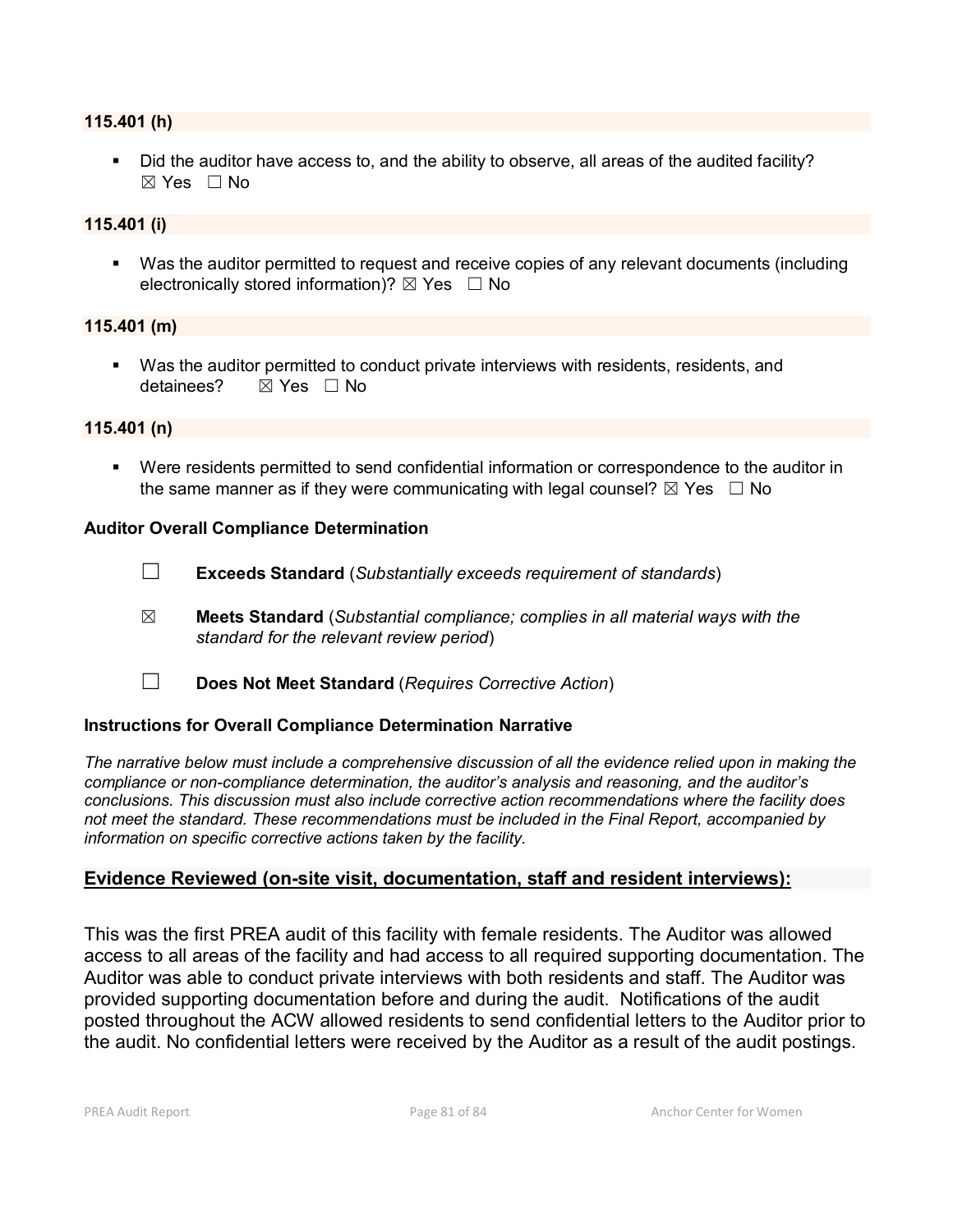**115.401 (h)**

- Did the auditor have access to, and the ability to observe, all areas of the audited facility? ☒ Yes ☐ No

**115.401 (i)**

- Was the auditor permitted to request and receive copies of any relevant documents (including electronically stored information)? ☒ Yes ☐ No

**115.401 (m)**

- Was the auditor permitted to conduct private interviews with residents, residents, and detainees? ☒ Yes ☐ No

**115.401 (n)**

- Were residents permitted to send confidential information or correspondence to the auditor in the same manner as if they were communicating with legal counsel? ☒ Yes ☐ No

**Auditor Overall Compliance Determination**

☐ **Exceeds Standard** (*Substantially exceeds requirement of standards*)

☒ **Meets Standard** (*Substantial compliance; complies in all material ways with the standard for the relevant review period*)

☐ **Does Not Meet Standard** (*Requires Corrective Action*)

**Instructions for Overall Compliance Determination Narrative**

*The narrative below must include a comprehensive discussion of all the evidence relied upon in making the compliance or non-compliance determination, the auditor's analysis and reasoning, and the auditor's conclusions. This discussion must also include corrective action recommendations where the facility does not meet the standard. These recommendations must be included in the Final Report, accompanied by information on specific corrective actions taken by the facility.*

**Evidence Reviewed (on-site visit, documentation, staff and resident interviews):**

This was the first PREA audit of this facility with female residents. The Auditor was allowed access to all areas of the facility and had access to all required supporting documentation. The Auditor was able to conduct private interviews with both residents and staff. The Auditor was provided supporting documentation before and during the audit. Notifications of the audit posted throughout the ACW allowed residents to send confidential letters to the Auditor prior to the audit. No confidential letters were received by the Auditor as a result of the audit postings.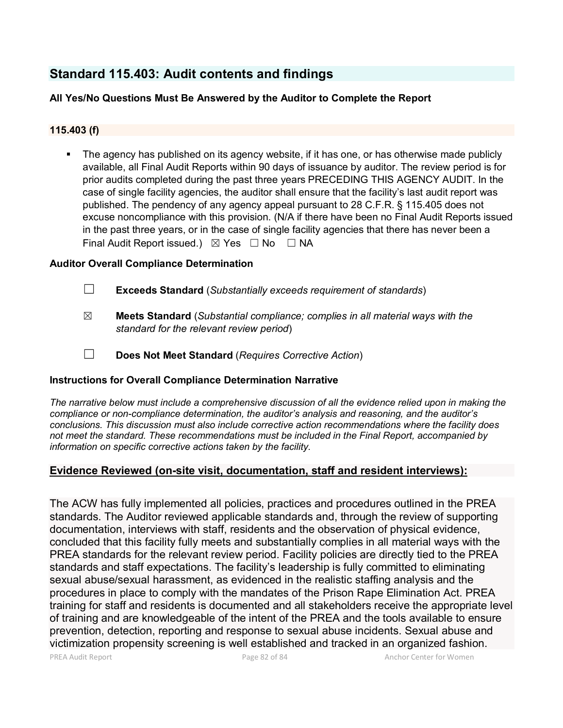## Standard 115.403: Audit contents and findings

**All Yes/No Questions Must Be Answered by the Auditor to Complete the Report**

### 115.403 (f)

- The agency has published on its agency website, if it has one, or has otherwise made publicly available, all Final Audit Reports within 90 days of issuance by auditor. The review period is for prior audits completed during the past three years PRECEDING THIS AGENCY AUDIT. In the case of single facility agencies, the auditor shall ensure that the facility's last audit report was published. The pendency of any agency appeal pursuant to 28 C.F.R. § 115.405 does not excuse noncompliance with this provision. (N/A if there have been no Final Audit Reports issued in the past three years, or in the case of single facility agencies that there has never been a Final Audit Report issued.) ☒ Yes ☐ No ☐ NA

**Auditor Overall Compliance Determination**

☐ **Exceeds Standard** (*Substantially exceeds requirement of standards*)

☒ **Meets Standard** (*Substantial compliance; complies in all material ways with the standard for the relevant review period*)

☐ **Does Not Meet Standard** (*Requires Corrective Action*)

**Instructions for Overall Compliance Determination Narrative**

*The narrative below must include a comprehensive discussion of all the evidence relied upon in making the compliance or non-compliance determination, the auditor's analysis and reasoning, and the auditor's conclusions. This discussion must also include corrective action recommendations where the facility does not meet the standard. These recommendations must be included in the Final Report, accompanied by information on specific corrective actions taken by the facility.*

**Evidence Reviewed (on-site visit, documentation, staff and resident interviews):**

The ACW has fully implemented all policies, practices and procedures outlined in the PREA standards. The Auditor reviewed applicable standards and, through the review of supporting documentation, interviews with staff, residents and the observation of physical evidence, concluded that this facility fully meets and substantially complies in all material ways with the PREA standards for the relevant review period. Facility policies are directly tied to the PREA standards and staff expectations. The facility's leadership is fully committed to eliminating sexual abuse/sexual harassment, as evidenced in the realistic staffing analysis and the procedures in place to comply with the mandates of the Prison Rape Elimination Act. PREA training for staff and residents is documented and all stakeholders receive the appropriate level of training and are knowledgeable of the intent of the PREA and the tools available to ensure prevention, detection, reporting and response to sexual abuse incidents. Sexual abuse and victimization propensity screening is well established and tracked in an organized fashion.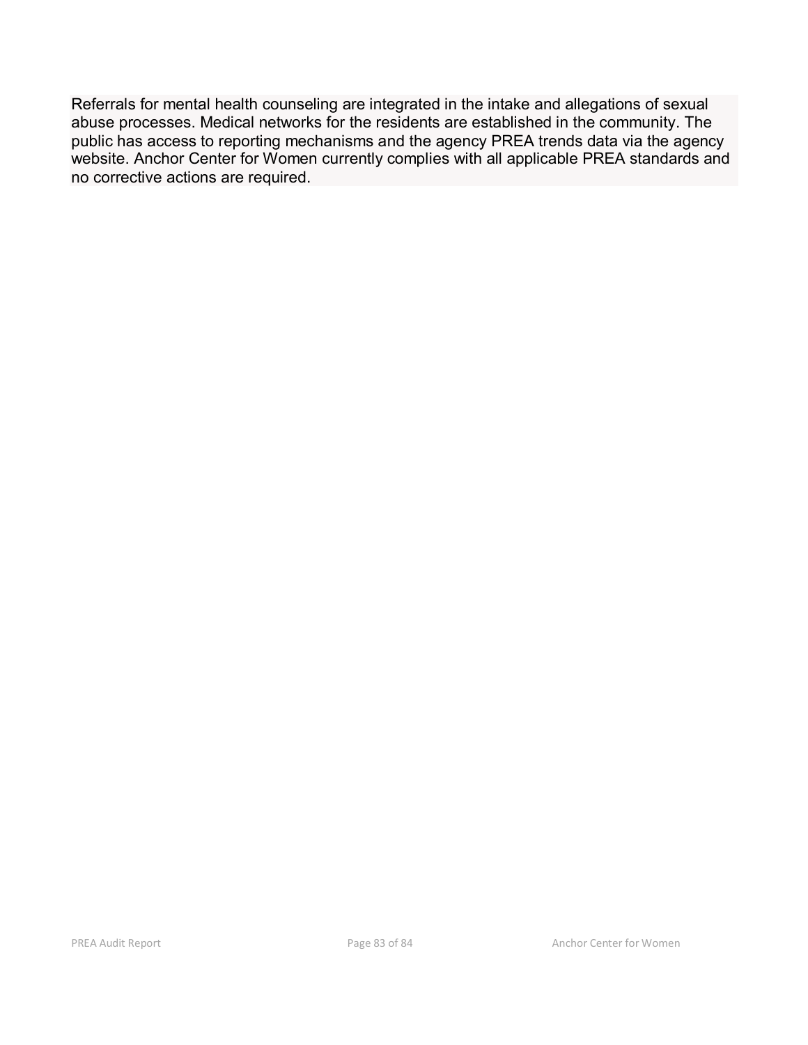Referrals for mental health counseling are integrated in the intake and allegations of sexual abuse processes. Medical networks for the residents are established in the community. The public has access to reporting mechanisms and the agency PREA trends data via the agency website. Anchor Center for Women currently complies with all applicable PREA standards and no corrective actions are required.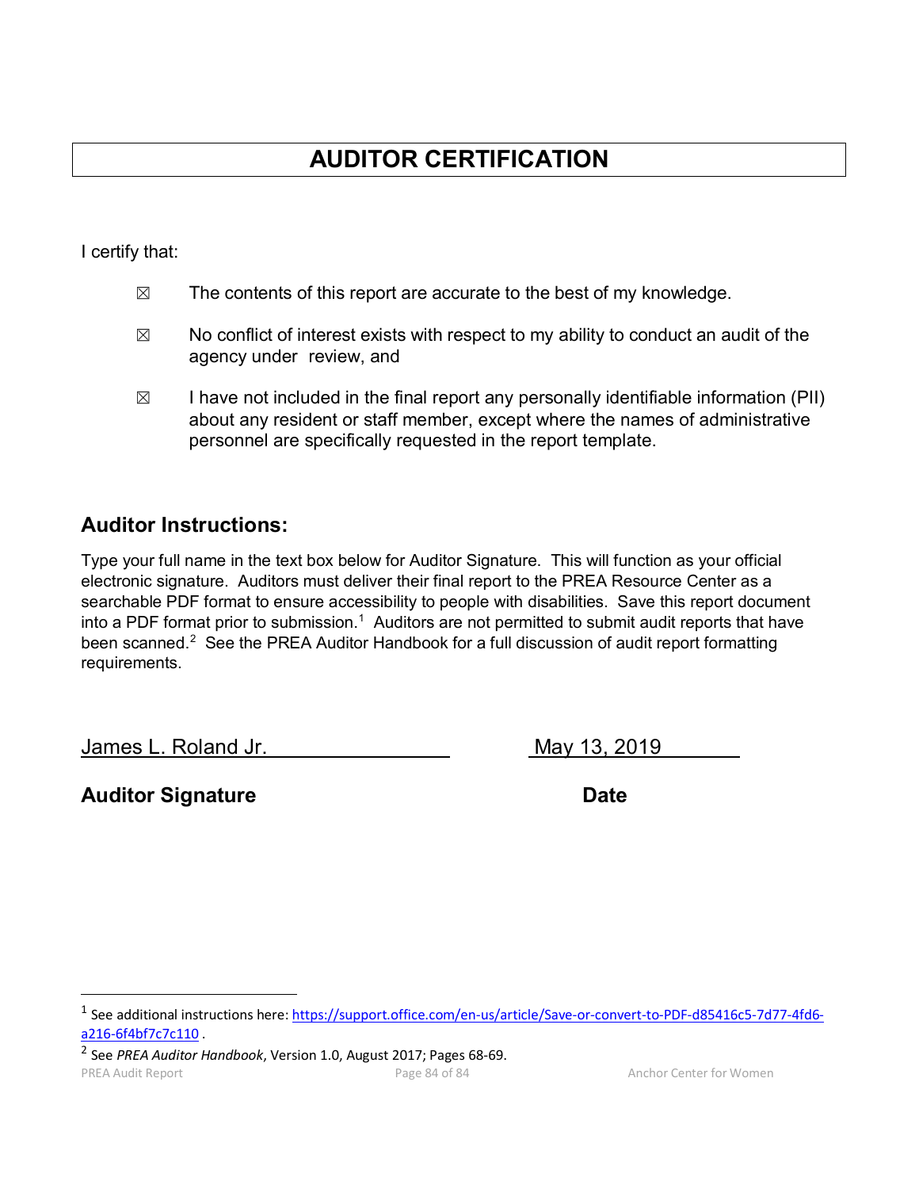# AUDITOR CERTIFICATION

I certify that:

☒ The contents of this report are accurate to the best of my knowledge.

☒ No conflict of interest exists with respect to my ability to conduct an audit of the agency under review, and

☒ I have not included in the final report any personally identifiable information (PII) about any resident or staff member, except where the names of administrative personnel are specifically requested in the report template.

## Auditor Instructions:

Type your full name in the text box below for Auditor Signature. This will function as your official electronic signature. Auditors must deliver their final report to the PREA Resource Center as a searchable PDF format to ensure accessibility to people with disabilities. Save this report document into a PDF format prior to submission.[1] Auditors are not permitted to submit audit reports that have been scanned.[2] See the PREA Auditor Handbook for a full discussion of audit report formatting requirements.

James L. Roland Jr.　　　　　　　　　　May 13, 2019

**Auditor Signature**　　　　　　　　　　**Date**

---

[1] See additional instructions here: https://support.office.com/en-us/article/Save-or-convert-to-PDF-d85416c5-7d77-4fd6-a216-6f4bf7c7c110 .

[2] See *PREA Auditor Handbook*, Version 1.0, August 2017; Pages 68-69.